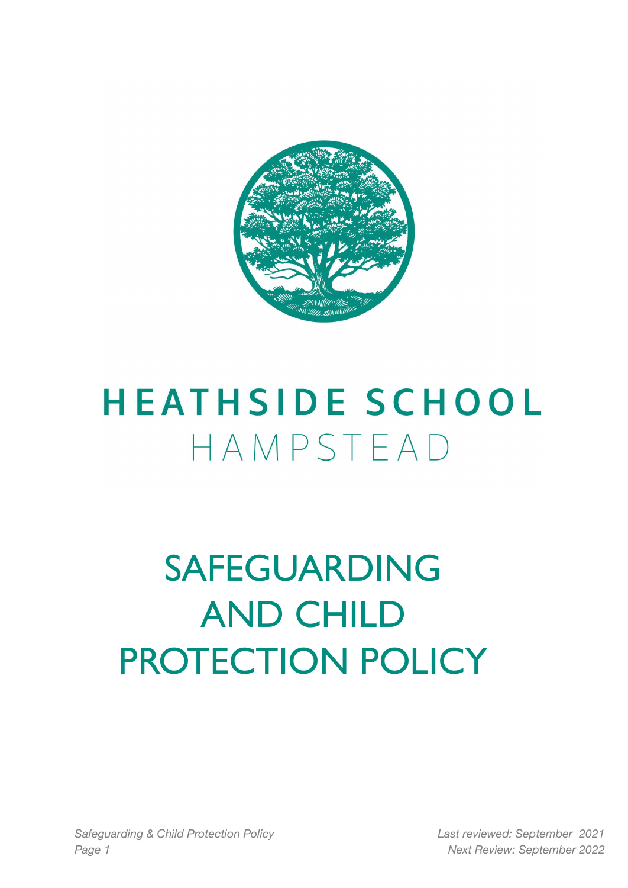# HEATHSIDE SCHOOL

HAMPSTEAD

# SAFEGUARDING AND CHILD PROTECTION POLICY

*Last reviewed: September 2021*

*Next Review: September 2022*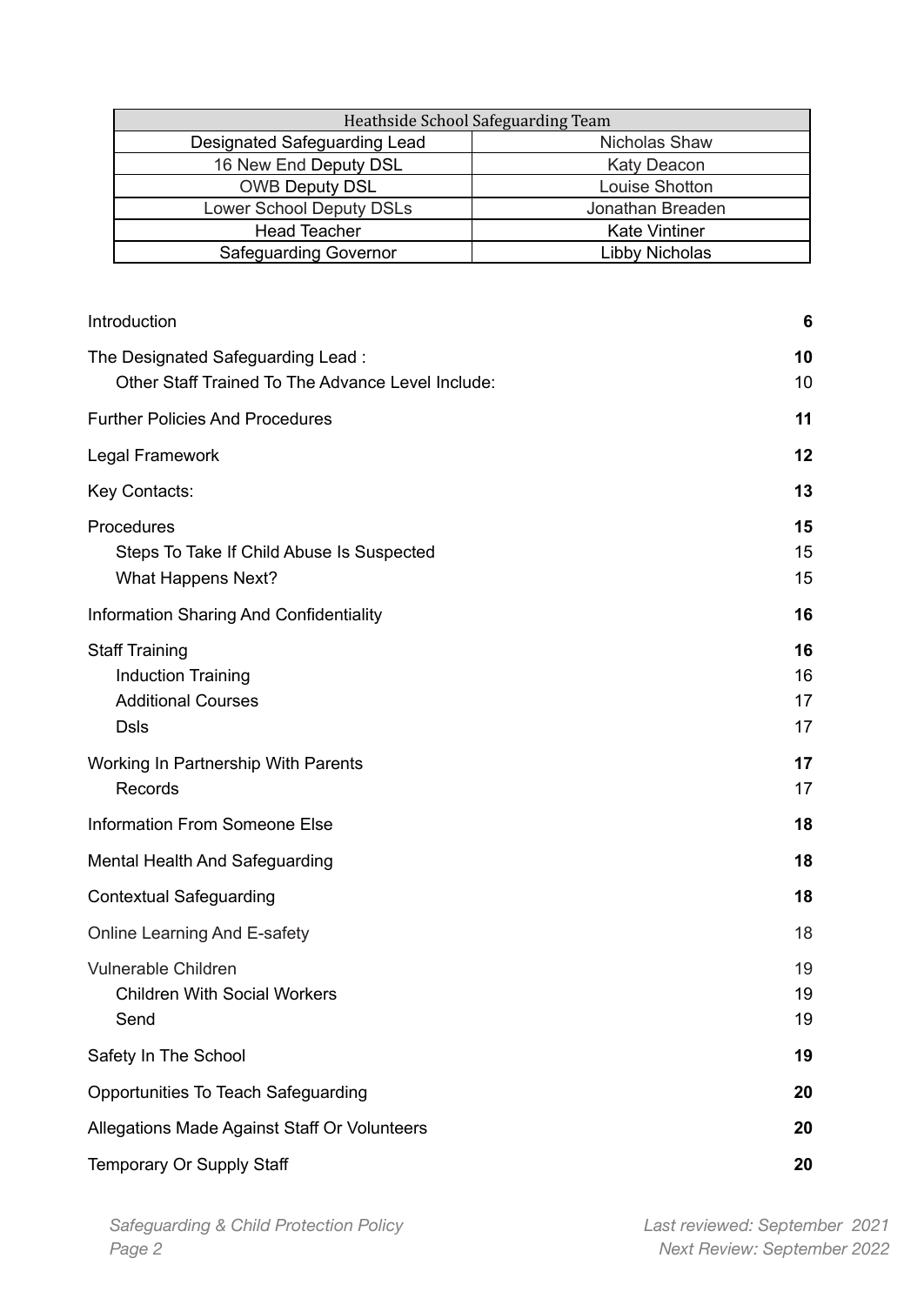| Heathside School Safeguarding Team | |
|---|---|
| Designated Safeguarding Lead | Nicholas Shaw |
| 16 New End Deputy DSL | Katy Deacon |
| OWB Deputy DSL | Louise Shotton |
| Lower School Deputy DSLs | Jonathan Breaden |
| Head Teacher | Kate Vintiner |
| Safeguarding Governor | Libby Nicholas |

| | |
|---|---|
| Introduction | **6** |
| The Designated Safeguarding Lead : | **10** |
| &nbsp;&nbsp;&nbsp;&nbsp;Other Staff Trained To The Advance Level Include: | 10 |
| Further Policies And Procedures | **11** |
| Legal Framework | **12** |
| Key Contacts: | **13** |
| Procedures | **15** |
| &nbsp;&nbsp;&nbsp;&nbsp;Steps To Take If Child Abuse Is Suspected | 15 |
| &nbsp;&nbsp;&nbsp;&nbsp;What Happens Next? | 15 |
| Information Sharing And Confidentiality | **16** |
| Staff Training | **16** |
| &nbsp;&nbsp;&nbsp;&nbsp;Induction Training | 16 |
| &nbsp;&nbsp;&nbsp;&nbsp;Additional Courses | 17 |
| &nbsp;&nbsp;&nbsp;&nbsp;Dsls | 17 |
| Working In Partnership With Parents | **17** |
| &nbsp;&nbsp;&nbsp;&nbsp;Records | 17 |
| Information From Someone Else | **18** |
| Mental Health And Safeguarding | **18** |
| Contextual Safeguarding | **18** |
| Online Learning And E-safety | 18 |
| Vulnerable Children | 19 |
| &nbsp;&nbsp;&nbsp;&nbsp;Children With Social Workers | 19 |
| &nbsp;&nbsp;&nbsp;&nbsp;Send | 19 |
| Safety In The School | **19** |
| Opportunities To Teach Safeguarding | **20** |
| Allegations Made Against Staff Or Volunteers | **20** |
| Temporary Or Supply Staff | **20** |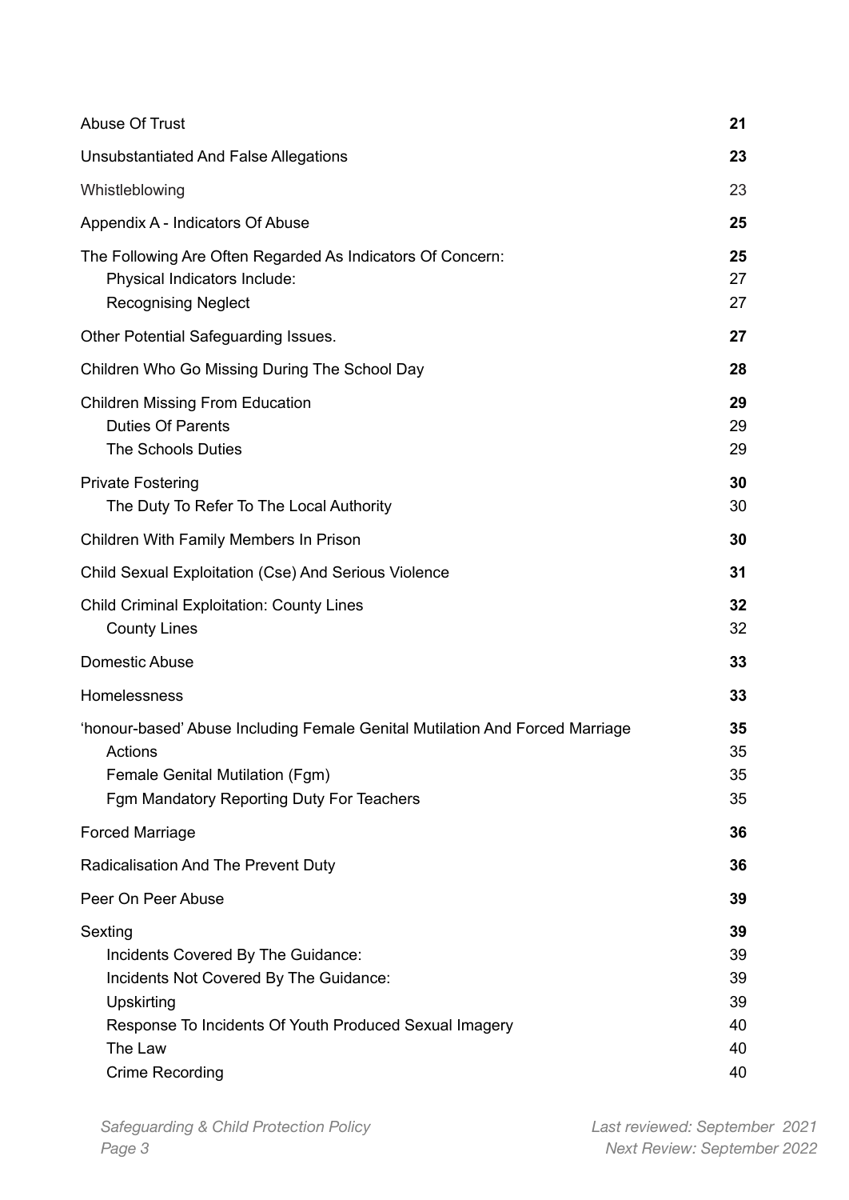| | |
|---|---|
| Abuse Of Trust | **21** |
| Unsubstantiated And False Allegations | **23** |
| Whistleblowing | 23 |
| Appendix A - Indicators Of Abuse | **25** |
| The Following Are Often Regarded As Indicators Of Concern: | **25** |
| Physical Indicators Include: | 27 |
| Recognising Neglect | 27 |
| Other Potential Safeguarding Issues. | **27** |
| Children Who Go Missing During The School Day | **28** |
| Children Missing From Education | **29** |
| Duties Of Parents | 29 |
| The Schools Duties | 29 |
| Private Fostering | **30** |
| The Duty To Refer To The Local Authority | 30 |
| Children With Family Members In Prison | **30** |
| Child Sexual Exploitation (Cse) And Serious Violence | **31** |
| Child Criminal Exploitation: County Lines | **32** |
| County Lines | 32 |
| Domestic Abuse | **33** |
| Homelessness | **33** |
| 'honour-based' Abuse Including Female Genital Mutilation And Forced Marriage | **35** |
| Actions | 35 |
| Female Genital Mutilation (Fgm) | 35 |
| Fgm Mandatory Reporting Duty For Teachers | 35 |
| Forced Marriage | **36** |
| Radicalisation And The Prevent Duty | **36** |
| Peer On Peer Abuse | **39** |
| Sexting | **39** |
| Incidents Covered By The Guidance: | 39 |
| Incidents Not Covered By The Guidance: | 39 |
| Upskirting | 39 |
| Response To Incidents Of Youth Produced Sexual Imagery | 40 |
| The Law | 40 |
| Crime Recording | 40 |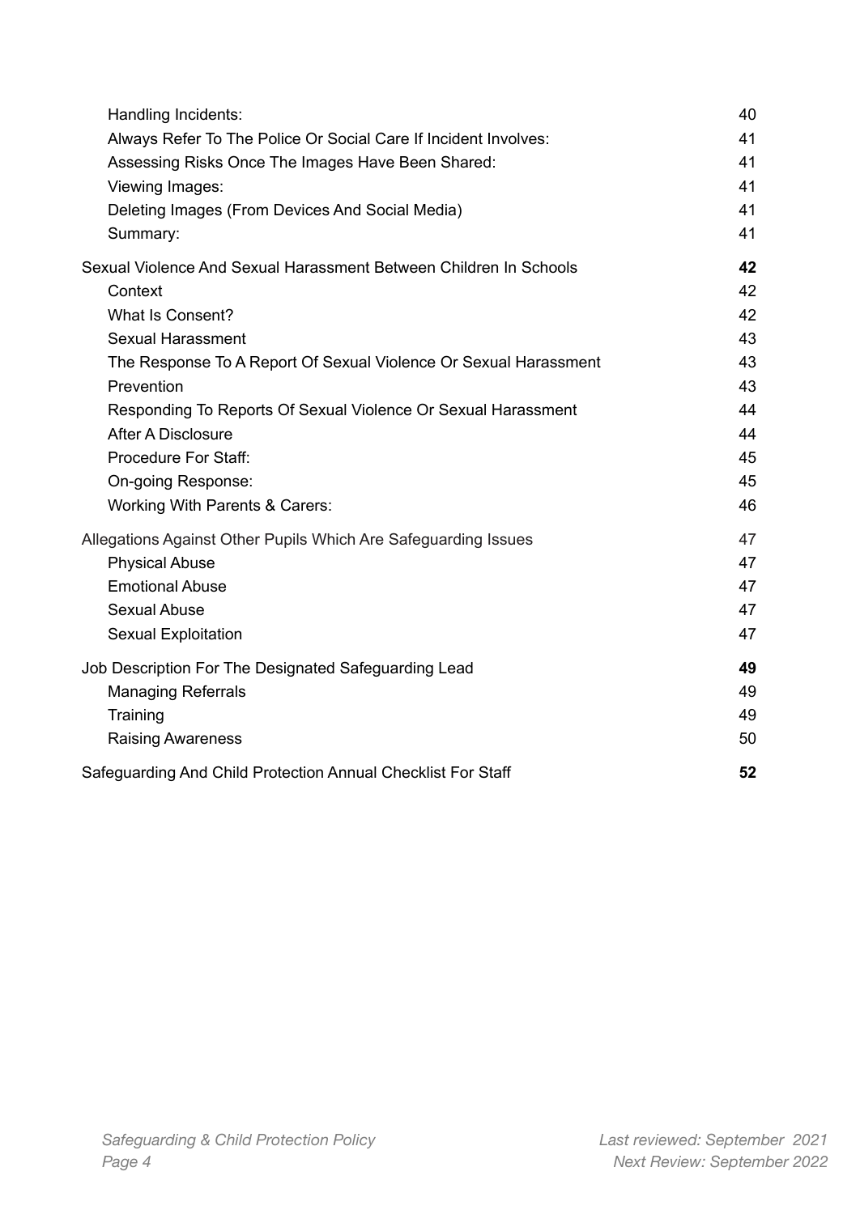Handling Incidents: 40
Always Refer To The Police Or Social Care If Incident Involves: 41
Assessing Risks Once The Images Have Been Shared: 41
Viewing Images: 41
Deleting Images (From Devices And Social Media) 41
Summary: 41

**Sexual Violence And Sexual Harassment Between Children In Schools 42**
Context 42
What Is Consent? 42
Sexual Harassment 43
The Response To A Report Of Sexual Violence Or Sexual Harassment 43
Prevention 43
Responding To Reports Of Sexual Violence Or Sexual Harassment 44
After A Disclosure 44
Procedure For Staff: 45
On-going Response: 45
Working With Parents & Carers: 46

Allegations Against Other Pupils Which Are Safeguarding Issues 47
Physical Abuse 47
Emotional Abuse 47
Sexual Abuse 47
Sexual Exploitation 47

**Job Description For The Designated Safeguarding Lead 49**
Managing Referrals 49
Training 49
Raising Awareness 50

**Safeguarding And Child Protection Annual Checklist For Staff 52**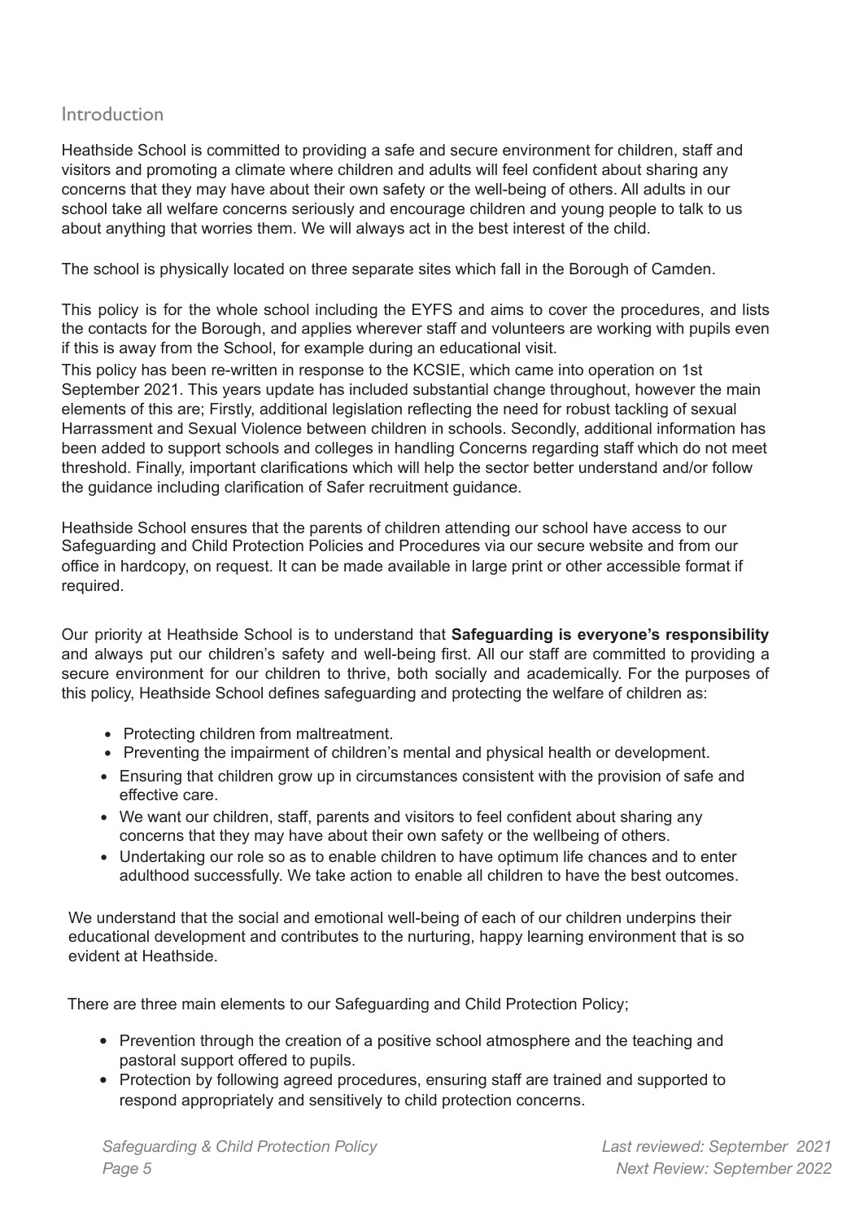## Introduction

Heathside School is committed to providing a safe and secure environment for children, staff and visitors and promoting a climate where children and adults will feel confident about sharing any concerns that they may have about their own safety or the well-being of others. All adults in our school take all welfare concerns seriously and encourage children and young people to talk to us about anything that worries them. We will always act in the best interest of the child.

The school is physically located on three separate sites which fall in the Borough of Camden.

This policy is for the whole school including the EYFS and aims to cover the procedures, and lists the contacts for the Borough, and applies wherever staff and volunteers are working with pupils even if this is away from the School, for example during an educational visit.

This policy has been re-written in response to the KCSIE, which came into operation on 1st September 2021. This years update has included substantial change throughout, however the main elements of this are; Firstly, additional legislation reflecting the need for robust tackling of sexual Harrassment and Sexual Violence between children in schools. Secondly, additional information has been added to support schools and colleges in handling Concerns regarding staff which do not meet threshold. Finally, important clarifications which will help the sector better understand and/or follow the guidance including clarification of Safer recruitment guidance.

Heathside School ensures that the parents of children attending our school have access to our Safeguarding and Child Protection Policies and Procedures via our secure website and from our office in hardcopy, on request. It can be made available in large print or other accessible format if required.

Our priority at Heathside School is to understand that **Safeguarding is everyone's responsibility** and always put our children's safety and well-being first. All our staff are committed to providing a secure environment for our children to thrive, both socially and academically. For the purposes of this policy, Heathside School defines safeguarding and protecting the welfare of children as:

- Protecting children from maltreatment.
- Preventing the impairment of children's mental and physical health or development.
- Ensuring that children grow up in circumstances consistent with the provision of safe and effective care.
- We want our children, staff, parents and visitors to feel confident about sharing any concerns that they may have about their own safety or the wellbeing of others.
- Undertaking our role so as to enable children to have optimum life chances and to enter adulthood successfully. We take action to enable all children to have the best outcomes.

We understand that the social and emotional well-being of each of our children underpins their educational development and contributes to the nurturing, happy learning environment that is so evident at Heathside.

There are three main elements to our Safeguarding and Child Protection Policy;

- Prevention through the creation of a positive school atmosphere and the teaching and pastoral support offered to pupils.
- Protection by following agreed procedures, ensuring staff are trained and supported to respond appropriately and sensitively to child protection concerns.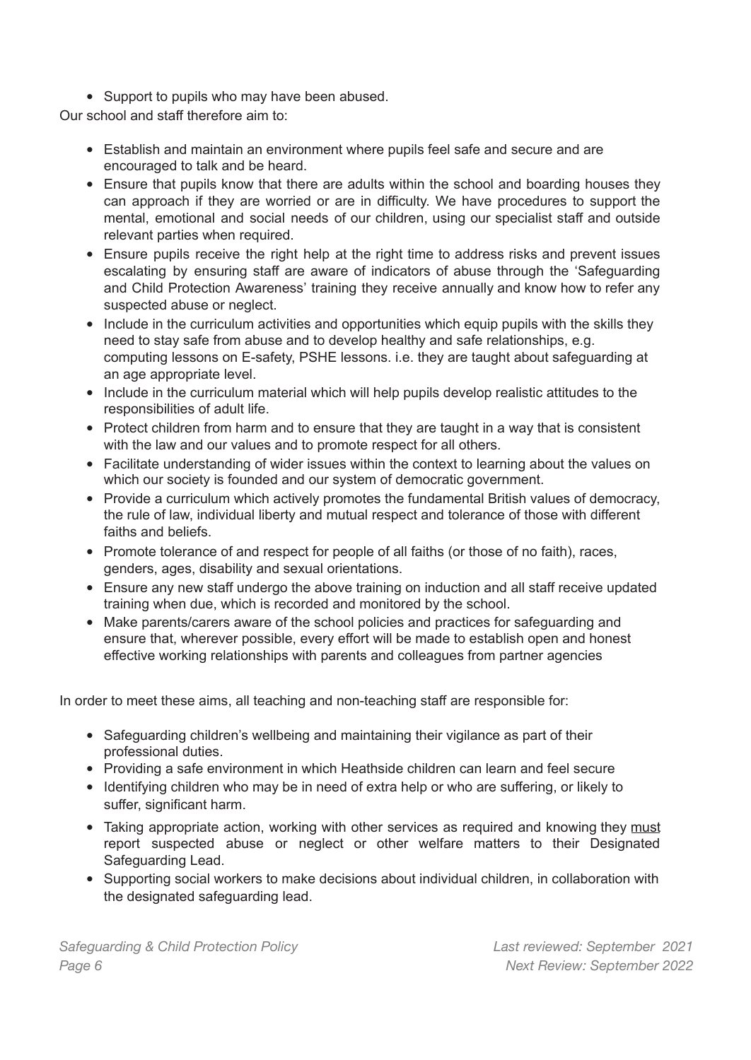- Support to pupils who may have been abused.

Our school and staff therefore aim to:

- Establish and maintain an environment where pupils feel safe and secure and are encouraged to talk and be heard.
- Ensure that pupils know that there are adults within the school and boarding houses they can approach if they are worried or are in difficulty. We have procedures to support the mental, emotional and social needs of our children, using our specialist staff and outside relevant parties when required.
- Ensure pupils receive the right help at the right time to address risks and prevent issues escalating by ensuring staff are aware of indicators of abuse through the 'Safeguarding and Child Protection Awareness' training they receive annually and know how to refer any suspected abuse or neglect.
- Include in the curriculum activities and opportunities which equip pupils with the skills they need to stay safe from abuse and to develop healthy and safe relationships, e.g. computing lessons on E-safety, PSHE lessons. i.e. they are taught about safeguarding at an age appropriate level.
- Include in the curriculum material which will help pupils develop realistic attitudes to the responsibilities of adult life.
- Protect children from harm and to ensure that they are taught in a way that is consistent with the law and our values and to promote respect for all others.
- Facilitate understanding of wider issues within the context to learning about the values on which our society is founded and our system of democratic government.
- Provide a curriculum which actively promotes the fundamental British values of democracy, the rule of law, individual liberty and mutual respect and tolerance of those with different faiths and beliefs.
- Promote tolerance of and respect for people of all faiths (or those of no faith), races, genders, ages, disability and sexual orientations.
- Ensure any new staff undergo the above training on induction and all staff receive updated training when due, which is recorded and monitored by the school.
- Make parents/carers aware of the school policies and practices for safeguarding and ensure that, wherever possible, every effort will be made to establish open and honest effective working relationships with parents and colleagues from partner agencies

In order to meet these aims, all teaching and non-teaching staff are responsible for:

- Safeguarding children's wellbeing and maintaining their vigilance as part of their professional duties.
- Providing a safe environment in which Heathside children can learn and feel secure
- Identifying children who may be in need of extra help or who are suffering, or likely to suffer, significant harm.
- Taking appropriate action, working with other services as required and knowing they <u>must</u> report suspected abuse or neglect or other welfare matters to their Designated Safeguarding Lead.
- Supporting social workers to make decisions about individual children, in collaboration with the designated safeguarding lead.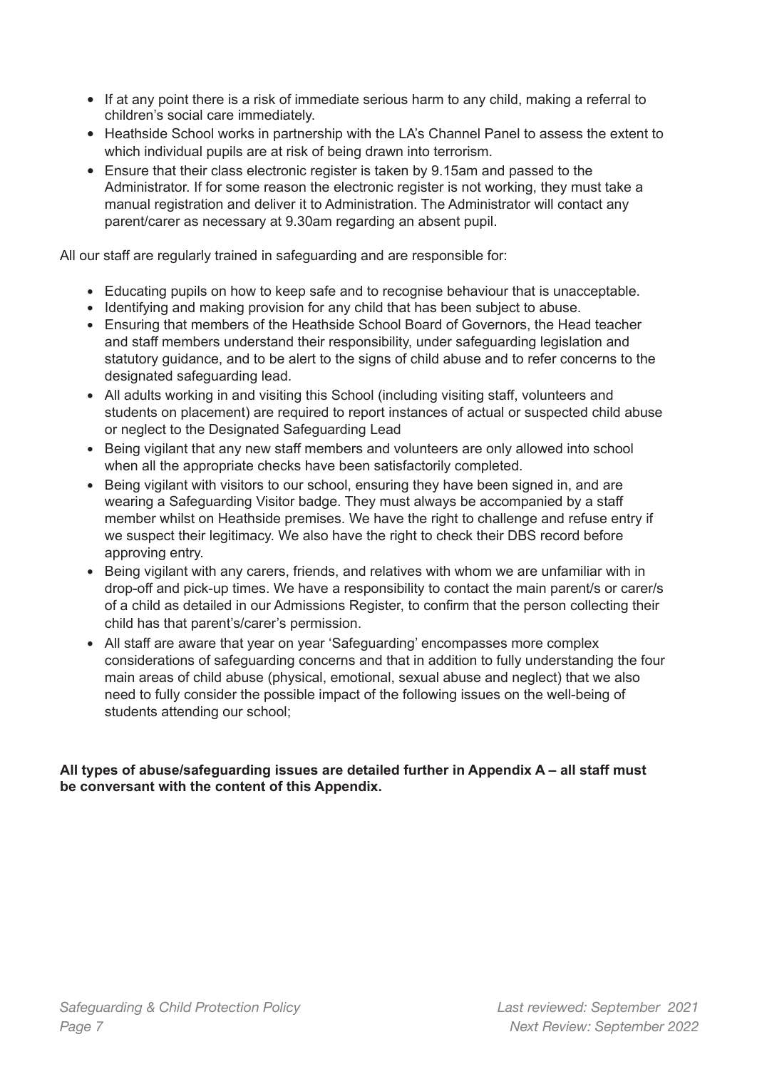- If at any point there is a risk of immediate serious harm to any child, making a referral to children's social care immediately.
- Heathside School works in partnership with the LA's Channel Panel to assess the extent to which individual pupils are at risk of being drawn into terrorism.
- Ensure that their class electronic register is taken by 9.15am and passed to the Administrator. If for some reason the electronic register is not working, they must take a manual registration and deliver it to Administration. The Administrator will contact any parent/carer as necessary at 9.30am regarding an absent pupil.

All our staff are regularly trained in safeguarding and are responsible for:

- Educating pupils on how to keep safe and to recognise behaviour that is unacceptable.
- Identifying and making provision for any child that has been subject to abuse.
- Ensuring that members of the Heathside School Board of Governors, the Head teacher and staff members understand their responsibility, under safeguarding legislation and statutory guidance, and to be alert to the signs of child abuse and to refer concerns to the designated safeguarding lead.
- All adults working in and visiting this School (including visiting staff, volunteers and students on placement) are required to report instances of actual or suspected child abuse or neglect to the Designated Safeguarding Lead
- Being vigilant that any new staff members and volunteers are only allowed into school when all the appropriate checks have been satisfactorily completed.
- Being vigilant with visitors to our school, ensuring they have been signed in, and are wearing a Safeguarding Visitor badge. They must always be accompanied by a staff member whilst on Heathside premises. We have the right to challenge and refuse entry if we suspect their legitimacy. We also have the right to check their DBS record before approving entry.
- Being vigilant with any carers, friends, and relatives with whom we are unfamiliar with in drop-off and pick-up times. We have a responsibility to contact the main parent/s or carer/s of a child as detailed in our Admissions Register, to confirm that the person collecting their child has that parent's/carer's permission.
- All staff are aware that year on year 'Safeguarding' encompasses more complex considerations of safeguarding concerns and that in addition to fully understanding the four main areas of child abuse (physical, emotional, sexual abuse and neglect) that we also need to fully consider the possible impact of the following issues on the well-being of students attending our school;

**All types of abuse/safeguarding issues are detailed further in Appendix A – all staff must be conversant with the content of this Appendix.**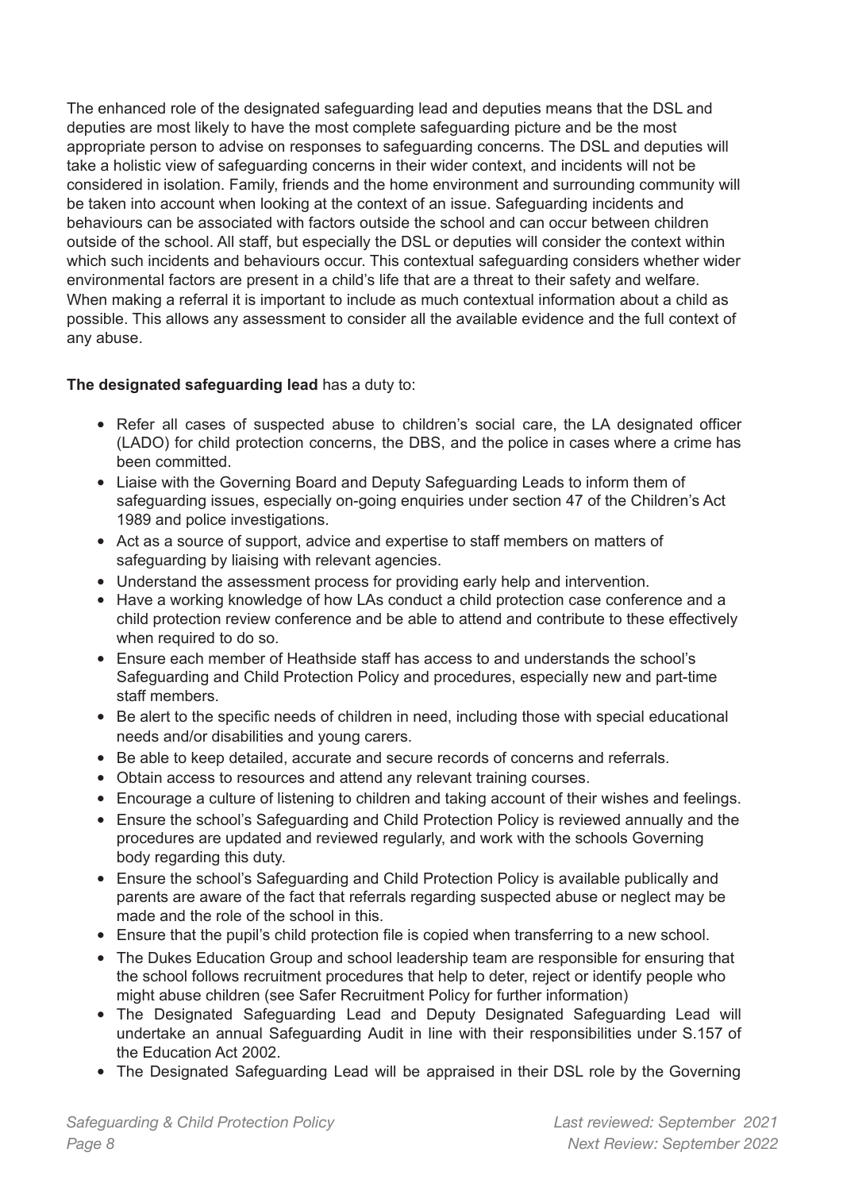The enhanced role of the designated safeguarding lead and deputies means that the DSL and deputies are most likely to have the most complete safeguarding picture and be the most appropriate person to advise on responses to safeguarding concerns. The DSL and deputies will take a holistic view of safeguarding concerns in their wider context, and incidents will not be considered in isolation. Family, friends and the home environment and surrounding community will be taken into account when looking at the context of an issue. Safeguarding incidents and behaviours can be associated with factors outside the school and can occur between children outside of the school. All staff, but especially the DSL or deputies will consider the context within which such incidents and behaviours occur. This contextual safeguarding considers whether wider environmental factors are present in a child's life that are a threat to their safety and welfare. When making a referral it is important to include as much contextual information about a child as possible. This allows any assessment to consider all the available evidence and the full context of any abuse.

**The designated safeguarding lead** has a duty to:

- Refer all cases of suspected abuse to children's social care, the LA designated officer (LADO) for child protection concerns, the DBS, and the police in cases where a crime has been committed.
- Liaise with the Governing Board and Deputy Safeguarding Leads to inform them of safeguarding issues, especially on-going enquiries under section 47 of the Children's Act 1989 and police investigations.
- Act as a source of support, advice and expertise to staff members on matters of safeguarding by liaising with relevant agencies.
- Understand the assessment process for providing early help and intervention.
- Have a working knowledge of how LAs conduct a child protection case conference and a child protection review conference and be able to attend and contribute to these effectively when required to do so.
- Ensure each member of Heathside staff has access to and understands the school's Safeguarding and Child Protection Policy and procedures, especially new and part-time staff members.
- Be alert to the specific needs of children in need, including those with special educational needs and/or disabilities and young carers.
- Be able to keep detailed, accurate and secure records of concerns and referrals.
- Obtain access to resources and attend any relevant training courses.
- Encourage a culture of listening to children and taking account of their wishes and feelings.
- Ensure the school's Safeguarding and Child Protection Policy is reviewed annually and the procedures are updated and reviewed regularly, and work with the schools Governing body regarding this duty.
- Ensure the school's Safeguarding and Child Protection Policy is available publically and parents are aware of the fact that referrals regarding suspected abuse or neglect may be made and the role of the school in this.
- Ensure that the pupil's child protection file is copied when transferring to a new school.
- The Dukes Education Group and school leadership team are responsible for ensuring that the school follows recruitment procedures that help to deter, reject or identify people who might abuse children (see Safer Recruitment Policy for further information)
- The Designated Safeguarding Lead and Deputy Designated Safeguarding Lead will undertake an annual Safeguarding Audit in line with their responsibilities under S.157 of the Education Act 2002.
- The Designated Safeguarding Lead will be appraised in their DSL role by the Governing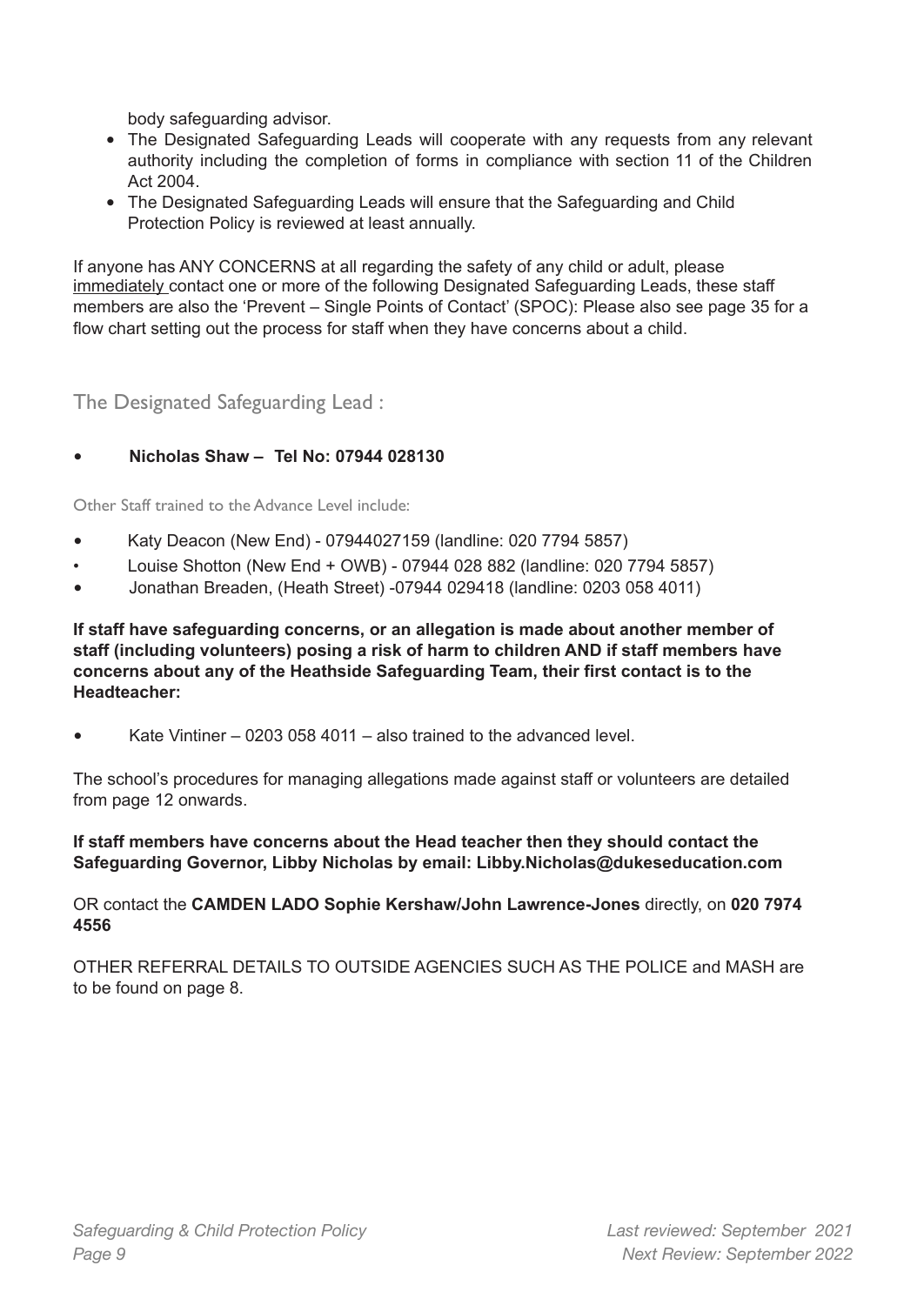body safeguarding advisor.

- The Designated Safeguarding Leads will cooperate with any requests from any relevant authority including the completion of forms in compliance with section 11 of the Children Act 2004.
- The Designated Safeguarding Leads will ensure that the Safeguarding and Child Protection Policy is reviewed at least annually.

If anyone has ANY CONCERNS at all regarding the safety of any child or adult, please immediately contact one or more of the following Designated Safeguarding Leads, these staff members are also the 'Prevent – Single Points of Contact' (SPOC): Please also see page 35 for a flow chart setting out the process for staff when they have concerns about a child.

## The Designated Safeguarding Lead :

- **Nicholas Shaw – Tel No: 07944 028130**

Other Staff trained to the Advance Level include:

- Katy Deacon (New End) - 07944027159 (landline: 020 7794 5857)
- Louise Shotton (New End + OWB) - 07944 028 882 (landline: 020 7794 5857)
- Jonathan Breaden, (Heath Street) -07944 029418 (landline: 0203 058 4011)

**If staff have safeguarding concerns, or an allegation is made about another member of staff (including volunteers) posing a risk of harm to children AND if staff members have concerns about any of the Heathside Safeguarding Team, their first contact is to the Headteacher:**

- Kate Vintiner – 0203 058 4011 – also trained to the advanced level.

The school's procedures for managing allegations made against staff or volunteers are detailed from page 12 onwards.

**If staff members have concerns about the Head teacher then they should contact the Safeguarding Governor, Libby Nicholas by email: Libby.Nicholas@dukeseducation.com**

OR contact the **CAMDEN LADO Sophie Kershaw/John Lawrence-Jones** directly, on **020 7974 4556**

OTHER REFERRAL DETAILS TO OUTSIDE AGENCIES SUCH AS THE POLICE and MASH are to be found on page 8.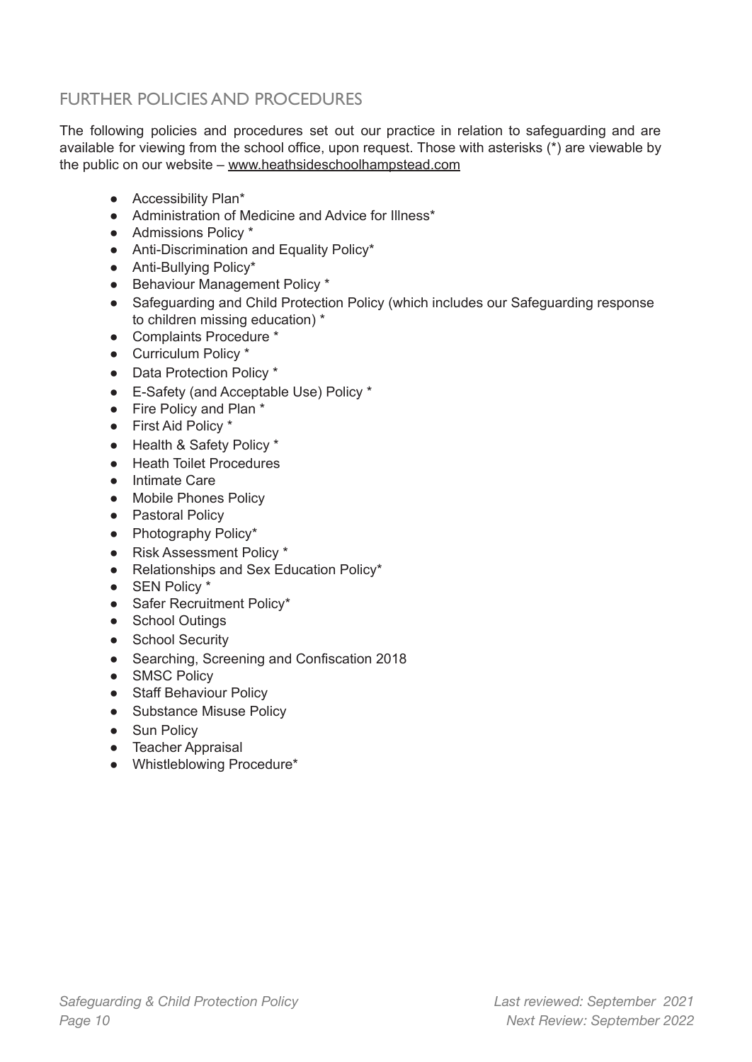## FURTHER POLICIES AND PROCEDURES

The following policies and procedures set out our practice in relation to safeguarding and are available for viewing from the school office, upon request. Those with asterisks (*) are viewable by the public on our website – www.heathsideschoolhampstead.com

- Accessibility Plan*
- Administration of Medicine and Advice for Illness*
- Admissions Policy *
- Anti-Discrimination and Equality Policy*
- Anti-Bullying Policy*
- Behaviour Management Policy *
- Safeguarding and Child Protection Policy (which includes our Safeguarding response to children missing education) *
- Complaints Procedure *
- Curriculum Policy *
- Data Protection Policy *
- E-Safety (and Acceptable Use) Policy *
- Fire Policy and Plan *
- First Aid Policy *
- Health & Safety Policy *
- Heath Toilet Procedures
- Intimate Care
- Mobile Phones Policy
- Pastoral Policy
- Photography Policy*
- Risk Assessment Policy *
- Relationships and Sex Education Policy*
- SEN Policy *
- Safer Recruitment Policy*
- School Outings
- School Security
- Searching, Screening and Confiscation 2018
- SMSC Policy
- Staff Behaviour Policy
- Substance Misuse Policy
- Sun Policy
- Teacher Appraisal
- Whistleblowing Procedure*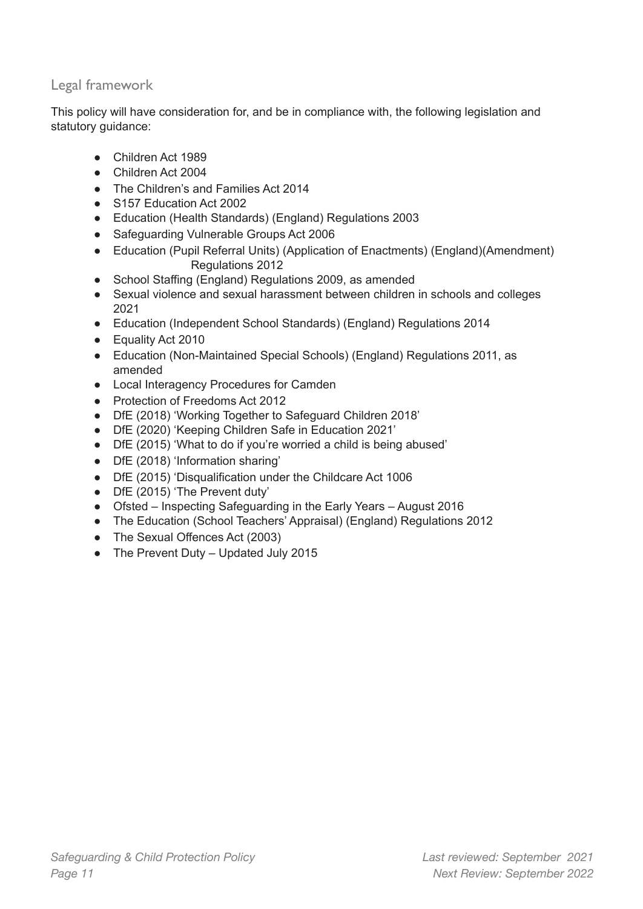## Legal framework

This policy will have consideration for, and be in compliance with, the following legislation and statutory guidance:

- Children Act 1989
- Children Act 2004
- The Children's and Families Act 2014
- S157 Education Act 2002
- Education (Health Standards) (England) Regulations 2003
- Safeguarding Vulnerable Groups Act 2006
- Education (Pupil Referral Units) (Application of Enactments) (England)(Amendment) Regulations 2012
- School Staffing (England) Regulations 2009, as amended
- Sexual violence and sexual harassment between children in schools and colleges 2021
- Education (Independent School Standards) (England) Regulations 2014
- Equality Act 2010
- Education (Non-Maintained Special Schools) (England) Regulations 2011, as amended
- Local Interagency Procedures for Camden
- Protection of Freedoms Act 2012
- DfE (2018) 'Working Together to Safeguard Children 2018'
- DfE (2020) 'Keeping Children Safe in Education 2021'
- DfE (2015) 'What to do if you're worried a child is being abused'
- DfE (2018) 'Information sharing'
- DfE (2015) 'Disqualification under the Childcare Act 1006
- DfE (2015) 'The Prevent duty'
- Ofsted – Inspecting Safeguarding in the Early Years – August 2016
- The Education (School Teachers' Appraisal) (England) Regulations 2012
- The Sexual Offences Act (2003)
- The Prevent Duty – Updated July 2015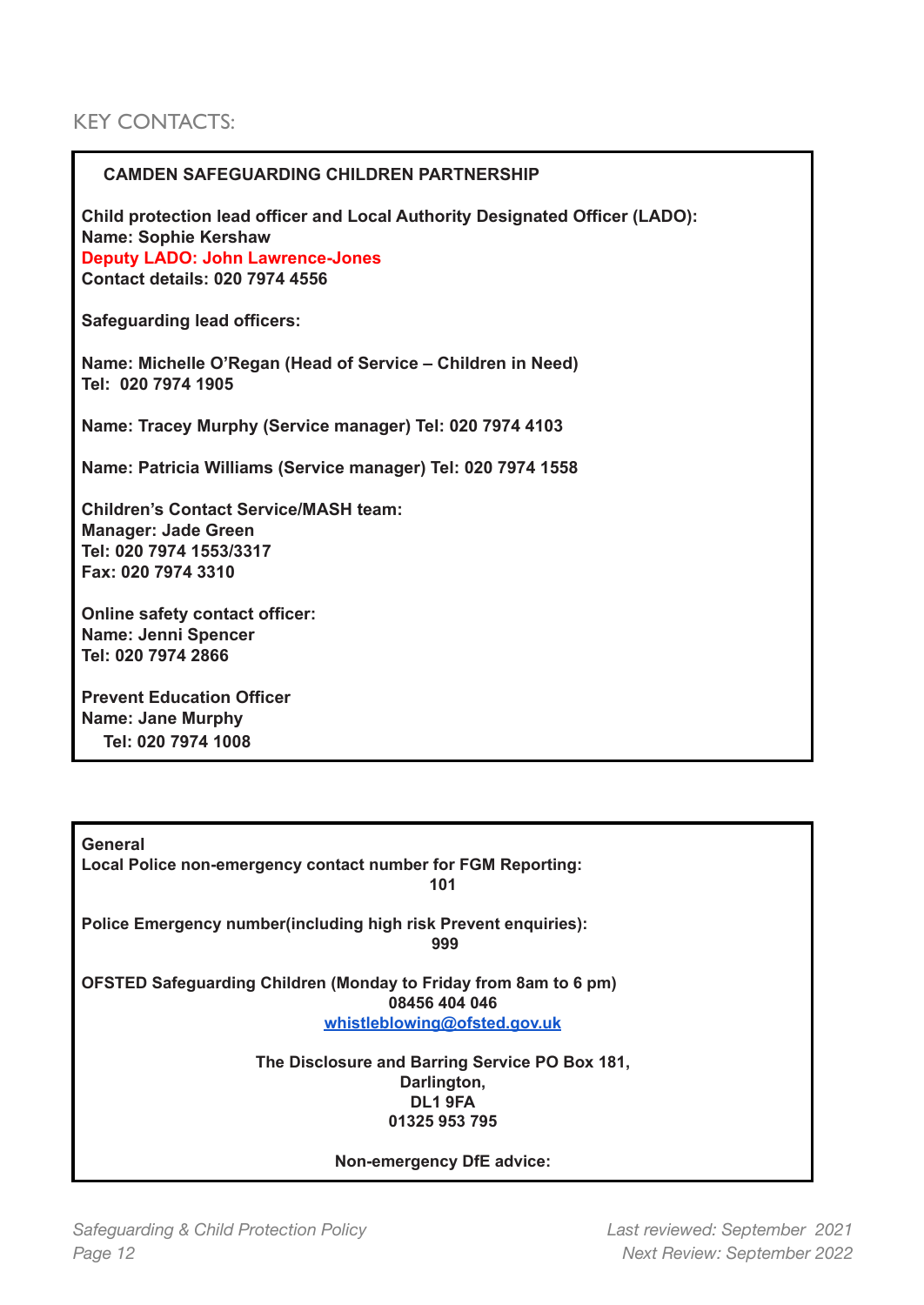## KEY CONTACTS:

**CAMDEN SAFEGUARDING CHILDREN PARTNERSHIP**

**Child protection lead officer and Local Authority Designated Officer (LADO):**
**Name: Sophie Kershaw**
**Deputy LADO: John Lawrence-Jones**
**Contact details: 020 7974 4556**

**Safeguarding lead officers:**

**Name: Michelle O'Regan (Head of Service – Children in Need)**
**Tel: 020 7974 1905**

**Name: Tracey Murphy (Service manager) Tel: 020 7974 4103**

**Name: Patricia Williams (Service manager) Tel: 020 7974 1558**

**Children's Contact Service/MASH team:**
**Manager: Jade Green**
**Tel: 020 7974 1553/3317**
**Fax: 020 7974 3310**

**Online safety contact officer:**
**Name: Jenni Spencer**
**Tel: 020 7974 2866**

**Prevent Education Officer**
**Name: Jane Murphy**
**Tel: 020 7974 1008**

---

**General**
**Local Police non-emergency contact number for FGM Reporting:**
**101**

**Police Emergency number(including high risk Prevent enquiries):**
**999**

**OFSTED Safeguarding Children (Monday to Friday from 8am to 6 pm)**
**08456 404 046**
[whistleblowing@ofsted.gov.uk](mailto:whistleblowing@ofsted.gov.uk)

**The Disclosure and Barring Service PO Box 181,**
**Darlington,**
**DL1 9FA**
**01325 953 795**

**Non-emergency DfE advice:**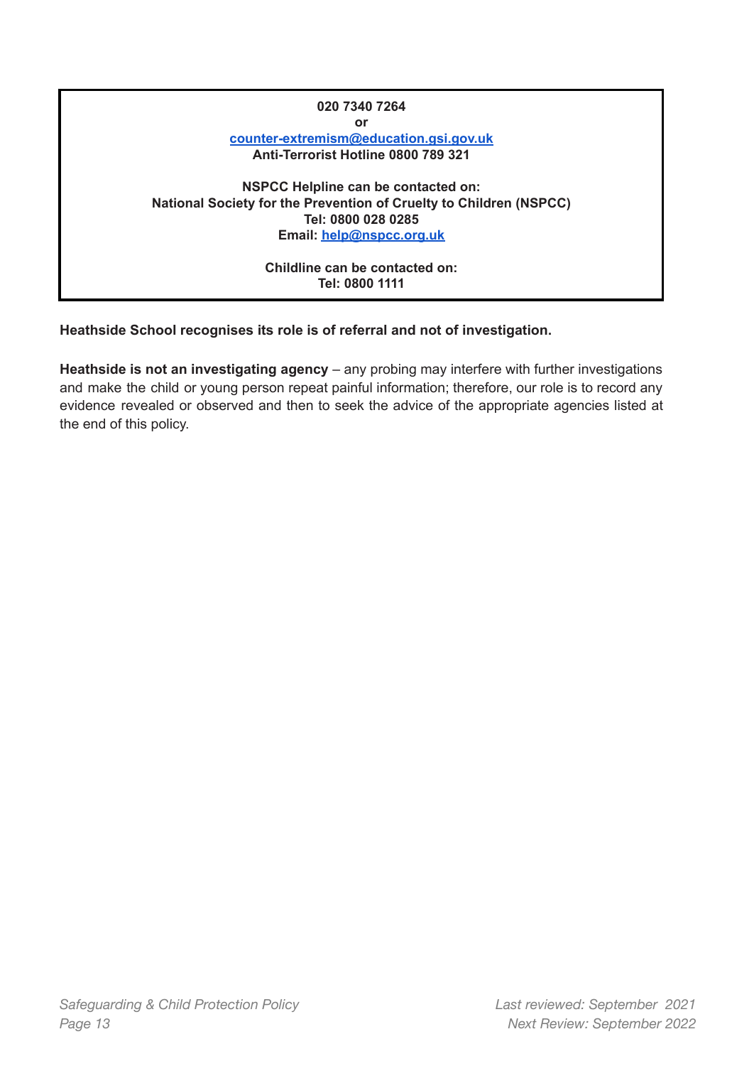**020 7340 7264**
**or**
**[counter-extremism@education.gsi.gov.uk](mailto:counter-extremism@education.gsi.gov.uk)**
**Anti-Terrorist Hotline 0800 789 321**

**NSPCC Helpline can be contacted on:**
**National Society for the Prevention of Cruelty to Children (NSPCC)**
**Tel: 0800 028 0285**
**Email: [help@nspcc.org.uk](mailto:help@nspcc.org.uk)**

**Childline can be contacted on:**
**Tel: 0800 1111**

**Heathside School recognises its role is of referral and not of investigation.**

**Heathside is not an investigating agency** – any probing may interfere with further investigations and make the child or young person repeat painful information; therefore, our role is to record any evidence revealed or observed and then to seek the advice of the appropriate agencies listed at the end of this policy.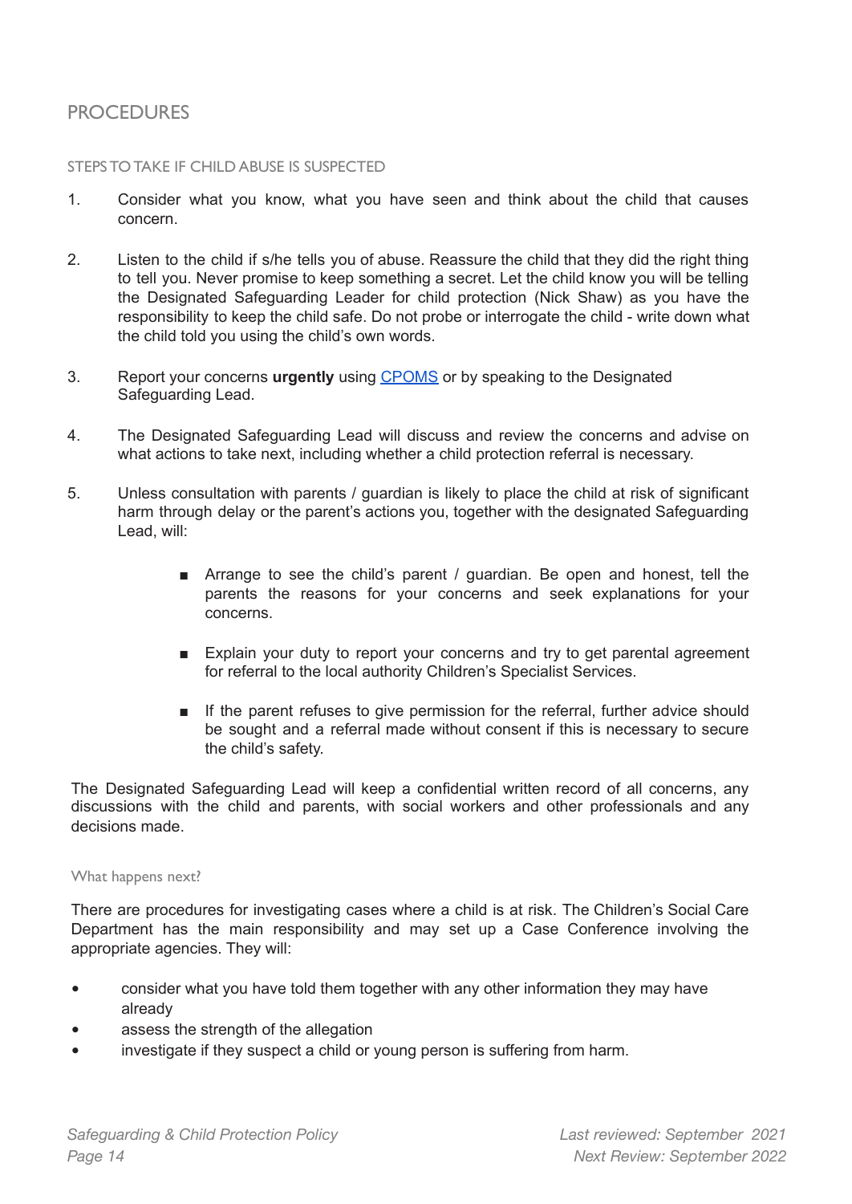## PROCEDURES

### STEPS TO TAKE IF CHILD ABUSE IS SUSPECTED

1. Consider what you know, what you have seen and think about the child that causes concern.

2. Listen to the child if s/he tells you of abuse. Reassure the child that they did the right thing to tell you. Never promise to keep something a secret. Let the child know you will be telling the Designated Safeguarding Leader for child protection (Nick Shaw) as you have the responsibility to keep the child safe. Do not probe or interrogate the child - write down what the child told you using the child's own words.

3. Report your concerns **urgently** using [CPOMS]() or by speaking to the Designated Safeguarding Lead.

4. The Designated Safeguarding Lead will discuss and review the concerns and advise on what actions to take next, including whether a child protection referral is necessary.

5. Unless consultation with parents / guardian is likely to place the child at risk of significant harm through delay or the parent's actions you, together with the designated Safeguarding Lead, will:

   - Arrange to see the child's parent / guardian. Be open and honest, tell the parents the reasons for your concerns and seek explanations for your concerns.

   - Explain your duty to report your concerns and try to get parental agreement for referral to the local authority Children's Specialist Services.

   - If the parent refuses to give permission for the referral, further advice should be sought and a referral made without consent if this is necessary to secure the child's safety.

The Designated Safeguarding Lead will keep a confidential written record of all concerns, any discussions with the child and parents, with social workers and other professionals and any decisions made.

#### What happens next?

There are procedures for investigating cases where a child is at risk. The Children's Social Care Department has the main responsibility and may set up a Case Conference involving the appropriate agencies. They will:

- consider what you have told them together with any other information they may have already
- assess the strength of the allegation
- investigate if they suspect a child or young person is suffering from harm.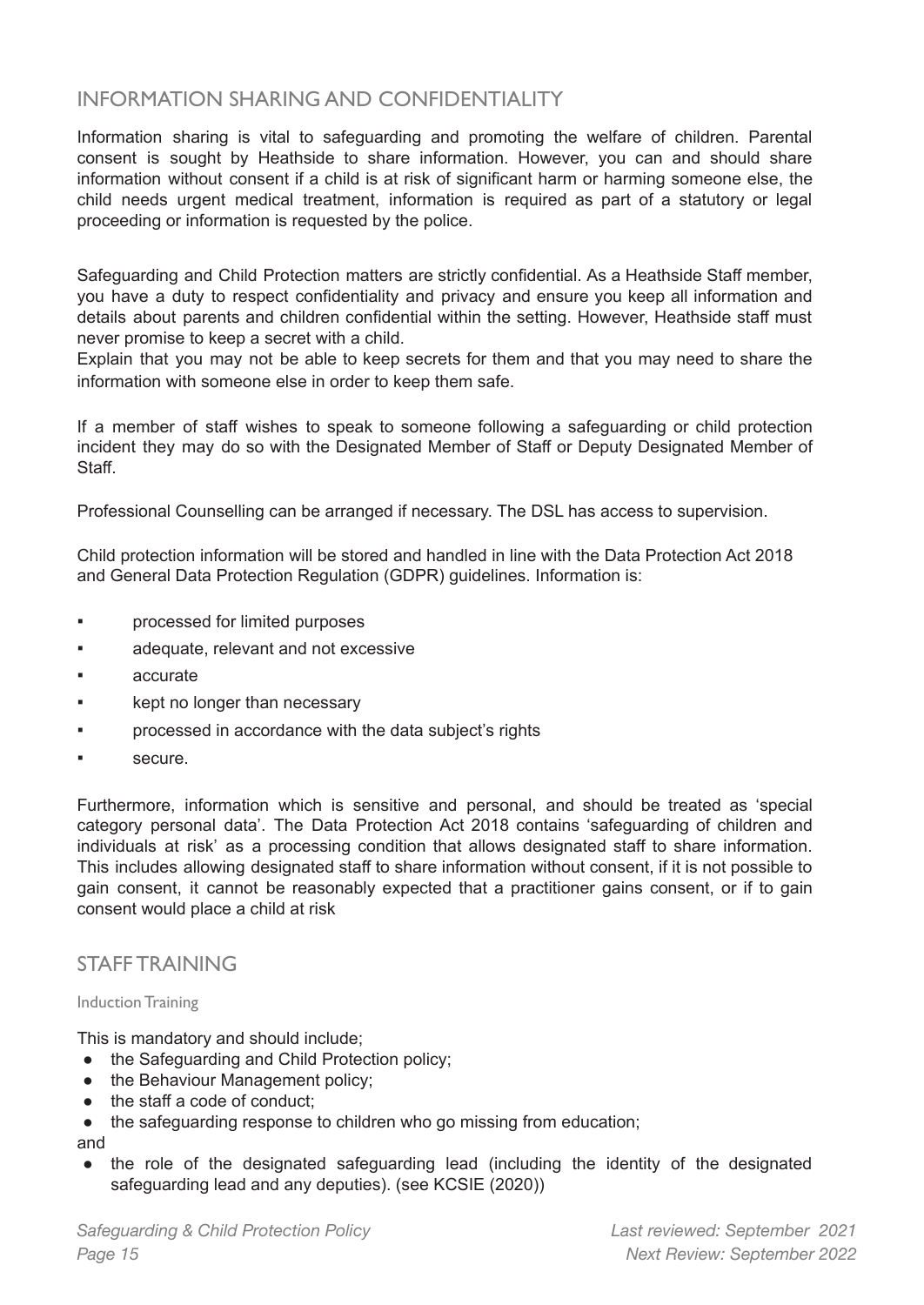## INFORMATION SHARING AND CONFIDENTIALITY

Information sharing is vital to safeguarding and promoting the welfare of children. Parental consent is sought by Heathside to share information. However, you can and should share information without consent if a child is at risk of significant harm or harming someone else, the child needs urgent medical treatment, information is required as part of a statutory or legal proceeding or information is requested by the police.

Safeguarding and Child Protection matters are strictly confidential. As a Heathside Staff member, you have a duty to respect confidentiality and privacy and ensure you keep all information and details about parents and children confidential within the setting. However, Heathside staff must never promise to keep a secret with a child.
Explain that you may not be able to keep secrets for them and that you may need to share the information with someone else in order to keep them safe.

If a member of staff wishes to speak to someone following a safeguarding or child protection incident they may do so with the Designated Member of Staff or Deputy Designated Member of Staff.

Professional Counselling can be arranged if necessary. The DSL has access to supervision.

Child protection information will be stored and handled in line with the Data Protection Act 2018 and General Data Protection Regulation (GDPR) guidelines. Information is:

- processed for limited purposes
- adequate, relevant and not excessive
- accurate
- kept no longer than necessary
- processed in accordance with the data subject's rights
- secure.

Furthermore, information which is sensitive and personal, and should be treated as 'special category personal data'. The Data Protection Act 2018 contains 'safeguarding of children and individuals at risk' as a processing condition that allows designated staff to share information. This includes allowing designated staff to share information without consent, if it is not possible to gain consent, it cannot be reasonably expected that a practitioner gains consent, or if to gain consent would place a child at risk

## STAFF TRAINING

### Induction Training

This is mandatory and should include;

- the Safeguarding and Child Protection policy;
- the Behaviour Management policy;
- the staff a code of conduct;
- the safeguarding response to children who go missing from education;

and

- the role of the designated safeguarding lead (including the identity of the designated safeguarding lead and any deputies). (see KCSIE (2020))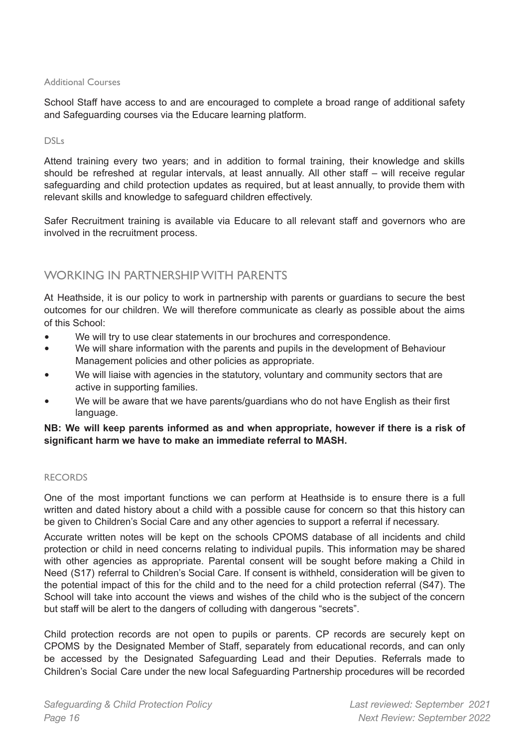### Additional Courses

School Staff have access to and are encouraged to complete a broad range of additional safety and Safeguarding courses via the Educare learning platform.

### DSLs

Attend training every two years; and in addition to formal training, their knowledge and skills should be refreshed at regular intervals, at least annually. All other staff – will receive regular safeguarding and child protection updates as required, but at least annually, to provide them with relevant skills and knowledge to safeguard children effectively.

Safer Recruitment training is available via Educare to all relevant staff and governors who are involved in the recruitment process.

## WORKING IN PARTNERSHIP WITH PARENTS

At Heathside, it is our policy to work in partnership with parents or guardians to secure the best outcomes for our children. We will therefore communicate as clearly as possible about the aims of this School:

- We will try to use clear statements in our brochures and correspondence.
- We will share information with the parents and pupils in the development of Behaviour Management policies and other policies as appropriate.
- We will liaise with agencies in the statutory, voluntary and community sectors that are active in supporting families.
- We will be aware that we have parents/guardians who do not have English as their first language.

**NB: We will keep parents informed as and when appropriate, however if there is a risk of significant harm we have to make an immediate referral to MASH.**

### RECORDS

One of the most important functions we can perform at Heathside is to ensure there is a full written and dated history about a child with a possible cause for concern so that this history can be given to Children's Social Care and any other agencies to support a referral if necessary.

Accurate written notes will be kept on the schools CPOMS database of all incidents and child protection or child in need concerns relating to individual pupils. This information may be shared with other agencies as appropriate. Parental consent will be sought before making a Child in Need (S17) referral to Children's Social Care. If consent is withheld, consideration will be given to the potential impact of this for the child and to the need for a child protection referral (S47). The School will take into account the views and wishes of the child who is the subject of the concern but staff will be alert to the dangers of colluding with dangerous "secrets".

Child protection records are not open to pupils or parents. CP records are securely kept on CPOMS by the Designated Member of Staff, separately from educational records, and can only be accessed by the Designated Safeguarding Lead and their Deputies. Referrals made to Children's Social Care under the new local Safeguarding Partnership procedures will be recorded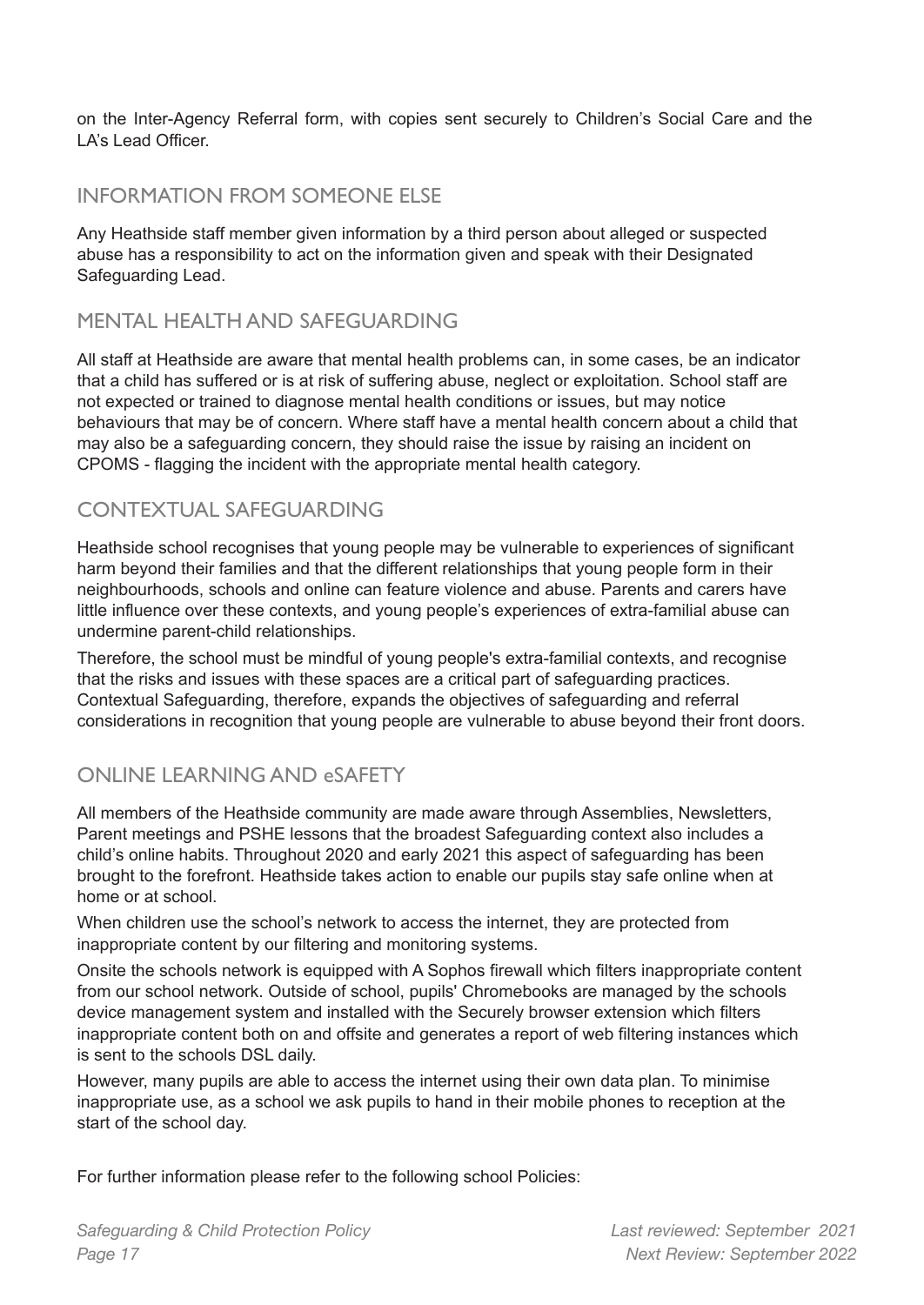on the Inter-Agency Referral form, with copies sent securely to Children's Social Care and the LA's Lead Officer.

## INFORMATION FROM SOMEONE ELSE

Any Heathside staff member given information by a third person about alleged or suspected abuse has a responsibility to act on the information given and speak with their Designated Safeguarding Lead.

## MENTAL HEALTH AND SAFEGUARDING

All staff at Heathside are aware that mental health problems can, in some cases, be an indicator that a child has suffered or is at risk of suffering abuse, neglect or exploitation. School staff are not expected or trained to diagnose mental health conditions or issues, but may notice behaviours that may be of concern. Where staff have a mental health concern about a child that may also be a safeguarding concern, they should raise the issue by raising an incident on CPOMS - flagging the incident with the appropriate mental health category.

## CONTEXTUAL SAFEGUARDING

Heathside school recognises that young people may be vulnerable to experiences of significant harm beyond their families and that the different relationships that young people form in their neighbourhoods, schools and online can feature violence and abuse. Parents and carers have little influence over these contexts, and young people's experiences of extra-familial abuse can undermine parent-child relationships.

Therefore, the school must be mindful of young people's extra-familial contexts, and recognise that the risks and issues with these spaces are a critical part of safeguarding practices. Contextual Safeguarding, therefore, expands the objectives of safeguarding and referral considerations in recognition that young people are vulnerable to abuse beyond their front doors.

## ONLINE LEARNING AND eSAFETY

All members of the Heathside community are made aware through Assemblies, Newsletters, Parent meetings and PSHE lessons that the broadest Safeguarding context also includes a child's online habits. Throughout 2020 and early 2021 this aspect of safeguarding has been brought to the forefront. Heathside takes action to enable our pupils stay safe online when at home or at school.

When children use the school's network to access the internet, they are protected from inappropriate content by our filtering and monitoring systems.

Onsite the schools network is equipped with A Sophos firewall which filters inappropriate content from our school network. Outside of school, pupils' Chromebooks are managed by the schools device management system and installed with the Securely browser extension which filters inappropriate content both on and offsite and generates a report of web filtering instances which is sent to the schools DSL daily.

However, many pupils are able to access the internet using their own data plan. To minimise inappropriate use, as a school we ask pupils to hand in their mobile phones to reception at the start of the school day.

For further information please refer to the following school Policies: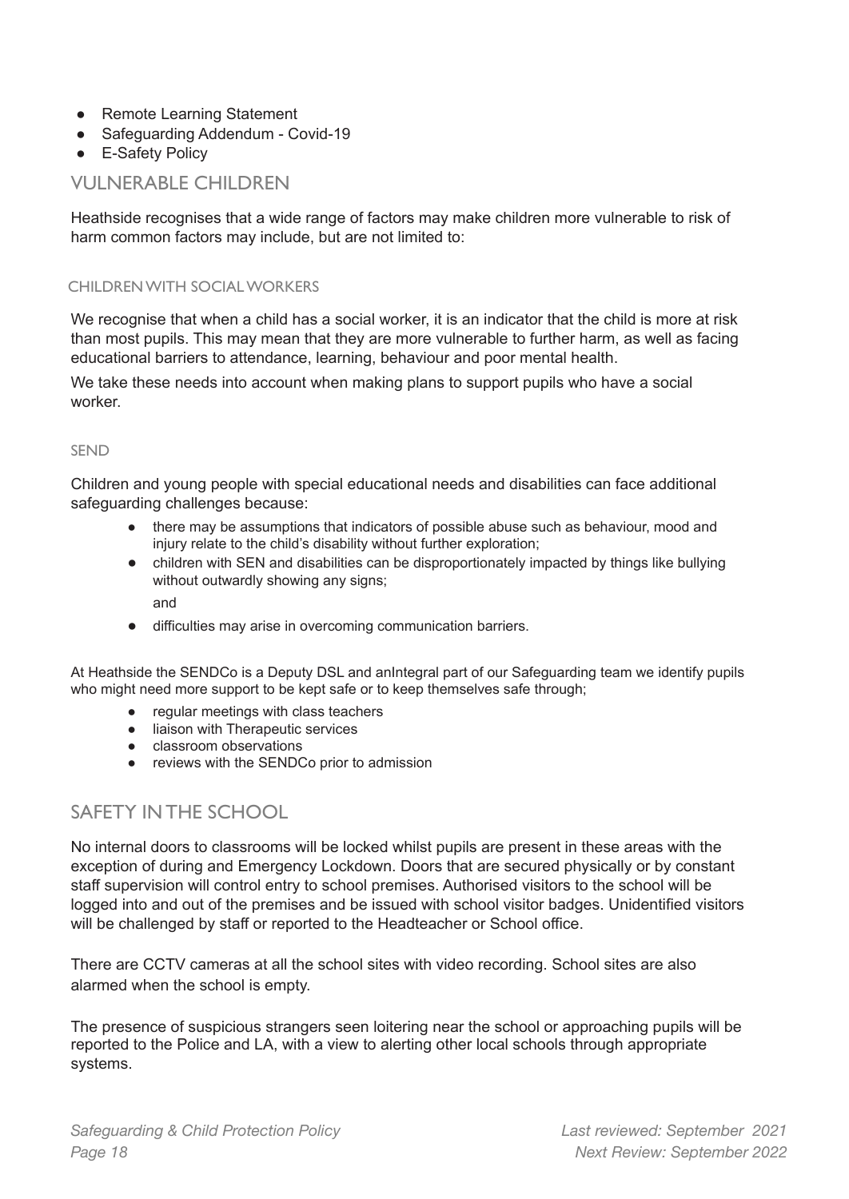- Remote Learning Statement
- Safeguarding Addendum - Covid-19
- E-Safety Policy

## VULNERABLE CHILDREN

Heathside recognises that a wide range of factors may make children more vulnerable to risk of harm common factors may include, but are not limited to:

### CHILDREN WITH SOCIAL WORKERS

We recognise that when a child has a social worker, it is an indicator that the child is more at risk than most pupils. This may mean that they are more vulnerable to further harm, as well as facing educational barriers to attendance, learning, behaviour and poor mental health.

We take these needs into account when making plans to support pupils who have a social worker.

### SEND

Children and young people with special educational needs and disabilities can face additional safeguarding challenges because:

- there may be assumptions that indicators of possible abuse such as behaviour, mood and injury relate to the child's disability without further exploration;
- children with SEN and disabilities can be disproportionately impacted by things like bullying without outwardly showing any signs;

  and
- difficulties may arise in overcoming communication barriers.

At Heathside the SENDCo is a Deputy DSL and anIntegral part of our Safeguarding team we identify pupils who might need more support to be kept safe or to keep themselves safe through;

- regular meetings with class teachers
- liaison with Therapeutic services
- classroom observations
- reviews with the SENDCo prior to admission

## SAFETY IN THE SCHOOL

No internal doors to classrooms will be locked whilst pupils are present in these areas with the exception of during and Emergency Lockdown. Doors that are secured physically or by constant staff supervision will control entry to school premises. Authorised visitors to the school will be logged into and out of the premises and be issued with school visitor badges. Unidentified visitors will be challenged by staff or reported to the Headteacher or School office.

There are CCTV cameras at all the school sites with video recording. School sites are also alarmed when the school is empty.

The presence of suspicious strangers seen loitering near the school or approaching pupils will be reported to the Police and LA, with a view to alerting other local schools through appropriate systems.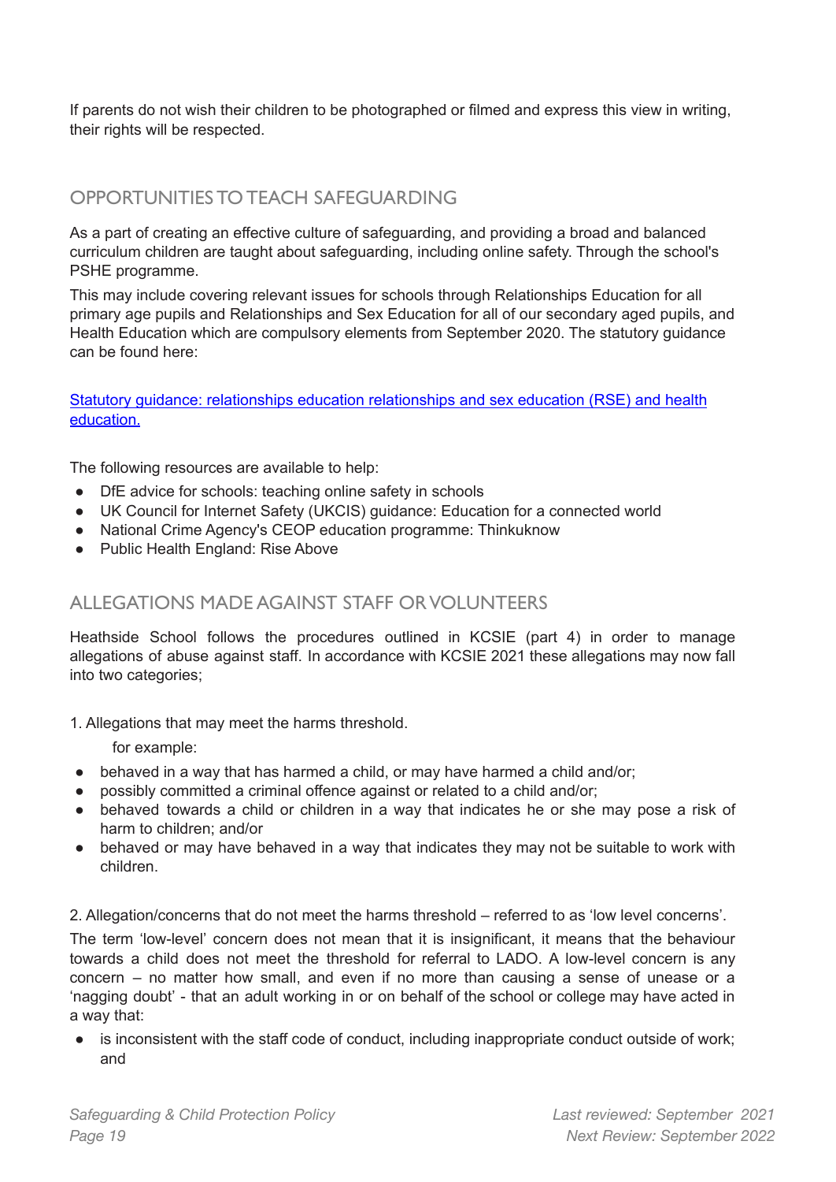If parents do not wish their children to be photographed or filmed and express this view in writing, their rights will be respected.

## OPPORTUNITIES TO TEACH SAFEGUARDING

As a part of creating an effective culture of safeguarding, and providing a broad and balanced curriculum children are taught about safeguarding, including online safety. Through the school's PSHE programme.

This may include covering relevant issues for schools through Relationships Education for all primary age pupils and Relationships and Sex Education for all of our secondary aged pupils, and Health Education which are compulsory elements from September 2020. The statutory guidance can be found here:

[Statutory guidance: relationships education relationships and sex education (RSE) and health education.]()

The following resources are available to help:

- DfE advice for schools: teaching online safety in schools
- UK Council for Internet Safety (UKCIS) guidance: Education for a connected world
- National Crime Agency's CEOP education programme: Thinkuknow
- Public Health England: Rise Above

## ALLEGATIONS MADE AGAINST STAFF OR VOLUNTEERS

Heathside School follows the procedures outlined in KCSIE (part 4) in order to manage allegations of abuse against staff. In accordance with KCSIE 2021 these allegations may now fall into two categories;

1. Allegations that may meet the harms threshold.

   for example:

- behaved in a way that has harmed a child, or may have harmed a child and/or;
- possibly committed a criminal offence against or related to a child and/or;
- behaved towards a child or children in a way that indicates he or she may pose a risk of harm to children; and/or
- behaved or may have behaved in a way that indicates they may not be suitable to work with children.

2. Allegation/concerns that do not meet the harms threshold – referred to as 'low level concerns'.

The term 'low-level' concern does not mean that it is insignificant, it means that the behaviour towards a child does not meet the threshold for referral to LADO. A low-level concern is any concern – no matter how small, and even if no more than causing a sense of unease or a 'nagging doubt' - that an adult working in or on behalf of the school or college may have acted in a way that:

- is inconsistent with the staff code of conduct, including inappropriate conduct outside of work; and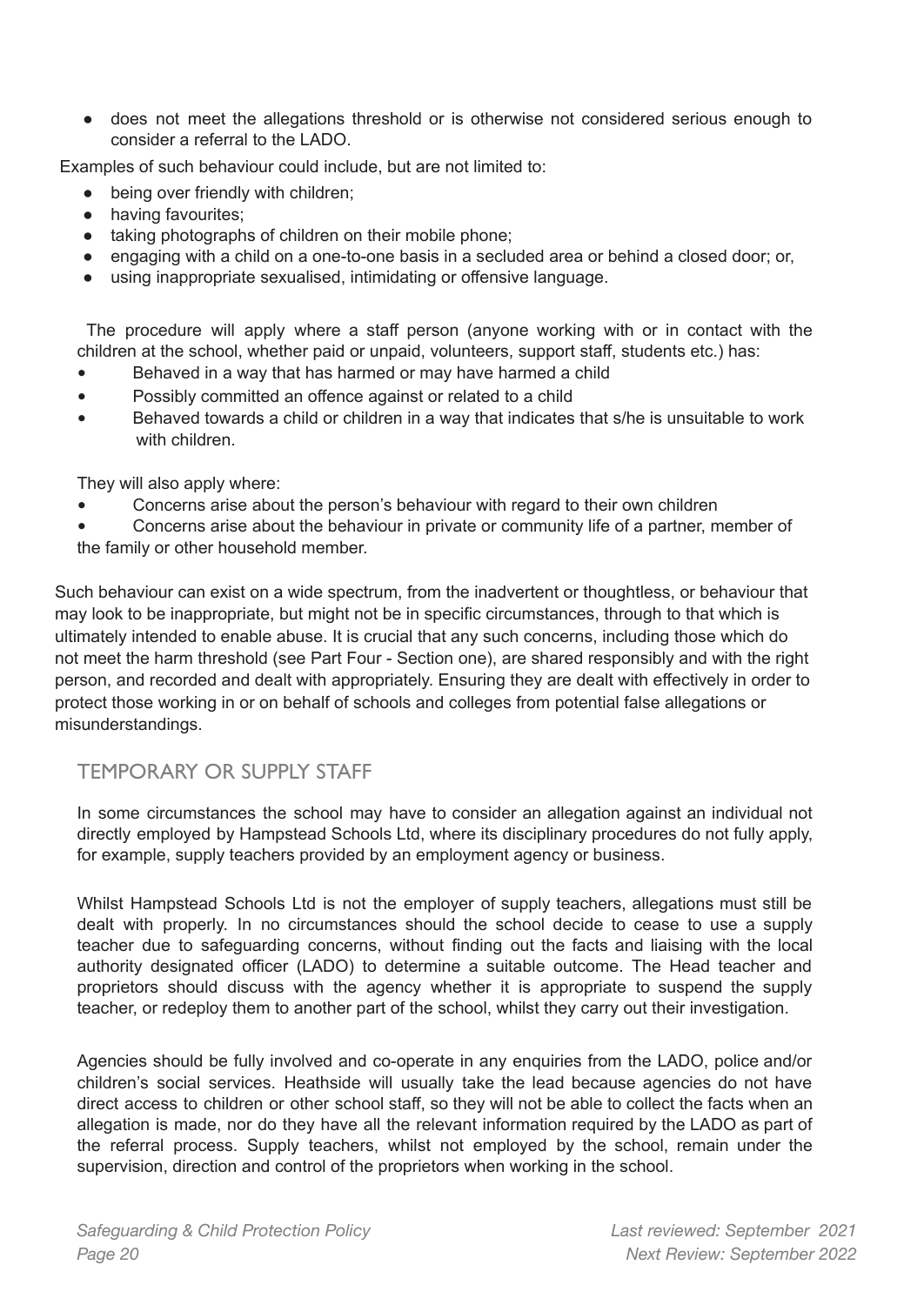- does not meet the allegations threshold or is otherwise not considered serious enough to consider a referral to the LADO.

Examples of such behaviour could include, but are not limited to:

- being over friendly with children;
- having favourites;
- taking photographs of children on their mobile phone;
- engaging with a child on a one-to-one basis in a secluded area or behind a closed door; or,
- using inappropriate sexualised, intimidating or offensive language.

The procedure will apply where a staff person (anyone working with or in contact with the children at the school, whether paid or unpaid, volunteers, support staff, students etc.) has:

- Behaved in a way that has harmed or may have harmed a child
- Possibly committed an offence against or related to a child
- Behaved towards a child or children in a way that indicates that s/he is unsuitable to work with children.

They will also apply where:

- Concerns arise about the person's behaviour with regard to their own children
- Concerns arise about the behaviour in private or community life of a partner, member of the family or other household member.

Such behaviour can exist on a wide spectrum, from the inadvertent or thoughtless, or behaviour that may look to be inappropriate, but might not be in specific circumstances, through to that which is ultimately intended to enable abuse. It is crucial that any such concerns, including those which do not meet the harm threshold (see Part Four - Section one), are shared responsibly and with the right person, and recorded and dealt with appropriately. Ensuring they are dealt with effectively in order to protect those working in or on behalf of schools and colleges from potential false allegations or misunderstandings.

## TEMPORARY OR SUPPLY STAFF

In some circumstances the school may have to consider an allegation against an individual not directly employed by Hampstead Schools Ltd, where its disciplinary procedures do not fully apply, for example, supply teachers provided by an employment agency or business.

Whilst Hampstead Schools Ltd is not the employer of supply teachers, allegations must still be dealt with properly. In no circumstances should the school decide to cease to use a supply teacher due to safeguarding concerns, without finding out the facts and liaising with the local authority designated officer (LADO) to determine a suitable outcome. The Head teacher and proprietors should discuss with the agency whether it is appropriate to suspend the supply teacher, or redeploy them to another part of the school, whilst they carry out their investigation.

Agencies should be fully involved and co-operate in any enquiries from the LADO, police and/or children's social services. Heathside will usually take the lead because agencies do not have direct access to children or other school staff, so they will not be able to collect the facts when an allegation is made, nor do they have all the relevant information required by the LADO as part of the referral process. Supply teachers, whilst not employed by the school, remain under the supervision, direction and control of the proprietors when working in the school.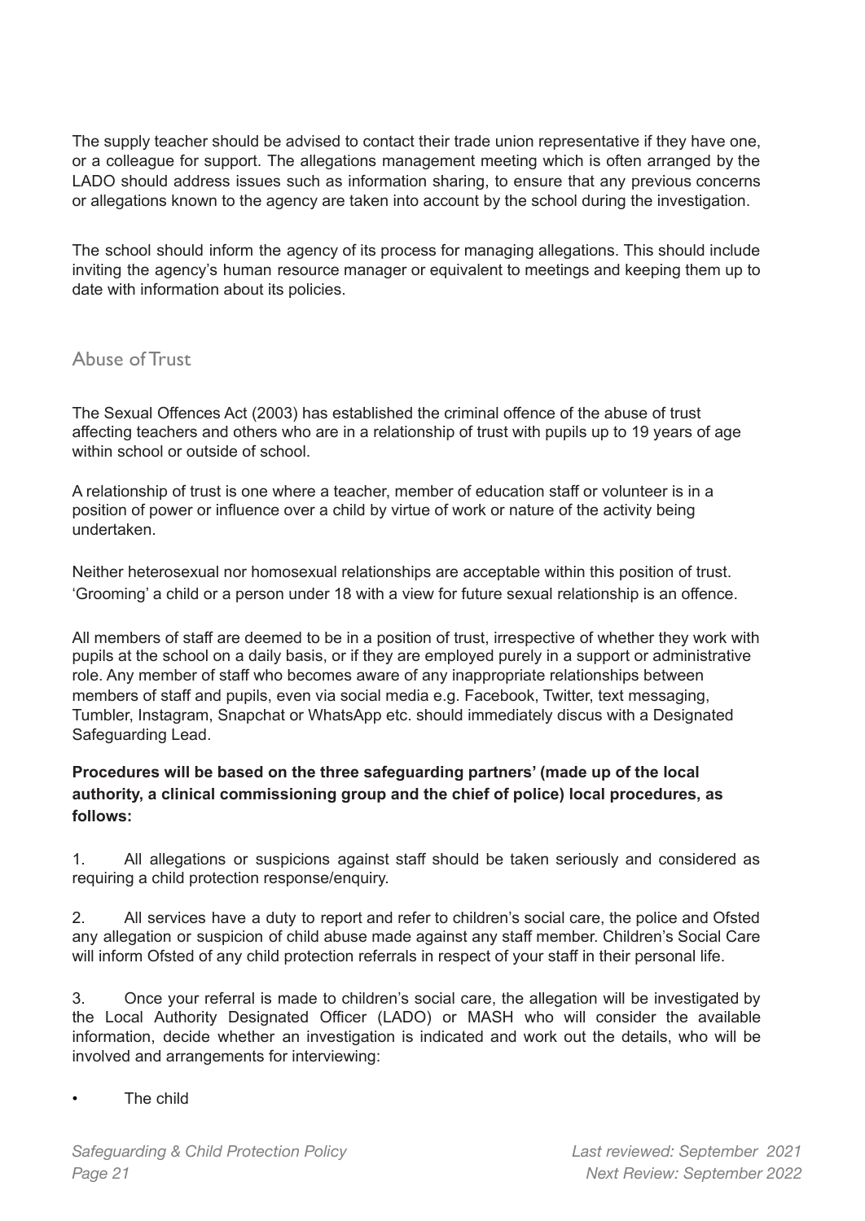The supply teacher should be advised to contact their trade union representative if they have one, or a colleague for support. The allegations management meeting which is often arranged by the LADO should address issues such as information sharing, to ensure that any previous concerns or allegations known to the agency are taken into account by the school during the investigation.

The school should inform the agency of its process for managing allegations. This should include inviting the agency's human resource manager or equivalent to meetings and keeping them up to date with information about its policies.

## Abuse of Trust

The Sexual Offences Act (2003) has established the criminal offence of the abuse of trust affecting teachers and others who are in a relationship of trust with pupils up to 19 years of age within school or outside of school.

A relationship of trust is one where a teacher, member of education staff or volunteer is in a position of power or influence over a child by virtue of work or nature of the activity being undertaken.

Neither heterosexual nor homosexual relationships are acceptable within this position of trust. 'Grooming' a child or a person under 18 with a view for future sexual relationship is an offence.

All members of staff are deemed to be in a position of trust, irrespective of whether they work with pupils at the school on a daily basis, or if they are employed purely in a support or administrative role. Any member of staff who becomes aware of any inappropriate relationships between members of staff and pupils, even via social media e.g. Facebook, Twitter, text messaging, Tumbler, Instagram, Snapchat or WhatsApp etc. should immediately discus with a Designated Safeguarding Lead.

**Procedures will be based on the three safeguarding partners' (made up of the local authority, a clinical commissioning group and the chief of police) local procedures, as follows:**

1. All allegations or suspicions against staff should be taken seriously and considered as requiring a child protection response/enquiry.

2. All services have a duty to report and refer to children's social care, the police and Ofsted any allegation or suspicion of child abuse made against any staff member. Children's Social Care will inform Ofsted of any child protection referrals in respect of your staff in their personal life.

3. Once your referral is made to children's social care, the allegation will be investigated by the Local Authority Designated Officer (LADO) or MASH who will consider the available information, decide whether an investigation is indicated and work out the details, who will be involved and arrangements for interviewing:

- The child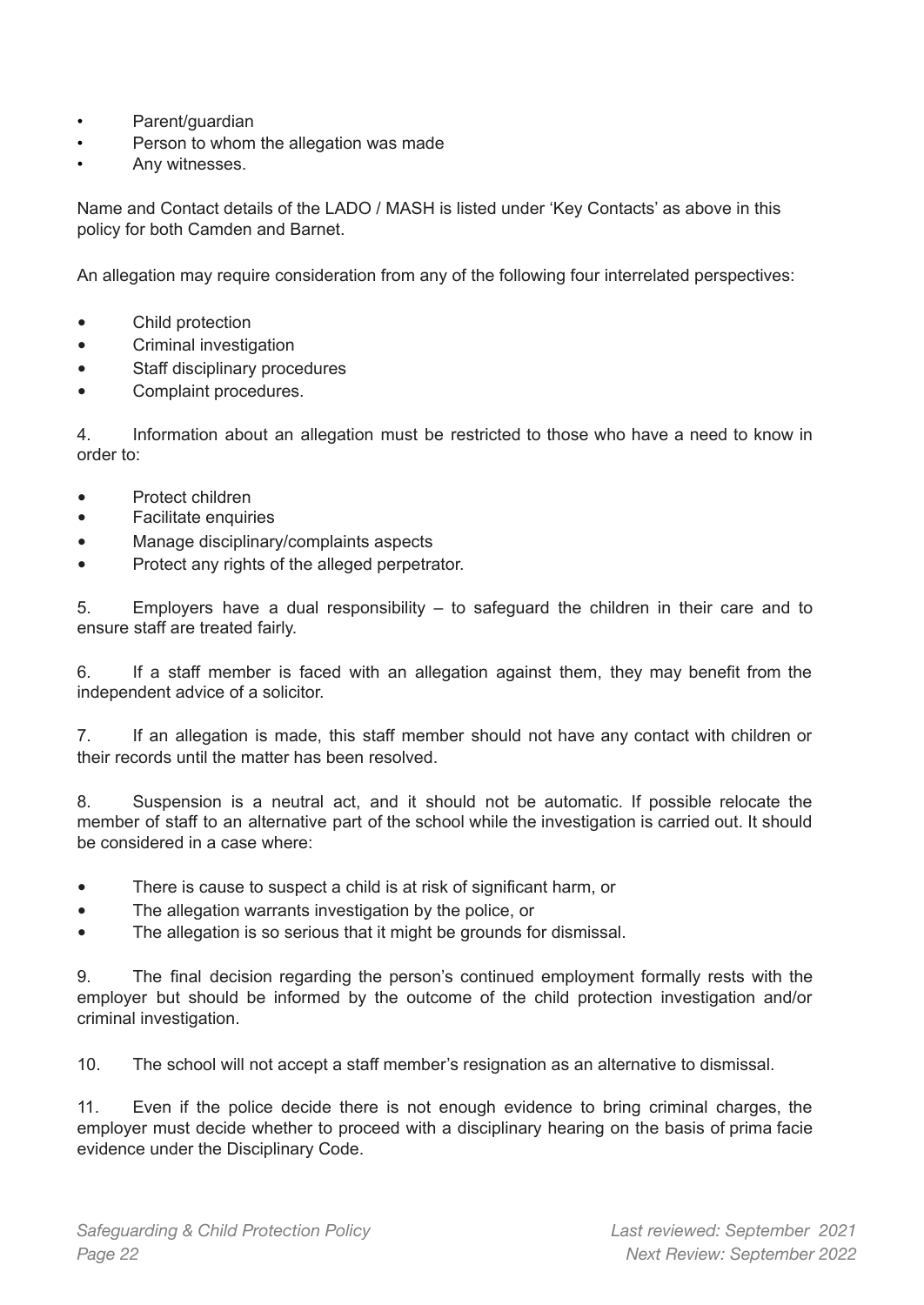- Parent/guardian
- Person to whom the allegation was made
- Any witnesses.

Name and Contact details of the LADO / MASH is listed under 'Key Contacts' as above in this policy for both Camden and Barnet.

An allegation may require consideration from any of the following four interrelated perspectives:

- Child protection
- Criminal investigation
- Staff disciplinary procedures
- Complaint procedures.

4. Information about an allegation must be restricted to those who have a need to know in order to:

- Protect children
- Facilitate enquiries
- Manage disciplinary/complaints aspects
- Protect any rights of the alleged perpetrator.

5. Employers have a dual responsibility – to safeguard the children in their care and to ensure staff are treated fairly.

6. If a staff member is faced with an allegation against them, they may benefit from the independent advice of a solicitor.

7. If an allegation is made, this staff member should not have any contact with children or their records until the matter has been resolved.

8. Suspension is a neutral act, and it should not be automatic. If possible relocate the member of staff to an alternative part of the school while the investigation is carried out. It should be considered in a case where:

- There is cause to suspect a child is at risk of significant harm, or
- The allegation warrants investigation by the police, or
- The allegation is so serious that it might be grounds for dismissal.

9. The final decision regarding the person's continued employment formally rests with the employer but should be informed by the outcome of the child protection investigation and/or criminal investigation.

10. The school will not accept a staff member's resignation as an alternative to dismissal.

11. Even if the police decide there is not enough evidence to bring criminal charges, the employer must decide whether to proceed with a disciplinary hearing on the basis of prima facie evidence under the Disciplinary Code.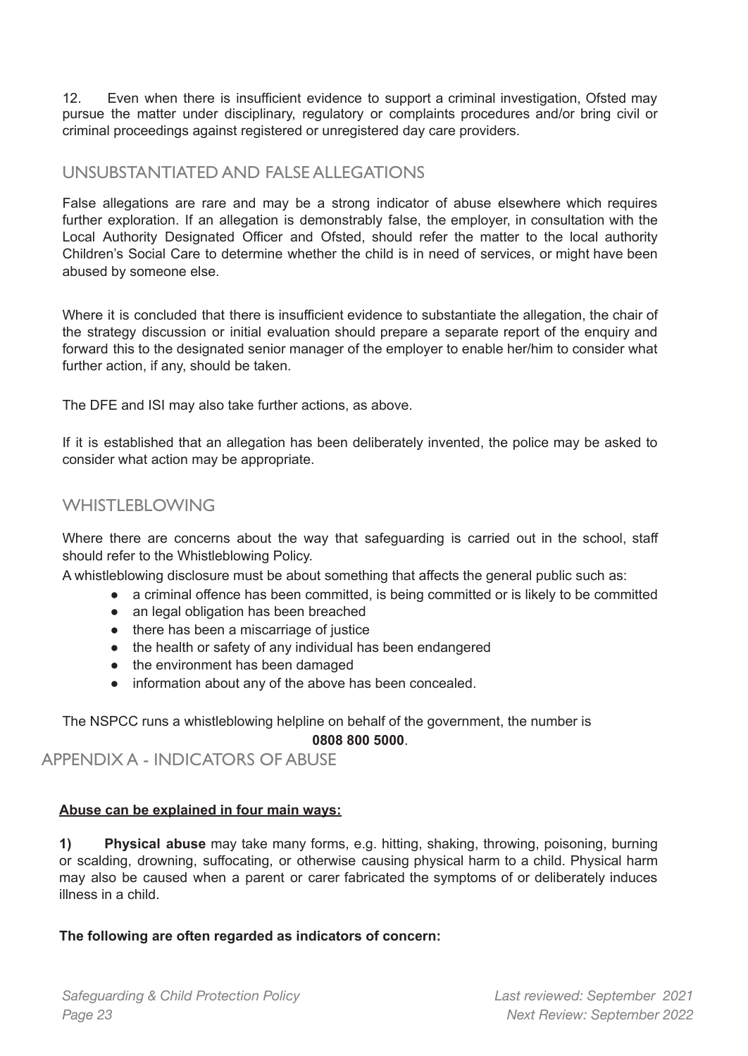12. Even when there is insufficient evidence to support a criminal investigation, Ofsted may pursue the matter under disciplinary, regulatory or complaints procedures and/or bring civil or criminal proceedings against registered or unregistered day care providers.

## UNSUBSTANTIATED AND FALSE ALLEGATIONS

False allegations are rare and may be a strong indicator of abuse elsewhere which requires further exploration. If an allegation is demonstrably false, the employer, in consultation with the Local Authority Designated Officer and Ofsted, should refer the matter to the local authority Children's Social Care to determine whether the child is in need of services, or might have been abused by someone else.

Where it is concluded that there is insufficient evidence to substantiate the allegation, the chair of the strategy discussion or initial evaluation should prepare a separate report of the enquiry and forward this to the designated senior manager of the employer to enable her/him to consider what further action, if any, should be taken.

The DFE and ISI may also take further actions, as above.

If it is established that an allegation has been deliberately invented, the police may be asked to consider what action may be appropriate.

## WHISTLEBLOWING

Where there are concerns about the way that safeguarding is carried out in the school, staff should refer to the Whistleblowing Policy.

A whistleblowing disclosure must be about something that affects the general public such as:

- a criminal offence has been committed, is being committed or is likely to be committed
- an legal obligation has been breached
- there has been a miscarriage of justice
- the health or safety of any individual has been endangered
- the environment has been damaged
- information about any of the above has been concealed.

The NSPCC runs a whistleblowing helpline on behalf of the government, the number is **0808 800 5000**.

## APPENDIX A - INDICATORS OF ABUSE

**Abuse can be explained in four main ways:**

**1) Physical abuse** may take many forms, e.g. hitting, shaking, throwing, poisoning, burning or scalding, drowning, suffocating, or otherwise causing physical harm to a child. Physical harm may also be caused when a parent or carer fabricated the symptoms of or deliberately induces illness in a child.

**The following are often regarded as indicators of concern:**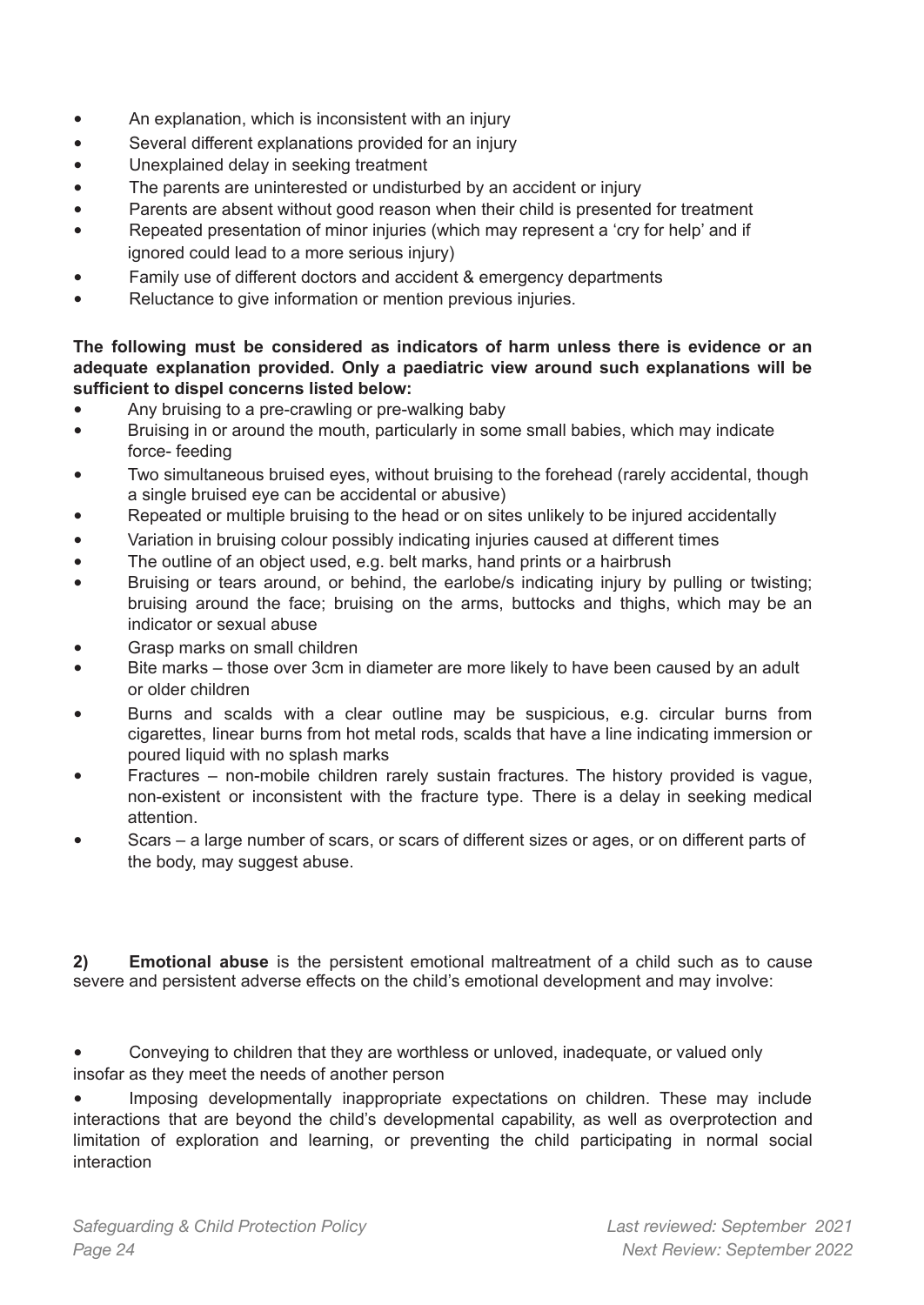- An explanation, which is inconsistent with an injury
- Several different explanations provided for an injury
- Unexplained delay in seeking treatment
- The parents are uninterested or undisturbed by an accident or injury
- Parents are absent without good reason when their child is presented for treatment
- Repeated presentation of minor injuries (which may represent a 'cry for help' and if ignored could lead to a more serious injury)
- Family use of different doctors and accident & emergency departments
- Reluctance to give information or mention previous injuries.

**The following must be considered as indicators of harm unless there is evidence or an adequate explanation provided. Only a paediatric view around such explanations will be sufficient to dispel concerns listed below:**

- Any bruising to a pre-crawling or pre-walking baby
- Bruising in or around the mouth, particularly in some small babies, which may indicate force- feeding
- Two simultaneous bruised eyes, without bruising to the forehead (rarely accidental, though a single bruised eye can be accidental or abusive)
- Repeated or multiple bruising to the head or on sites unlikely to be injured accidentally
- Variation in bruising colour possibly indicating injuries caused at different times
- The outline of an object used, e.g. belt marks, hand prints or a hairbrush
- Bruising or tears around, or behind, the earlobe/s indicating injury by pulling or twisting; bruising around the face; bruising on the arms, buttocks and thighs, which may be an indicator or sexual abuse
- Grasp marks on small children
- Bite marks – those over 3cm in diameter are more likely to have been caused by an adult or older children
- Burns and scalds with a clear outline may be suspicious, e.g. circular burns from cigarettes, linear burns from hot metal rods, scalds that have a line indicating immersion or poured liquid with no splash marks
- Fractures – non-mobile children rarely sustain fractures. The history provided is vague, non-existent or inconsistent with the fracture type. There is a delay in seeking medical attention.
- Scars – a large number of scars, or scars of different sizes or ages, or on different parts of the body, may suggest abuse.

**2) Emotional abuse** is the persistent emotional maltreatment of a child such as to cause severe and persistent adverse effects on the child's emotional development and may involve:

- Conveying to children that they are worthless or unloved, inadequate, or valued only insofar as they meet the needs of another person
- Imposing developmentally inappropriate expectations on children. These may include interactions that are beyond the child's developmental capability, as well as overprotection and limitation of exploration and learning, or preventing the child participating in normal social interaction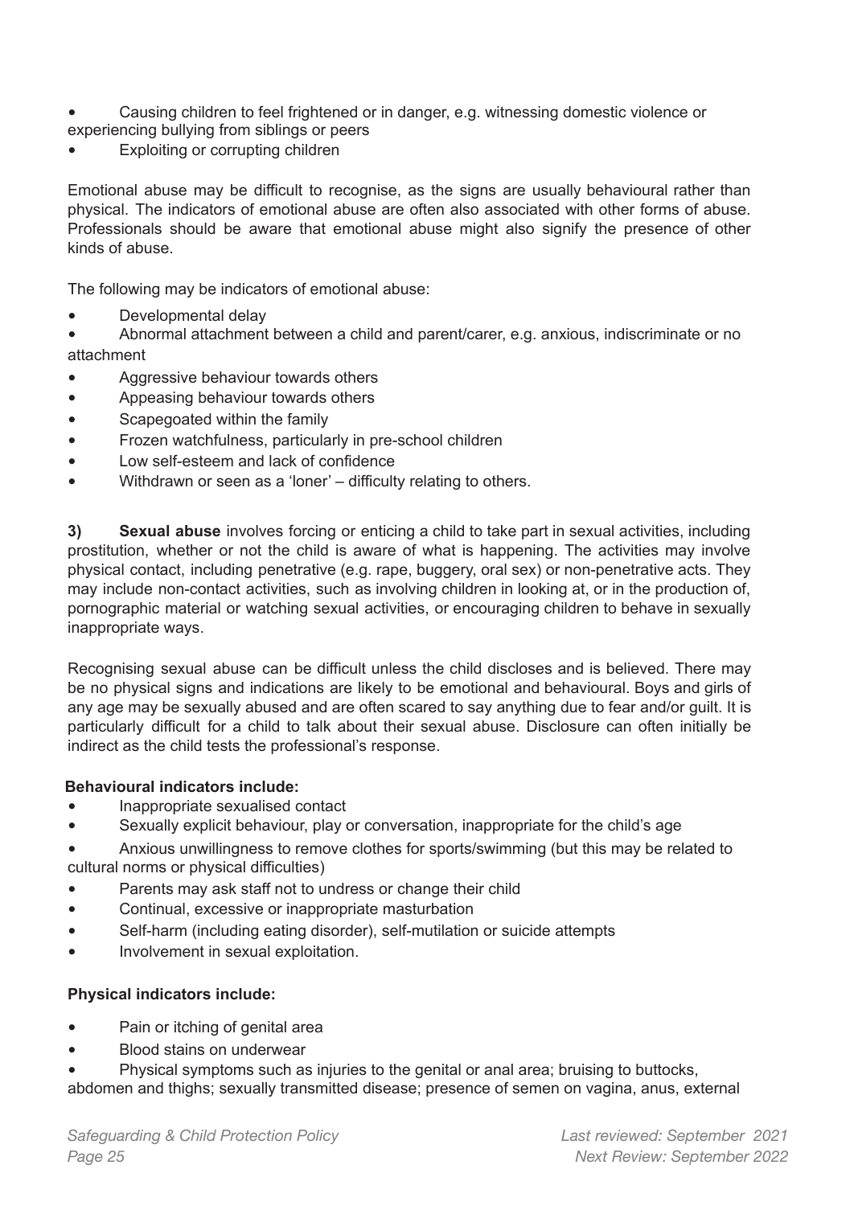- Causing children to feel frightened or in danger, e.g. witnessing domestic violence or experiencing bullying from siblings or peers
- Exploiting or corrupting children

Emotional abuse may be difficult to recognise, as the signs are usually behavioural rather than physical. The indicators of emotional abuse are often also associated with other forms of abuse. Professionals should be aware that emotional abuse might also signify the presence of other kinds of abuse.

The following may be indicators of emotional abuse:

- Developmental delay
- Abnormal attachment between a child and parent/carer, e.g. anxious, indiscriminate or no attachment
- Aggressive behaviour towards others
- Appeasing behaviour towards others
- Scapegoated within the family
- Frozen watchfulness, particularly in pre-school children
- Low self-esteem and lack of confidence
- Withdrawn or seen as a 'loner' – difficulty relating to others.

**3) Sexual abuse** involves forcing or enticing a child to take part in sexual activities, including prostitution, whether or not the child is aware of what is happening. The activities may involve physical contact, including penetrative (e.g. rape, buggery, oral sex) or non-penetrative acts. They may include non-contact activities, such as involving children in looking at, or in the production of, pornographic material or watching sexual activities, or encouraging children to behave in sexually inappropriate ways.

Recognising sexual abuse can be difficult unless the child discloses and is believed. There may be no physical signs and indications are likely to be emotional and behavioural. Boys and girls of any age may be sexually abused and are often scared to say anything due to fear and/or guilt. It is particularly difficult for a child to talk about their sexual abuse. Disclosure can often initially be indirect as the child tests the professional's response.

**Behavioural indicators include:**

- Inappropriate sexualised contact
- Sexually explicit behaviour, play or conversation, inappropriate for the child's age
- Anxious unwillingness to remove clothes for sports/swimming (but this may be related to cultural norms or physical difficulties)
- Parents may ask staff not to undress or change their child
- Continual, excessive or inappropriate masturbation
- Self-harm (including eating disorder), self-mutilation or suicide attempts
- Involvement in sexual exploitation.

**Physical indicators include:**

- Pain or itching of genital area
- Blood stains on underwear
- Physical symptoms such as injuries to the genital or anal area; bruising to buttocks, abdomen and thighs; sexually transmitted disease; presence of semen on vagina, anus, external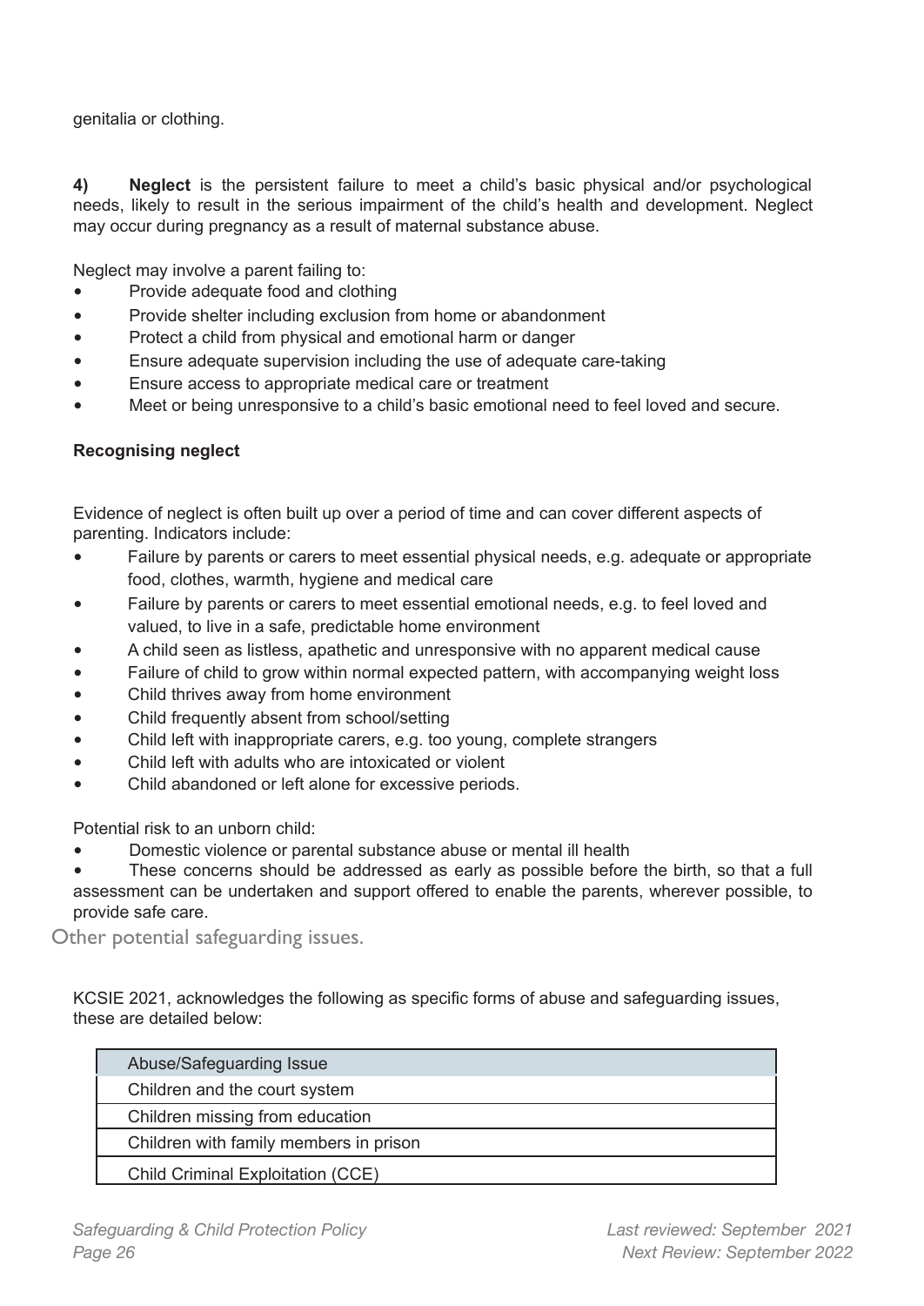genitalia or clothing.

**4) Neglect** is the persistent failure to meet a child's basic physical and/or psychological needs, likely to result in the serious impairment of the child's health and development. Neglect may occur during pregnancy as a result of maternal substance abuse.

Neglect may involve a parent failing to:

- Provide adequate food and clothing
- Provide shelter including exclusion from home or abandonment
- Protect a child from physical and emotional harm or danger
- Ensure adequate supervision including the use of adequate care-taking
- Ensure access to appropriate medical care or treatment
- Meet or being unresponsive to a child's basic emotional need to feel loved and secure.

**Recognising neglect**

Evidence of neglect is often built up over a period of time and can cover different aspects of parenting. Indicators include:

- Failure by parents or carers to meet essential physical needs, e.g. adequate or appropriate food, clothes, warmth, hygiene and medical care
- Failure by parents or carers to meet essential emotional needs, e.g. to feel loved and valued, to live in a safe, predictable home environment
- A child seen as listless, apathetic and unresponsive with no apparent medical cause
- Failure of child to grow within normal expected pattern, with accompanying weight loss
- Child thrives away from home environment
- Child frequently absent from school/setting
- Child left with inappropriate carers, e.g. too young, complete strangers
- Child left with adults who are intoxicated or violent
- Child abandoned or left alone for excessive periods.

Potential risk to an unborn child:

- Domestic violence or parental substance abuse or mental ill health
- These concerns should be addressed as early as possible before the birth, so that a full assessment can be undertaken and support offered to enable the parents, wherever possible, to provide safe care.

## Other potential safeguarding issues.

KCSIE 2021, acknowledges the following as specific forms of abuse and safeguarding issues, these are detailed below:

| Abuse/Safeguarding Issue |
| --- |
| Children and the court system |
| Children missing from education |
| Children with family members in prison |
| Child Criminal Exploitation (CCE) |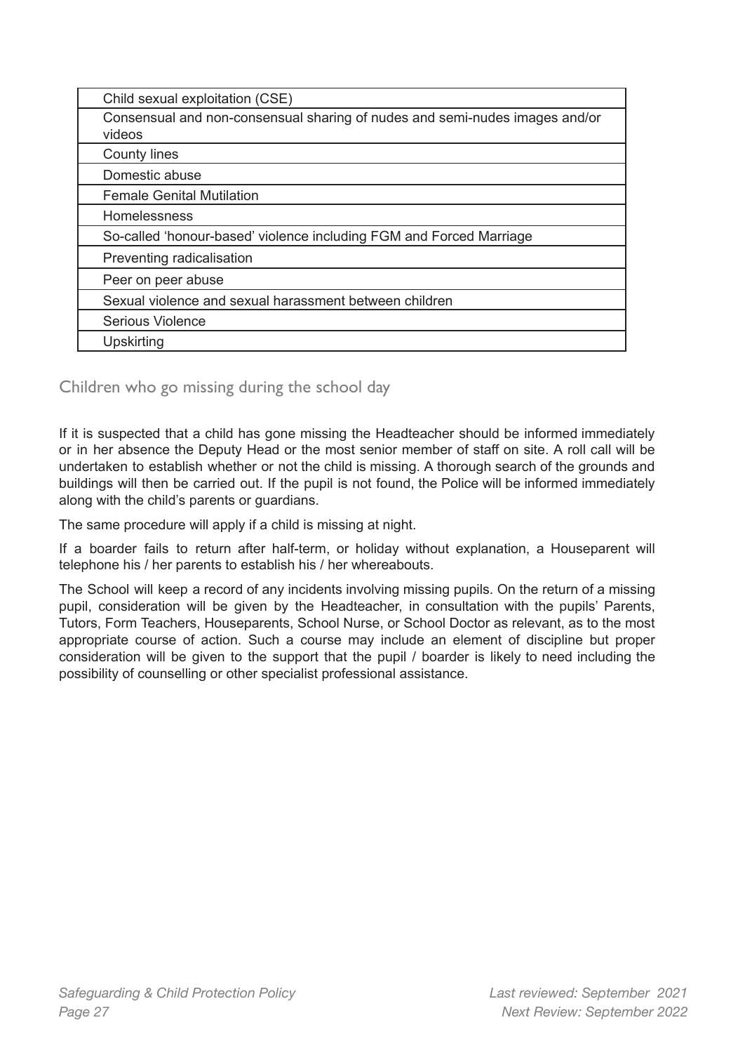| Child sexual exploitation (CSE) |
|---|
| Consensual and non-consensual sharing of nudes and semi-nudes images and/or videos |
| County lines |
| Domestic abuse |
| Female Genital Mutilation |
| Homelessness |
| So-called 'honour-based' violence including FGM and Forced Marriage |
| Preventing radicalisation |
| Peer on peer abuse |
| Sexual violence and sexual harassment between children |
| Serious Violence |
| Upskirting |

## Children who go missing during the school day

If it is suspected that a child has gone missing the Headteacher should be informed immediately or in her absence the Deputy Head or the most senior member of staff on site. A roll call will be undertaken to establish whether or not the child is missing. A thorough search of the grounds and buildings will then be carried out. If the pupil is not found, the Police will be informed immediately along with the child's parents or guardians.

The same procedure will apply if a child is missing at night.

If a boarder fails to return after half-term, or holiday without explanation, a Houseparent will telephone his / her parents to establish his / her whereabouts.

The School will keep a record of any incidents involving missing pupils. On the return of a missing pupil, consideration will be given by the Headteacher, in consultation with the pupils' Parents, Tutors, Form Teachers, Houseparents, School Nurse, or School Doctor as relevant, as to the most appropriate course of action. Such a course may include an element of discipline but proper consideration will be given to the support that the pupil / boarder is likely to need including the possibility of counselling or other specialist professional assistance.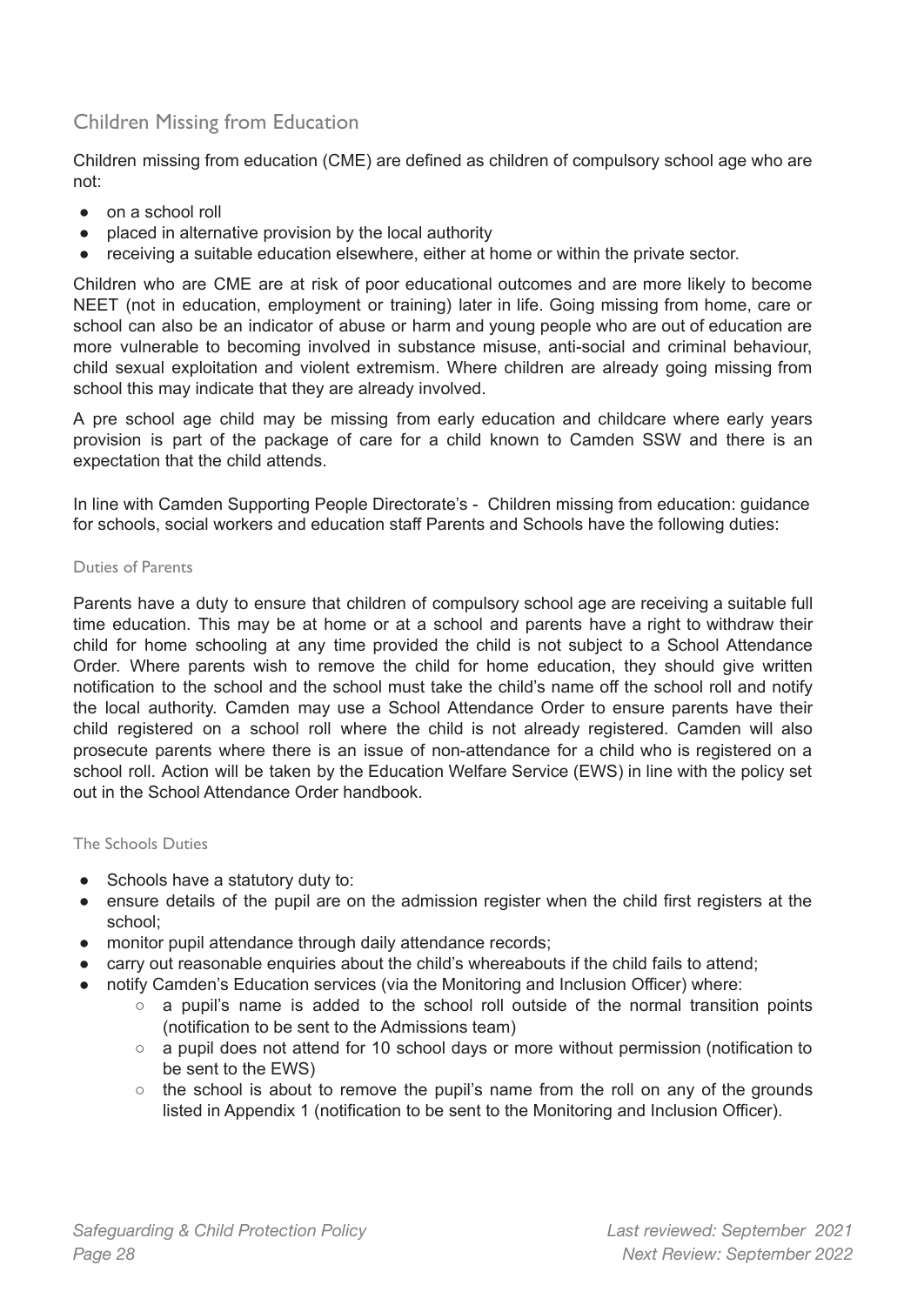## Children Missing from Education

Children missing from education (CME) are defined as children of compulsory school age who are not:

- on a school roll
- placed in alternative provision by the local authority
- receiving a suitable education elsewhere, either at home or within the private sector.

Children who are CME are at risk of poor educational outcomes and are more likely to become NEET (not in education, employment or training) later in life. Going missing from home, care or school can also be an indicator of abuse or harm and young people who are out of education are more vulnerable to becoming involved in substance misuse, anti-social and criminal behaviour, child sexual exploitation and violent extremism. Where children are already going missing from school this may indicate that they are already involved.

A pre school age child may be missing from early education and childcare where early years provision is part of the package of care for a child known to Camden SSW and there is an expectation that the child attends.

In line with Camden Supporting People Directorate's - Children missing from education: guidance for schools, social workers and education staff Parents and Schools have the following duties:

### Duties of Parents

Parents have a duty to ensure that children of compulsory school age are receiving a suitable full time education. This may be at home or at a school and parents have a right to withdraw their child for home schooling at any time provided the child is not subject to a School Attendance Order. Where parents wish to remove the child for home education, they should give written notification to the school and the school must take the child's name off the school roll and notify the local authority. Camden may use a School Attendance Order to ensure parents have their child registered on a school roll where the child is not already registered. Camden will also prosecute parents where there is an issue of non-attendance for a child who is registered on a school roll. Action will be taken by the Education Welfare Service (EWS) in line with the policy set out in the School Attendance Order handbook.

### The Schools Duties

- Schools have a statutory duty to:
- ensure details of the pupil are on the admission register when the child first registers at the school;
- monitor pupil attendance through daily attendance records;
- carry out reasonable enquiries about the child's whereabouts if the child fails to attend;
- notify Camden's Education services (via the Monitoring and Inclusion Officer) where:
    - a pupil's name is added to the school roll outside of the normal transition points (notification to be sent to the Admissions team)
    - a pupil does not attend for 10 school days or more without permission (notification to be sent to the EWS)
    - the school is about to remove the pupil's name from the roll on any of the grounds listed in Appendix 1 (notification to be sent to the Monitoring and Inclusion Officer).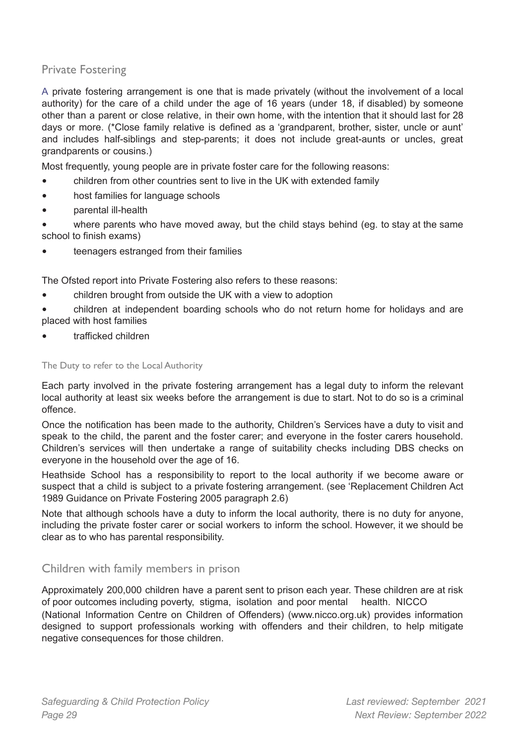## Private Fostering

A private fostering arrangement is one that is made privately (without the involvement of a local authority) for the care of a child under the age of 16 years (under 18, if disabled) by someone other than a parent or close relative, in their own home, with the intention that it should last for 28 days or more. (*Close family relative is defined as a 'grandparent, brother, sister, uncle or aunt' and includes half-siblings and step-parents; it does not include great-aunts or uncles, great grandparents or cousins.)

Most frequently, young people are in private foster care for the following reasons:

- children from other countries sent to live in the UK with extended family
- host families for language schools
- parental ill-health
- where parents who have moved away, but the child stays behind (eg. to stay at the same school to finish exams)
- teenagers estranged from their families

The Ofsted report into Private Fostering also refers to these reasons:

- children brought from outside the UK with a view to adoption
- children at independent boarding schools who do not return home for holidays and are placed with host families
- trafficked children

### The Duty to refer to the Local Authority

Each party involved in the private fostering arrangement has a legal duty to inform the relevant local authority at least six weeks before the arrangement is due to start. Not to do so is a criminal offence.

Once the notification has been made to the authority, Children's Services have a duty to visit and speak to the child, the parent and the foster carer; and everyone in the foster carers household. Children's services will then undertake a range of suitability checks including DBS checks on everyone in the household over the age of 16.

Heathside School has a responsibility to report to the local authority if we become aware or suspect that a child is subject to a private fostering arrangement. (see 'Replacement Children Act 1989 Guidance on Private Fostering 2005 paragraph 2.6)

Note that although schools have a duty to inform the local authority, there is no duty for anyone, including the private foster carer or social workers to inform the school. However, it we should be clear as to who has parental responsibility.

## Children with family members in prison

Approximately 200,000 children have a parent sent to prison each year. These children are at risk of poor outcomes including poverty, stigma, isolation and poor mental health. NICCO (National Information Centre on Children of Offenders) (www.nicco.org.uk) provides information designed to support professionals working with offenders and their children, to help mitigate negative consequences for those children.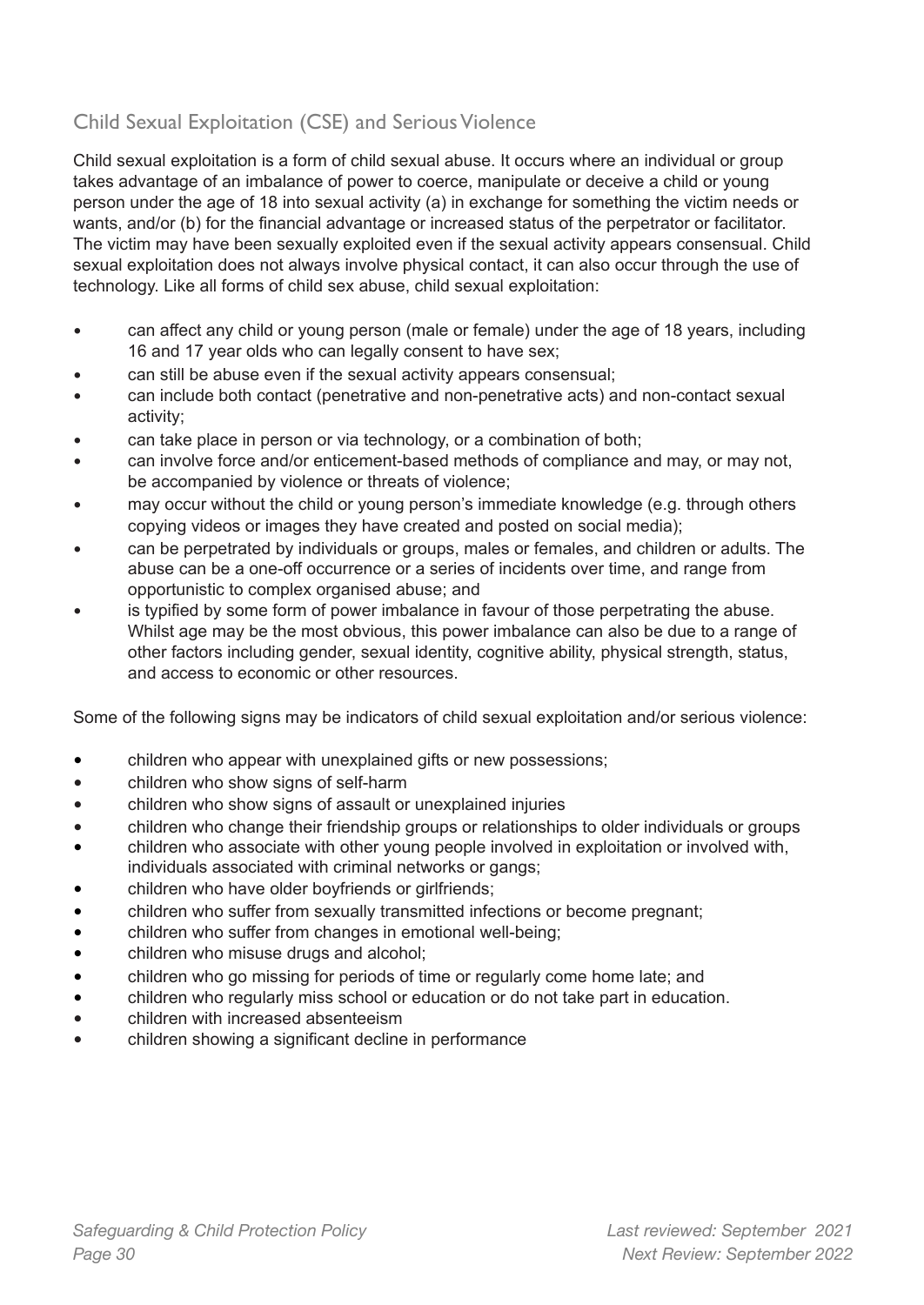## Child Sexual Exploitation (CSE) and Serious Violence

Child sexual exploitation is a form of child sexual abuse. It occurs where an individual or group takes advantage of an imbalance of power to coerce, manipulate or deceive a child or young person under the age of 18 into sexual activity (a) in exchange for something the victim needs or wants, and/or (b) for the financial advantage or increased status of the perpetrator or facilitator. The victim may have been sexually exploited even if the sexual activity appears consensual. Child sexual exploitation does not always involve physical contact, it can also occur through the use of technology. Like all forms of child sex abuse, child sexual exploitation:

- can affect any child or young person (male or female) under the age of 18 years, including 16 and 17 year olds who can legally consent to have sex;
- can still be abuse even if the sexual activity appears consensual;
- can include both contact (penetrative and non-penetrative acts) and non-contact sexual activity;
- can take place in person or via technology, or a combination of both;
- can involve force and/or enticement-based methods of compliance and may, or may not, be accompanied by violence or threats of violence;
- may occur without the child or young person's immediate knowledge (e.g. through others copying videos or images they have created and posted on social media);
- can be perpetrated by individuals or groups, males or females, and children or adults. The abuse can be a one-off occurrence or a series of incidents over time, and range from opportunistic to complex organised abuse; and
- is typified by some form of power imbalance in favour of those perpetrating the abuse. Whilst age may be the most obvious, this power imbalance can also be due to a range of other factors including gender, sexual identity, cognitive ability, physical strength, status, and access to economic or other resources.

Some of the following signs may be indicators of child sexual exploitation and/or serious violence:

- children who appear with unexplained gifts or new possessions;
- children who show signs of self-harm
- children who show signs of assault or unexplained injuries
- children who change their friendship groups or relationships to older individuals or groups
- children who associate with other young people involved in exploitation or involved with, individuals associated with criminal networks or gangs;
- children who have older boyfriends or girlfriends;
- children who suffer from sexually transmitted infections or become pregnant;
- children who suffer from changes in emotional well-being;
- children who misuse drugs and alcohol;
- children who go missing for periods of time or regularly come home late; and
- children who regularly miss school or education or do not take part in education.
- children with increased absenteeism
- children showing a significant decline in performance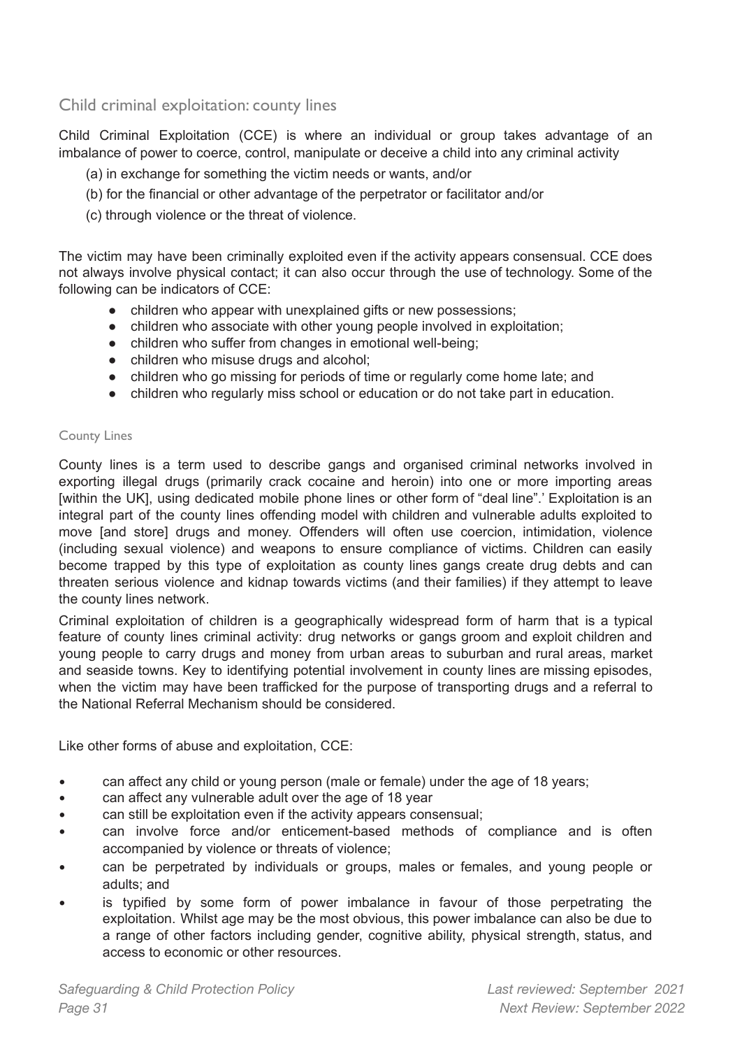## Child criminal exploitation: county lines

Child Criminal Exploitation (CCE) is where an individual or group takes advantage of an imbalance of power to coerce, control, manipulate or deceive a child into any criminal activity

(a) in exchange for something the victim needs or wants, and/or

(b) for the financial or other advantage of the perpetrator or facilitator and/or

(c) through violence or the threat of violence.

The victim may have been criminally exploited even if the activity appears consensual. CCE does not always involve physical contact; it can also occur through the use of technology. Some of the following can be indicators of CCE:

- children who appear with unexplained gifts or new possessions;
- children who associate with other young people involved in exploitation;
- children who suffer from changes in emotional well-being;
- children who misuse drugs and alcohol;
- children who go missing for periods of time or regularly come home late; and
- children who regularly miss school or education or do not take part in education.

### County Lines

County lines is a term used to describe gangs and organised criminal networks involved in exporting illegal drugs (primarily crack cocaine and heroin) into one or more importing areas [within the UK], using dedicated mobile phone lines or other form of "deal line".' Exploitation is an integral part of the county lines offending model with children and vulnerable adults exploited to move [and store] drugs and money. Offenders will often use coercion, intimidation, violence (including sexual violence) and weapons to ensure compliance of victims. Children can easily become trapped by this type of exploitation as county lines gangs create drug debts and can threaten serious violence and kidnap towards victims (and their families) if they attempt to leave the county lines network.

Criminal exploitation of children is a geographically widespread form of harm that is a typical feature of county lines criminal activity: drug networks or gangs groom and exploit children and young people to carry drugs and money from urban areas to suburban and rural areas, market and seaside towns. Key to identifying potential involvement in county lines are missing episodes, when the victim may have been trafficked for the purpose of transporting drugs and a referral to the National Referral Mechanism should be considered.

Like other forms of abuse and exploitation, CCE:

- can affect any child or young person (male or female) under the age of 18 years;
- can affect any vulnerable adult over the age of 18 year
- can still be exploitation even if the activity appears consensual;
- can involve force and/or enticement-based methods of compliance and is often accompanied by violence or threats of violence;
- can be perpetrated by individuals or groups, males or females, and young people or adults; and
- is typified by some form of power imbalance in favour of those perpetrating the exploitation. Whilst age may be the most obvious, this power imbalance can also be due to a range of other factors including gender, cognitive ability, physical strength, status, and access to economic or other resources.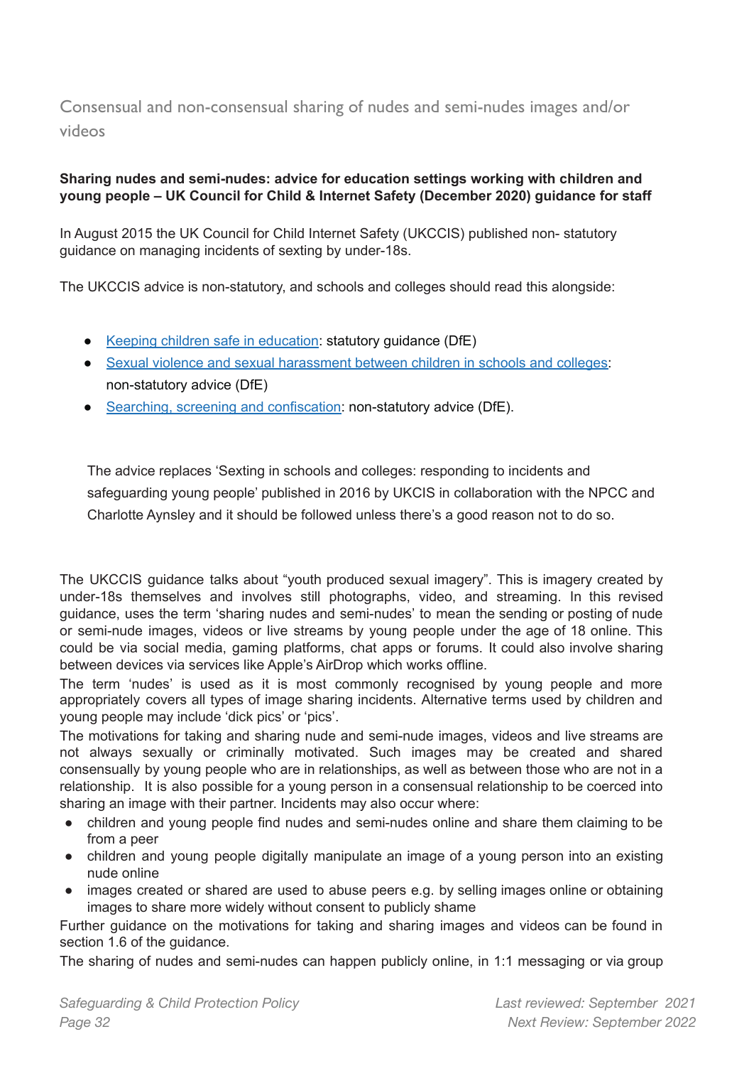## Consensual and non-consensual sharing of nudes and semi-nudes images and/or videos

**Sharing nudes and semi-nudes: advice for education settings working with children and young people – UK Council for Child & Internet Safety (December 2020) guidance for staff**

In August 2015 the UK Council for Child Internet Safety (UKCCIS) published non- statutory guidance on managing incidents of sexting by under-18s.

The UKCCIS advice is non-statutory, and schools and colleges should read this alongside:

- [Keeping children safe in education](): statutory guidance (DfE)
- [Sexual violence and sexual harassment between children in schools and colleges](): non-statutory advice (DfE)
- [Searching, screening and confiscation](): non-statutory advice (DfE).

The advice replaces 'Sexting in schools and colleges: responding to incidents and safeguarding young people' published in 2016 by UKCIS in collaboration with the NPCC and Charlotte Aynsley and it should be followed unless there's a good reason not to do so.

The UKCCIS guidance talks about "youth produced sexual imagery". This is imagery created by under-18s themselves and involves still photographs, video, and streaming. In this revised guidance, uses the term 'sharing nudes and semi-nudes' to mean the sending or posting of nude or semi-nude images, videos or live streams by young people under the age of 18 online. This could be via social media, gaming platforms, chat apps or forums. It could also involve sharing between devices via services like Apple's AirDrop which works offline.

The term 'nudes' is used as it is most commonly recognised by young people and more appropriately covers all types of image sharing incidents. Alternative terms used by children and young people may include 'dick pics' or 'pics'.

The motivations for taking and sharing nude and semi-nude images, videos and live streams are not always sexually or criminally motivated. Such images may be created and shared consensually by young people who are in relationships, as well as between those who are not in a relationship. It is also possible for a young person in a consensual relationship to be coerced into sharing an image with their partner. Incidents may also occur where:

- children and young people find nudes and semi-nudes online and share them claiming to be from a peer
- children and young people digitally manipulate an image of a young person into an existing nude online
- images created or shared are used to abuse peers e.g. by selling images online or obtaining images to share more widely without consent to publicly shame

Further guidance on the motivations for taking and sharing images and videos can be found in section 1.6 of the guidance.

The sharing of nudes and semi-nudes can happen publicly online, in 1:1 messaging or via group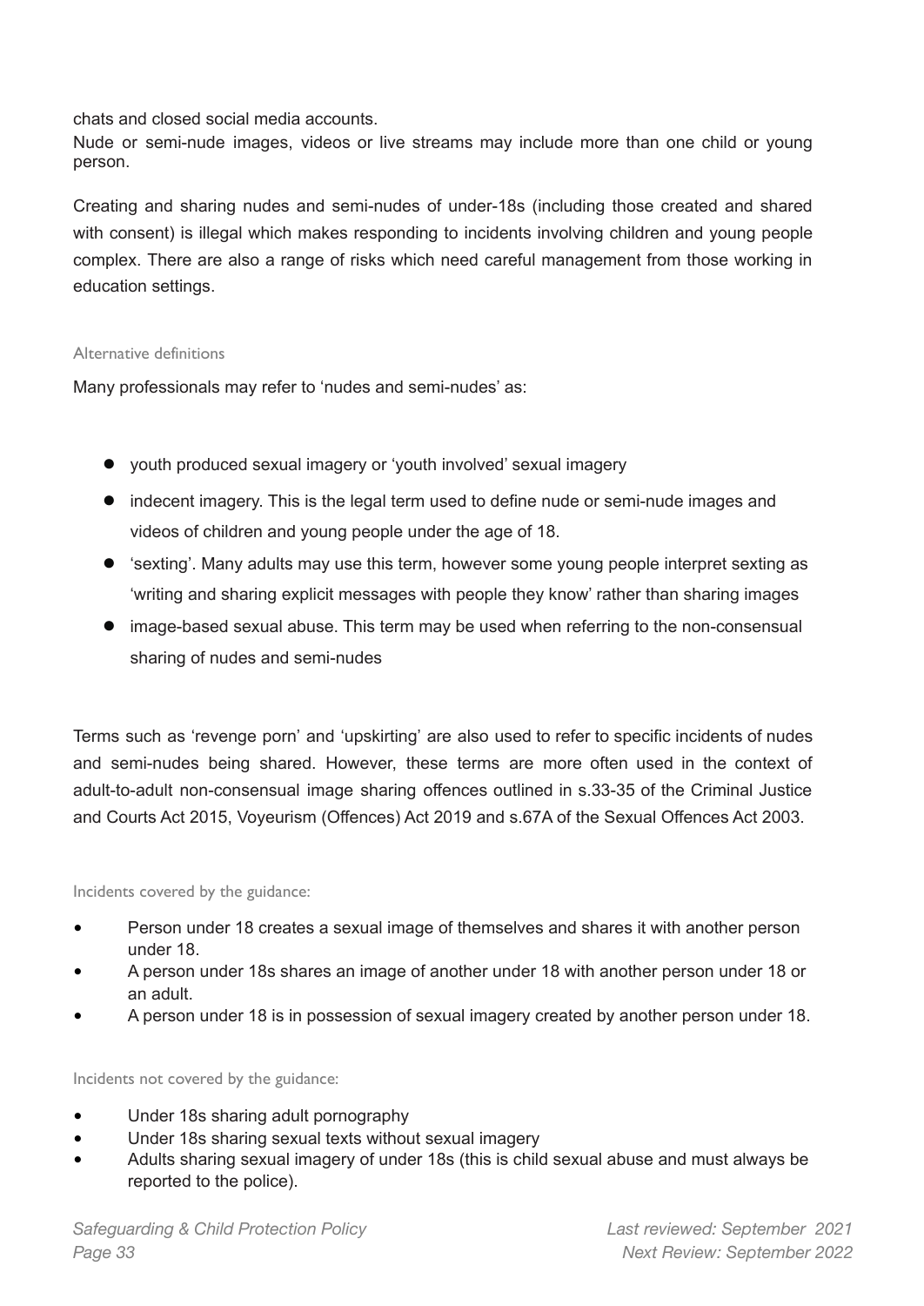chats and closed social media accounts.
Nude or semi-nude images, videos or live streams may include more than one child or young person.

Creating and sharing nudes and semi-nudes of under-18s (including those created and shared with consent) is illegal which makes responding to incidents involving children and young people complex. There are also a range of risks which need careful management from those working in education settings.

#### Alternative definitions

Many professionals may refer to 'nudes and semi-nudes' as:

- youth produced sexual imagery or 'youth involved' sexual imagery
- indecent imagery. This is the legal term used to define nude or semi-nude images and videos of children and young people under the age of 18.
- 'sexting'. Many adults may use this term, however some young people interpret sexting as 'writing and sharing explicit messages with people they know' rather than sharing images
- image-based sexual abuse. This term may be used when referring to the non-consensual sharing of nudes and semi-nudes

Terms such as 'revenge porn' and 'upskirting' are also used to refer to specific incidents of nudes and semi-nudes being shared. However, these terms are more often used in the context of adult-to-adult non-consensual image sharing offences outlined in s.33-35 of the Criminal Justice and Courts Act 2015, Voyeurism (Offences) Act 2019 and s.67A of the Sexual Offences Act 2003.

#### Incidents covered by the guidance:

- Person under 18 creates a sexual image of themselves and shares it with another person under 18.
- A person under 18s shares an image of another under 18 with another person under 18 or an adult.
- A person under 18 is in possession of sexual imagery created by another person under 18.

#### Incidents not covered by the guidance:

- Under 18s sharing adult pornography
- Under 18s sharing sexual texts without sexual imagery
- Adults sharing sexual imagery of under 18s (this is child sexual abuse and must always be reported to the police).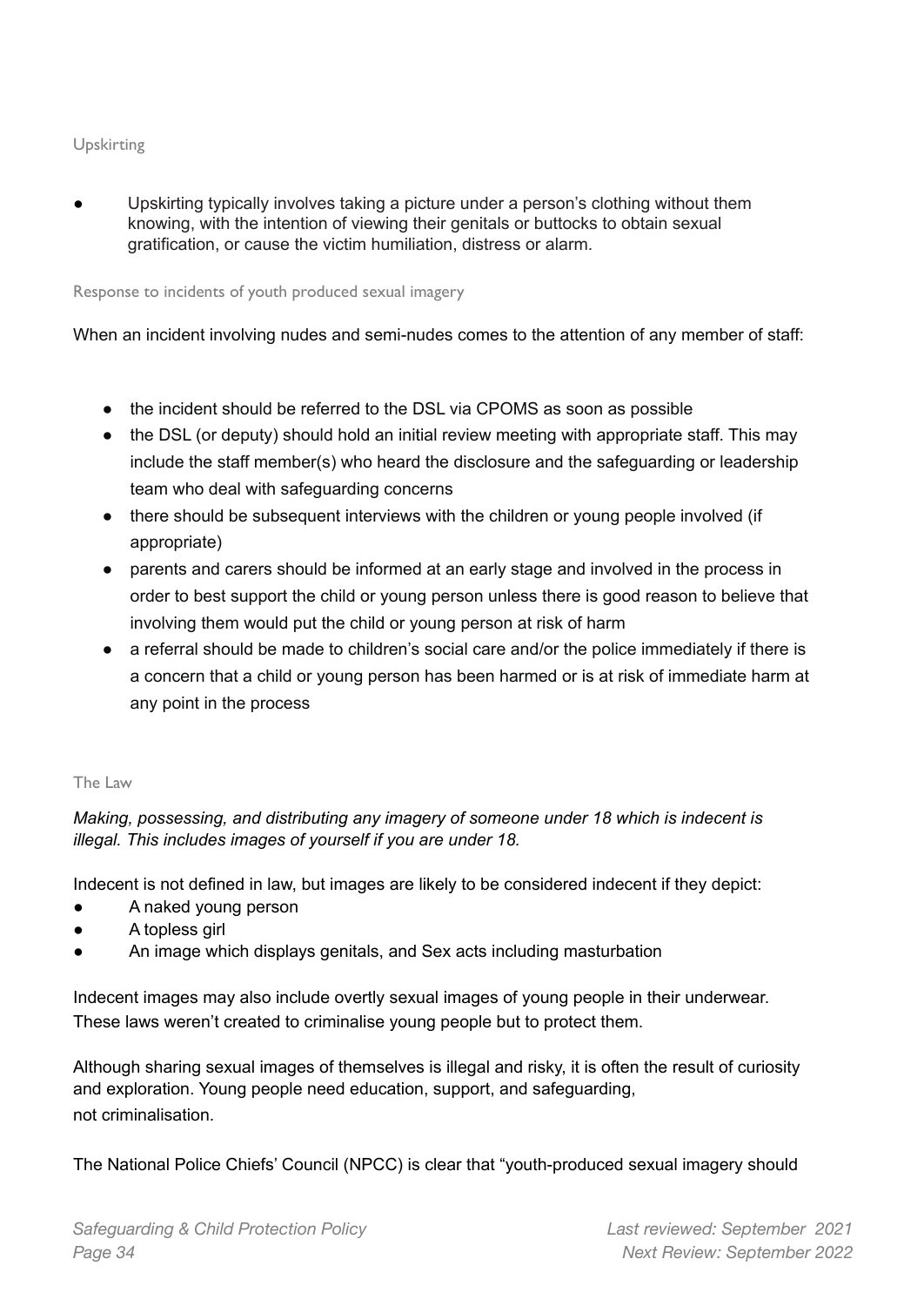### Upskirting

- Upskirting typically involves taking a picture under a person's clothing without them knowing, with the intention of viewing their genitals or buttocks to obtain sexual gratification, or cause the victim humiliation, distress or alarm.

### Response to incidents of youth produced sexual imagery

When an incident involving nudes and semi-nudes comes to the attention of any member of staff:

- the incident should be referred to the DSL via CPOMS as soon as possible
- the DSL (or deputy) should hold an initial review meeting with appropriate staff. This may include the staff member(s) who heard the disclosure and the safeguarding or leadership team who deal with safeguarding concerns
- there should be subsequent interviews with the children or young people involved (if appropriate)
- parents and carers should be informed at an early stage and involved in the process in order to best support the child or young person unless there is good reason to believe that involving them would put the child or young person at risk of harm
- a referral should be made to children's social care and/or the police immediately if there is a concern that a child or young person has been harmed or is at risk of immediate harm at any point in the process

### The Law

*Making, possessing, and distributing any imagery of someone under 18 which is indecent is illegal. This includes images of yourself if you are under 18.*

Indecent is not defined in law, but images are likely to be considered indecent if they depict:

- A naked young person
- A topless girl
- An image which displays genitals, and Sex acts including masturbation

Indecent images may also include overtly sexual images of young people in their underwear. These laws weren't created to criminalise young people but to protect them.

Although sharing sexual images of themselves is illegal and risky, it is often the result of curiosity and exploration. Young people need education, support, and safeguarding, not criminalisation.

The National Police Chiefs' Council (NPCC) is clear that "youth-produced sexual imagery should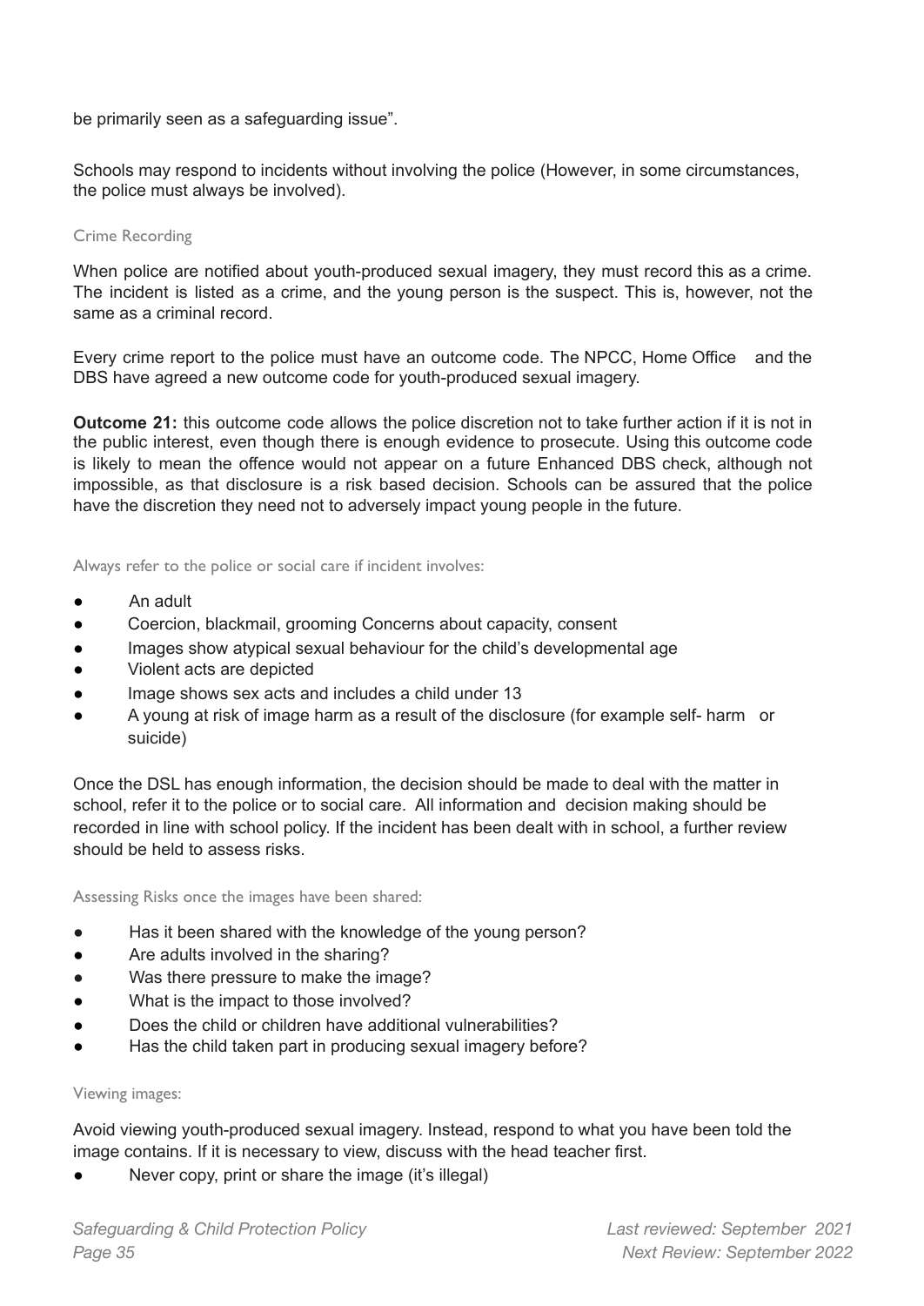be primarily seen as a safeguarding issue".

Schools may respond to incidents without involving the police (However, in some circumstances, the police must always be involved).

### Crime Recording

When police are notified about youth-produced sexual imagery, they must record this as a crime. The incident is listed as a crime, and the young person is the suspect. This is, however, not the same as a criminal record.

Every crime report to the police must have an outcome code. The NPCC, Home Office and the DBS have agreed a new outcome code for youth-produced sexual imagery.

**Outcome 21:** this outcome code allows the police discretion not to take further action if it is not in the public interest, even though there is enough evidence to prosecute. Using this outcome code is likely to mean the offence would not appear on a future Enhanced DBS check, although not impossible, as that disclosure is a risk based decision. Schools can be assured that the police have the discretion they need not to adversely impact young people in the future.

### Always refer to the police or social care if incident involves:

- An adult
- Coercion, blackmail, grooming Concerns about capacity, consent
- Images show atypical sexual behaviour for the child's developmental age
- Violent acts are depicted
- Image shows sex acts and includes a child under 13
- A young at risk of image harm as a result of the disclosure (for example self- harm or suicide)

Once the DSL has enough information, the decision should be made to deal with the matter in school, refer it to the police or to social care. All information and decision making should be recorded in line with school policy. If the incident has been dealt with in school, a further review should be held to assess risks.

### Assessing Risks once the images have been shared:

- Has it been shared with the knowledge of the young person?
- Are adults involved in the sharing?
- Was there pressure to make the image?
- What is the impact to those involved?
- Does the child or children have additional vulnerabilities?
- Has the child taken part in producing sexual imagery before?

### Viewing images:

Avoid viewing youth-produced sexual imagery. Instead, respond to what you have been told the image contains. If it is necessary to view, discuss with the head teacher first.

- Never copy, print or share the image (it's illegal)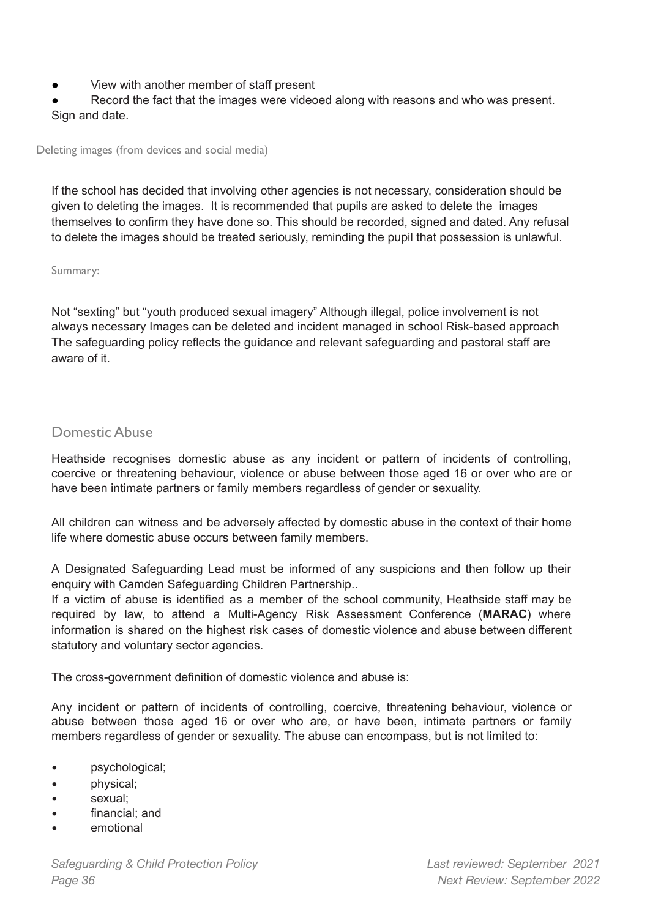- View with another member of staff present
- Record the fact that the images were videoed along with reasons and who was present. Sign and date.

#### Deleting images (from devices and social media)

If the school has decided that involving other agencies is not necessary, consideration should be given to deleting the images. It is recommended that pupils are asked to delete the images themselves to confirm they have done so. This should be recorded, signed and dated. Any refusal to delete the images should be treated seriously, reminding the pupil that possession is unlawful.

#### Summary:

Not "sexting" but "youth produced sexual imagery" Although illegal, police involvement is not always necessary Images can be deleted and incident managed in school Risk-based approach The safeguarding policy reflects the guidance and relevant safeguarding and pastoral staff are aware of it.

## Domestic Abuse

Heathside recognises domestic abuse as any incident or pattern of incidents of controlling, coercive or threatening behaviour, violence or abuse between those aged 16 or over who are or have been intimate partners or family members regardless of gender or sexuality.

All children can witness and be adversely affected by domestic abuse in the context of their home life where domestic abuse occurs between family members.

A Designated Safeguarding Lead must be informed of any suspicions and then follow up their enquiry with Camden Safeguarding Children Partnership..

If a victim of abuse is identified as a member of the school community, Heathside staff may be required by law, to attend a Multi-Agency Risk Assessment Conference (**MARAC**) where information is shared on the highest risk cases of domestic violence and abuse between different statutory and voluntary sector agencies.

The cross-government definition of domestic violence and abuse is:

Any incident or pattern of incidents of controlling, coercive, threatening behaviour, violence or abuse between those aged 16 or over who are, or have been, intimate partners or family members regardless of gender or sexuality. The abuse can encompass, but is not limited to:

- psychological;
- physical;
- sexual;
- financial; and
- emotional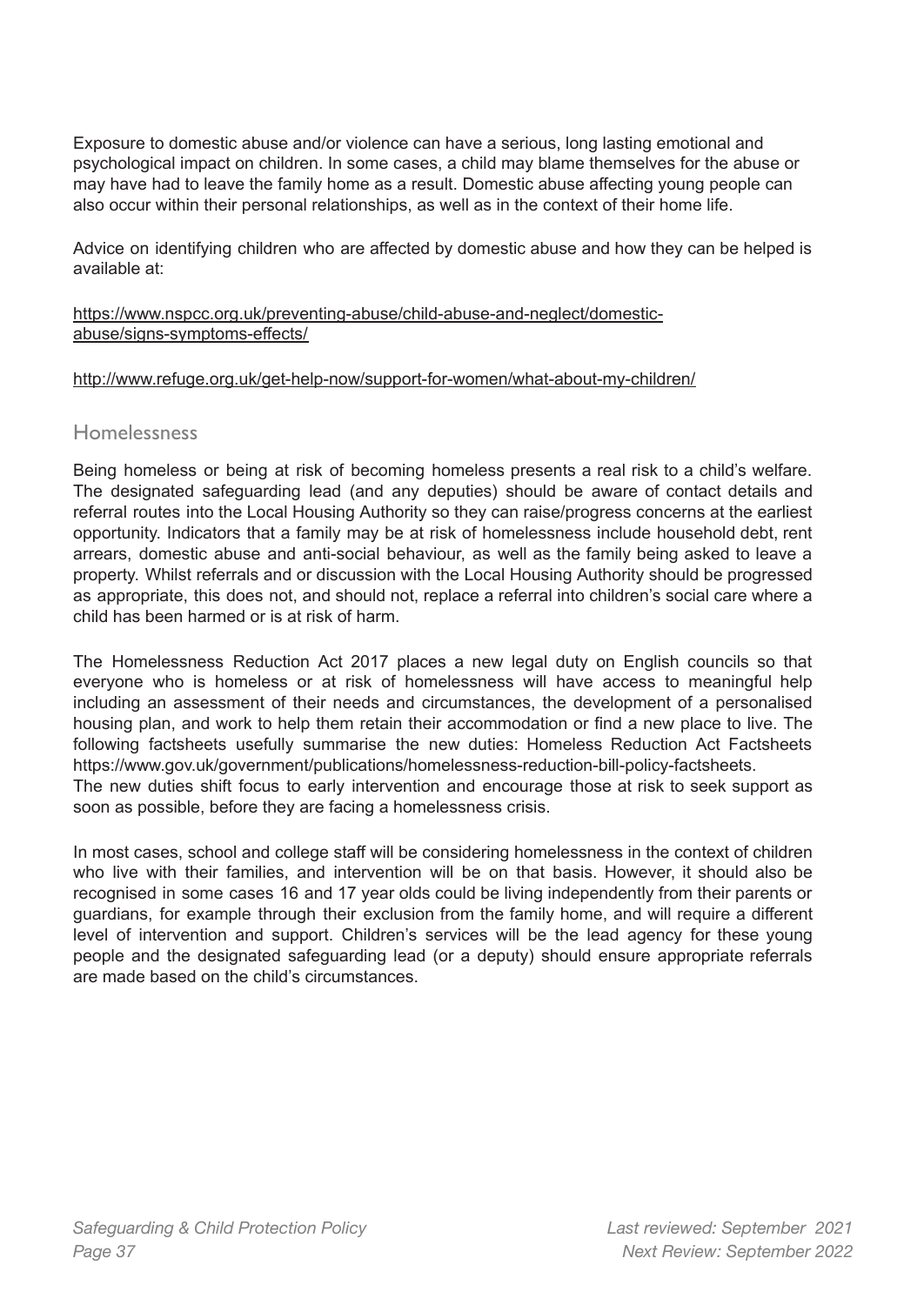Exposure to domestic abuse and/or violence can have a serious, long lasting emotional and psychological impact on children. In some cases, a child may blame themselves for the abuse or may have had to leave the family home as a result. Domestic abuse affecting young people can also occur within their personal relationships, as well as in the context of their home life.

Advice on identifying children who are affected by domestic abuse and how they can be helped is available at:

https://www.nspcc.org.uk/preventing-abuse/child-abuse-and-neglect/domestic-abuse/signs-symptoms-effects/

http://www.refuge.org.uk/get-help-now/support-for-women/what-about-my-children/

## Homelessness

Being homeless or being at risk of becoming homeless presents a real risk to a child's welfare. The designated safeguarding lead (and any deputies) should be aware of contact details and referral routes into the Local Housing Authority so they can raise/progress concerns at the earliest opportunity. Indicators that a family may be at risk of homelessness include household debt, rent arrears, domestic abuse and anti-social behaviour, as well as the family being asked to leave a property. Whilst referrals and or discussion with the Local Housing Authority should be progressed as appropriate, this does not, and should not, replace a referral into children's social care where a child has been harmed or is at risk of harm.

The Homelessness Reduction Act 2017 places a new legal duty on English councils so that everyone who is homeless or at risk of homelessness will have access to meaningful help including an assessment of their needs and circumstances, the development of a personalised housing plan, and work to help them retain their accommodation or find a new place to live. The following factsheets usefully summarise the new duties: Homeless Reduction Act Factsheets https://www.gov.uk/government/publications/homelessness-reduction-bill-policy-factsheets.
The new duties shift focus to early intervention and encourage those at risk to seek support as soon as possible, before they are facing a homelessness crisis.

In most cases, school and college staff will be considering homelessness in the context of children who live with their families, and intervention will be on that basis. However, it should also be recognised in some cases 16 and 17 year olds could be living independently from their parents or guardians, for example through their exclusion from the family home, and will require a different level of intervention and support. Children's services will be the lead agency for these young people and the designated safeguarding lead (or a deputy) should ensure appropriate referrals are made based on the child's circumstances.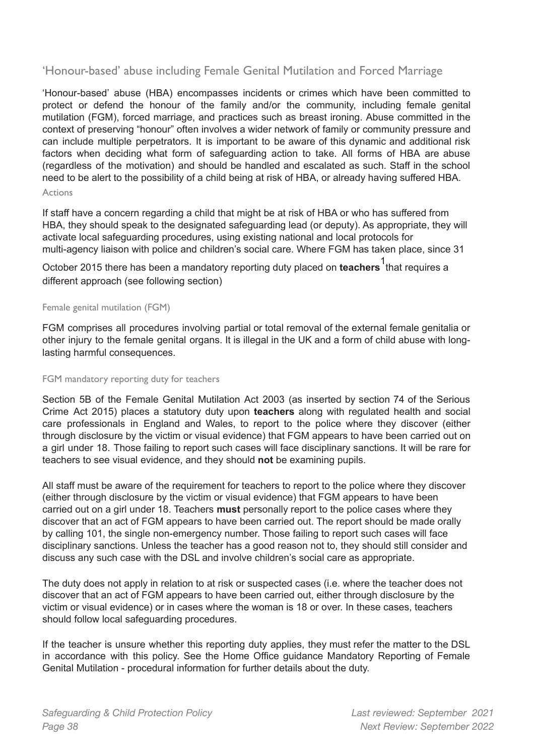## 'Honour-based' abuse including Female Genital Mutilation and Forced Marriage

'Honour-based' abuse (HBA) encompasses incidents or crimes which have been committed to protect or defend the honour of the family and/or the community, including female genital mutilation (FGM), forced marriage, and practices such as breast ironing. Abuse committed in the context of preserving "honour" often involves a wider network of family or community pressure and can include multiple perpetrators. It is important to be aware of this dynamic and additional risk factors when deciding what form of safeguarding action to take. All forms of HBA are abuse (regardless of the motivation) and should be handled and escalated as such. Staff in the school need to be alert to the possibility of a child being at risk of HBA, or already having suffered HBA.

#### Actions

If staff have a concern regarding a child that might be at risk of HBA or who has suffered from HBA, they should speak to the designated safeguarding lead (or deputy). As appropriate, they will activate local safeguarding procedures, using existing national and local protocols for multi-agency liaison with police and children's social care. Where FGM has taken place, since 31 October 2015 there has been a mandatory reporting duty placed on **teachers**[1] that requires a different approach (see following section)

#### Female genital mutilation (FGM)

FGM comprises all procedures involving partial or total removal of the external female genitalia or other injury to the female genital organs. It is illegal in the UK and a form of child abuse with long-lasting harmful consequences.

#### FGM mandatory reporting duty for teachers

Section 5B of the Female Genital Mutilation Act 2003 (as inserted by section 74 of the Serious Crime Act 2015) places a statutory duty upon **teachers** along with regulated health and social care professionals in England and Wales, to report to the police where they discover (either through disclosure by the victim or visual evidence) that FGM appears to have been carried out on a girl under 18. Those failing to report such cases will face disciplinary sanctions. It will be rare for teachers to see visual evidence, and they should **not** be examining pupils.

All staff must be aware of the requirement for teachers to report to the police where they discover (either through disclosure by the victim or visual evidence) that FGM appears to have been carried out on a girl under 18. Teachers **must** personally report to the police cases where they discover that an act of FGM appears to have been carried out. The report should be made orally by calling 101, the single non-emergency number. Those failing to report such cases will face disciplinary sanctions. Unless the teacher has a good reason not to, they should still consider and discuss any such case with the DSL and involve children's social care as appropriate.

The duty does not apply in relation to at risk or suspected cases (i.e. where the teacher does not discover that an act of FGM appears to have been carried out, either through disclosure by the victim or visual evidence) or in cases where the woman is 18 or over. In these cases, teachers should follow local safeguarding procedures.

If the teacher is unsure whether this reporting duty applies, they must refer the matter to the DSL in accordance with this policy. See the Home Office guidance Mandatory Reporting of Female Genital Mutilation - procedural information for further details about the duty.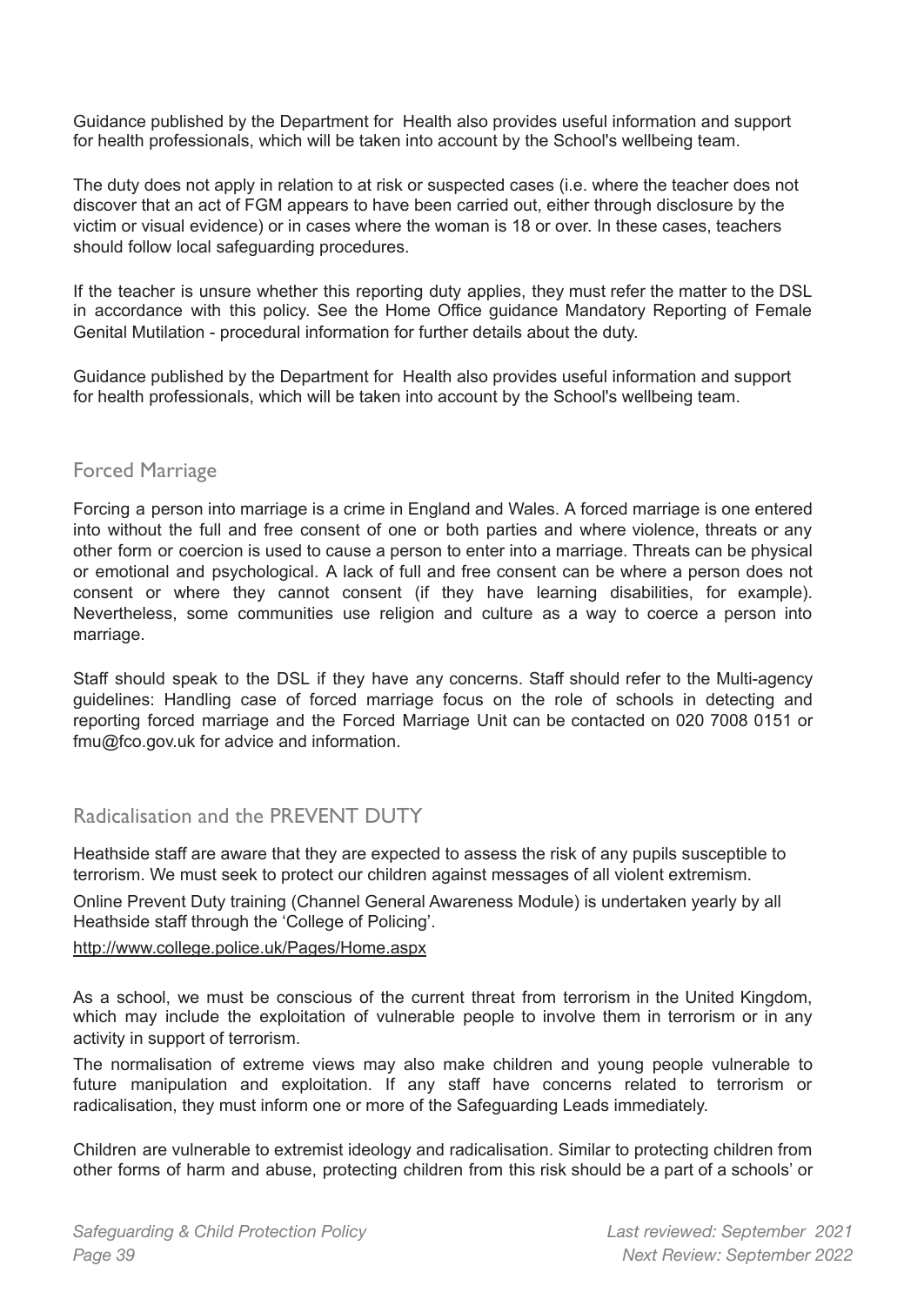Guidance published by the Department for Health also provides useful information and support for health professionals, which will be taken into account by the School's wellbeing team.

The duty does not apply in relation to at risk or suspected cases (i.e. where the teacher does not discover that an act of FGM appears to have been carried out, either through disclosure by the victim or visual evidence) or in cases where the woman is 18 or over. In these cases, teachers should follow local safeguarding procedures.

If the teacher is unsure whether this reporting duty applies, they must refer the matter to the DSL in accordance with this policy. See the Home Office guidance Mandatory Reporting of Female Genital Mutilation - procedural information for further details about the duty.

Guidance published by the Department for Health also provides useful information and support for health professionals, which will be taken into account by the School's wellbeing team.

## Forced Marriage

Forcing a person into marriage is a crime in England and Wales. A forced marriage is one entered into without the full and free consent of one or both parties and where violence, threats or any other form or coercion is used to cause a person to enter into a marriage. Threats can be physical or emotional and psychological. A lack of full and free consent can be where a person does not consent or where they cannot consent (if they have learning disabilities, for example). Nevertheless, some communities use religion and culture as a way to coerce a person into marriage.

Staff should speak to the DSL if they have any concerns. Staff should refer to the Multi-agency guidelines: Handling case of forced marriage focus on the role of schools in detecting and reporting forced marriage and the Forced Marriage Unit can be contacted on 020 7008 0151 or fmu@fco.gov.uk for advice and information.

## Radicalisation and the PREVENT DUTY

Heathside staff are aware that they are expected to assess the risk of any pupils susceptible to terrorism. We must seek to protect our children against messages of all violent extremism.

Online Prevent Duty training (Channel General Awareness Module) is undertaken yearly by all Heathside staff through the 'College of Policing'.

http://www.college.police.uk/Pages/Home.aspx

As a school, we must be conscious of the current threat from terrorism in the United Kingdom, which may include the exploitation of vulnerable people to involve them in terrorism or in any activity in support of terrorism.

The normalisation of extreme views may also make children and young people vulnerable to future manipulation and exploitation. If any staff have concerns related to terrorism or radicalisation, they must inform one or more of the Safeguarding Leads immediately.

Children are vulnerable to extremist ideology and radicalisation. Similar to protecting children from other forms of harm and abuse, protecting children from this risk should be a part of a schools' or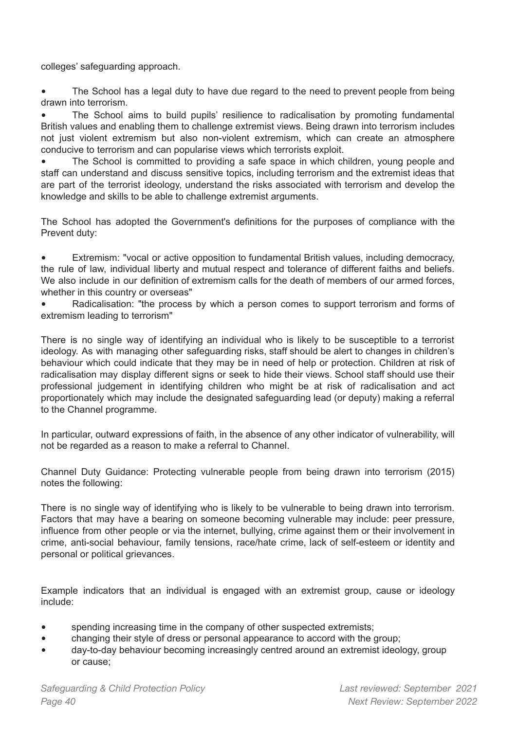colleges' safeguarding approach.

- The School has a legal duty to have due regard to the need to prevent people from being drawn into terrorism.
- The School aims to build pupils' resilience to radicalisation by promoting fundamental British values and enabling them to challenge extremist views. Being drawn into terrorism includes not just violent extremism but also non-violent extremism, which can create an atmosphere conducive to terrorism and can popularise views which terrorists exploit.
- The School is committed to providing a safe space in which children, young people and staff can understand and discuss sensitive topics, including terrorism and the extremist ideas that are part of the terrorist ideology, understand the risks associated with terrorism and develop the knowledge and skills to be able to challenge extremist arguments.

The School has adopted the Government's definitions for the purposes of compliance with the Prevent duty:

- Extremism: "vocal or active opposition to fundamental British values, including democracy, the rule of law, individual liberty and mutual respect and tolerance of different faiths and beliefs. We also include in our definition of extremism calls for the death of members of our armed forces, whether in this country or overseas"
- Radicalisation: "the process by which a person comes to support terrorism and forms of extremism leading to terrorism"

There is no single way of identifying an individual who is likely to be susceptible to a terrorist ideology. As with managing other safeguarding risks, staff should be alert to changes in children's behaviour which could indicate that they may be in need of help or protection. Children at risk of radicalisation may display different signs or seek to hide their views. School staff should use their professional judgement in identifying children who might be at risk of radicalisation and act proportionately which may include the designated safeguarding lead (or deputy) making a referral to the Channel programme.

In particular, outward expressions of faith, in the absence of any other indicator of vulnerability, will not be regarded as a reason to make a referral to Channel.

Channel Duty Guidance: Protecting vulnerable people from being drawn into terrorism (2015) notes the following:

There is no single way of identifying who is likely to be vulnerable to being drawn into terrorism. Factors that may have a bearing on someone becoming vulnerable may include: peer pressure, influence from other people or via the internet, bullying, crime against them or their involvement in crime, anti-social behaviour, family tensions, race/hate crime, lack of self-esteem or identity and personal or political grievances.

Example indicators that an individual is engaged with an extremist group, cause or ideology include:

- spending increasing time in the company of other suspected extremists;
- changing their style of dress or personal appearance to accord with the group;
- day-to-day behaviour becoming increasingly centred around an extremist ideology, group or cause;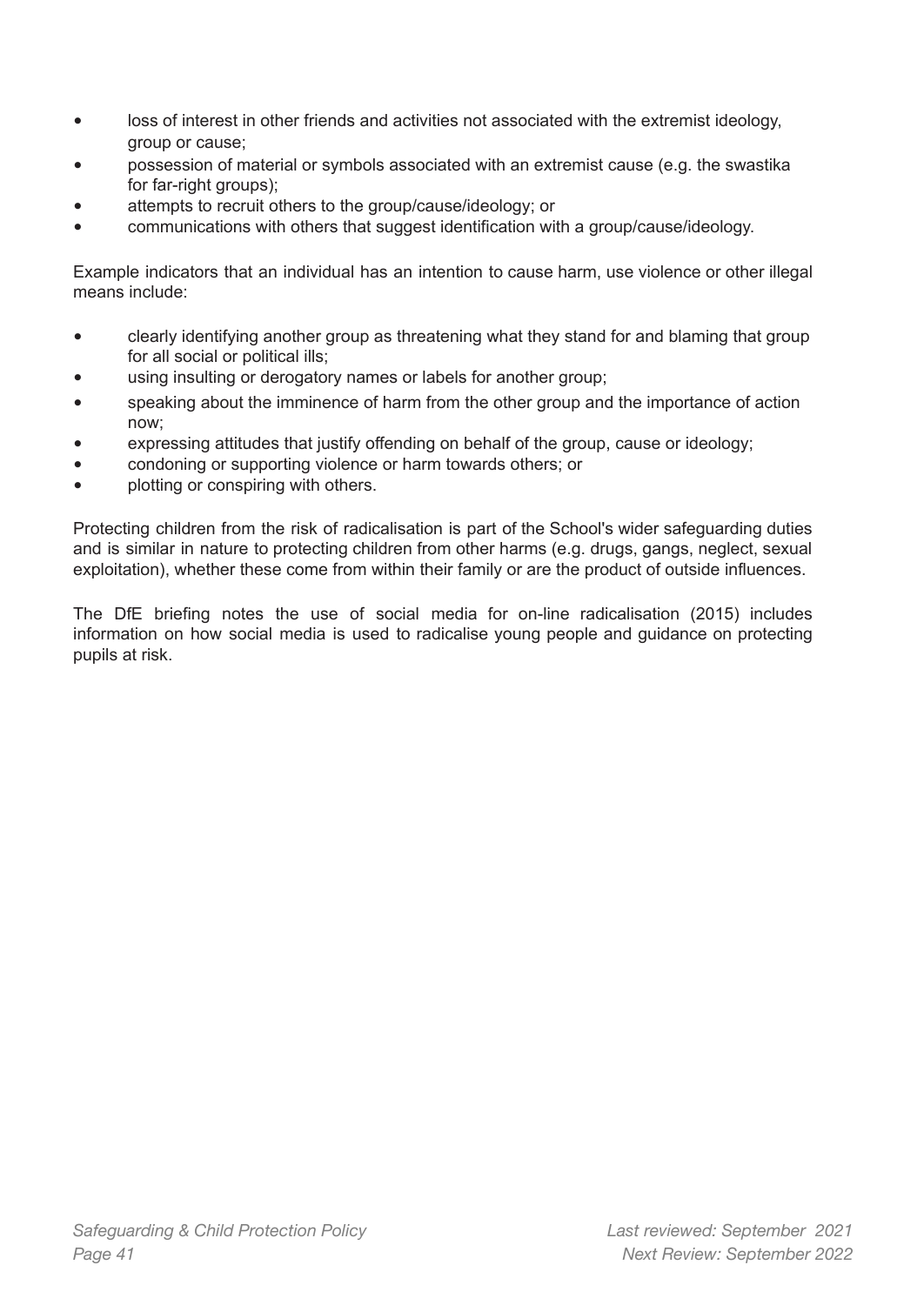- loss of interest in other friends and activities not associated with the extremist ideology, group or cause;
- possession of material or symbols associated with an extremist cause (e.g. the swastika for far-right groups);
- attempts to recruit others to the group/cause/ideology; or
- communications with others that suggest identification with a group/cause/ideology.

Example indicators that an individual has an intention to cause harm, use violence or other illegal means include:

- clearly identifying another group as threatening what they stand for and blaming that group for all social or political ills;
- using insulting or derogatory names or labels for another group;
- speaking about the imminence of harm from the other group and the importance of action now;
- expressing attitudes that justify offending on behalf of the group, cause or ideology;
- condoning or supporting violence or harm towards others; or
- plotting or conspiring with others.

Protecting children from the risk of radicalisation is part of the School's wider safeguarding duties and is similar in nature to protecting children from other harms (e.g. drugs, gangs, neglect, sexual exploitation), whether these come from within their family or are the product of outside influences.

The DfE briefing notes the use of social media for on-line radicalisation (2015) includes information on how social media is used to radicalise young people and guidance on protecting pupils at risk.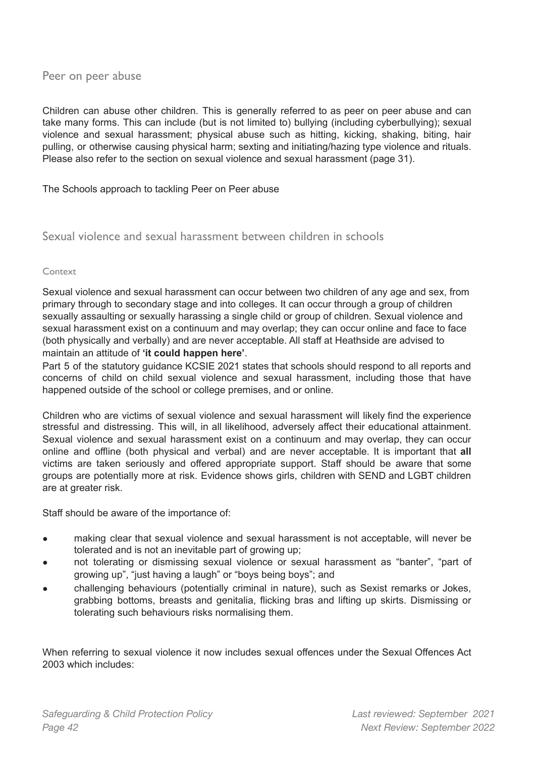## Peer on peer abuse

Children can abuse other children. This is generally referred to as peer on peer abuse and can take many forms. This can include (but is not limited to) bullying (including cyberbullying); sexual violence and sexual harassment; physical abuse such as hitting, kicking, shaking, biting, hair pulling, or otherwise causing physical harm; sexting and initiating/hazing type violence and rituals. Please also refer to the section on sexual violence and sexual harassment (page 31).

The Schools approach to tackling Peer on Peer abuse

## Sexual violence and sexual harassment between children in schools

### Context

Sexual violence and sexual harassment can occur between two children of any age and sex, from primary through to secondary stage and into colleges. It can occur through a group of children sexually assaulting or sexually harassing a single child or group of children. Sexual violence and sexual harassment exist on a continuum and may overlap; they can occur online and face to face (both physically and verbally) and are never acceptable. All staff at Heathside are advised to maintain an attitude of **'it could happen here'**.
Part 5 of the statutory guidance KCSIE 2021 states that schools should respond to all reports and concerns of child on child sexual violence and sexual harassment, including those that have happened outside of the school or college premises, and or online.

Children who are victims of sexual violence and sexual harassment will likely find the experience stressful and distressing. This will, in all likelihood, adversely affect their educational attainment. Sexual violence and sexual harassment exist on a continuum and may overlap, they can occur online and offline (both physical and verbal) and are never acceptable. It is important that **all** victims are taken seriously and offered appropriate support. Staff should be aware that some groups are potentially more at risk. Evidence shows girls, children with SEND and LGBT children are at greater risk.

Staff should be aware of the importance of:

- making clear that sexual violence and sexual harassment is not acceptable, will never be tolerated and is not an inevitable part of growing up;
- not tolerating or dismissing sexual violence or sexual harassment as "banter", "part of growing up", "just having a laugh" or "boys being boys"; and
- challenging behaviours (potentially criminal in nature), such as Sexist remarks or Jokes, grabbing bottoms, breasts and genitalia, flicking bras and lifting up skirts. Dismissing or tolerating such behaviours risks normalising them.

When referring to sexual violence it now includes sexual offences under the Sexual Offences Act 2003 which includes: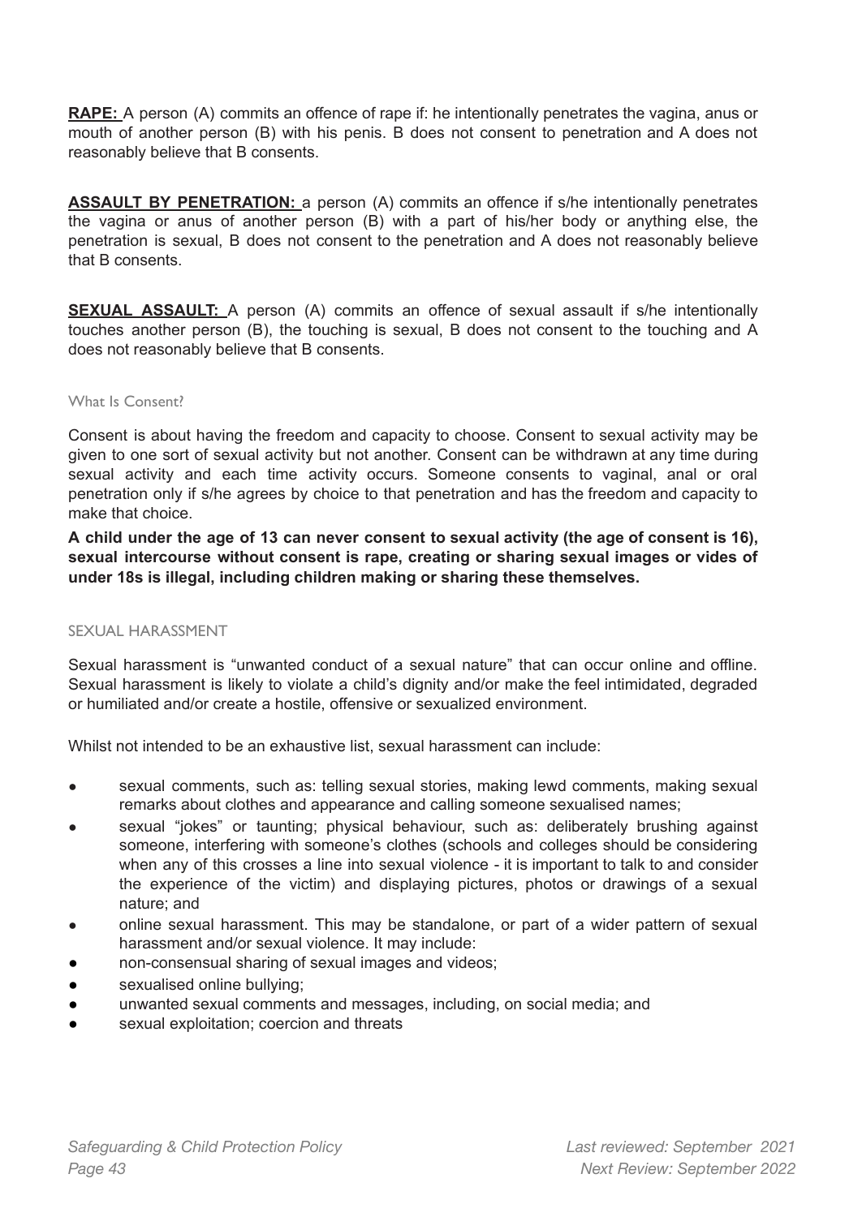**<u>RAPE:</u>** A person (A) commits an offence of rape if: he intentionally penetrates the vagina, anus or mouth of another person (B) with his penis. B does not consent to penetration and A does not reasonably believe that B consents.

**<u>ASSAULT BY PENETRATION:</u>** a person (A) commits an offence if s/he intentionally penetrates the vagina or anus of another person (B) with a part of his/her body or anything else, the penetration is sexual, B does not consent to the penetration and A does not reasonably believe that B consents.

**<u>SEXUAL ASSAULT:</u>** A person (A) commits an offence of sexual assault if s/he intentionally touches another person (B), the touching is sexual, B does not consent to the touching and A does not reasonably believe that B consents.

### What Is Consent?

Consent is about having the freedom and capacity to choose. Consent to sexual activity may be given to one sort of sexual activity but not another. Consent can be withdrawn at any time during sexual activity and each time activity occurs. Someone consents to vaginal, anal or oral penetration only if s/he agrees by choice to that penetration and has the freedom and capacity to make that choice.

**A child under the age of 13 can never consent to sexual activity (the age of consent is 16), sexual intercourse without consent is rape, creating or sharing sexual images or vides of under 18s is illegal, including children making or sharing these themselves.**

### SEXUAL HARASSMENT

Sexual harassment is "unwanted conduct of a sexual nature" that can occur online and offline. Sexual harassment is likely to violate a child's dignity and/or make the feel intimidated, degraded or humiliated and/or create a hostile, offensive or sexualized environment.

Whilst not intended to be an exhaustive list, sexual harassment can include:

- sexual comments, such as: telling sexual stories, making lewd comments, making sexual remarks about clothes and appearance and calling someone sexualised names;
- sexual "jokes" or taunting; physical behaviour, such as: deliberately brushing against someone, interfering with someone's clothes (schools and colleges should be considering when any of this crosses a line into sexual violence - it is important to talk to and consider the experience of the victim) and displaying pictures, photos or drawings of a sexual nature; and
- online sexual harassment. This may be standalone, or part of a wider pattern of sexual harassment and/or sexual violence. It may include:
- non-consensual sharing of sexual images and videos;
- sexualised online bullying;
- unwanted sexual comments and messages, including, on social media; and
- sexual exploitation; coercion and threats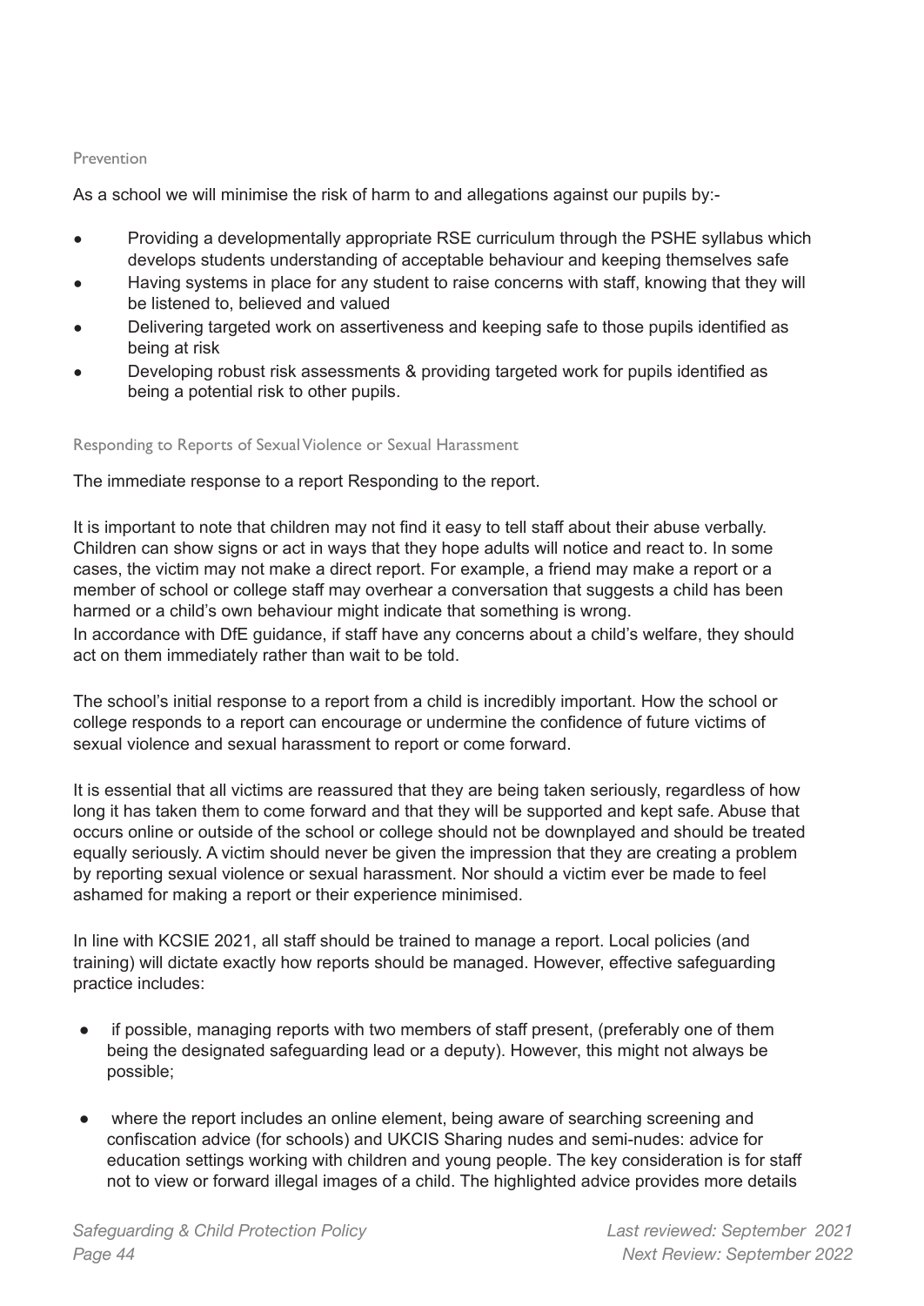### Prevention

As a school we will minimise the risk of harm to and allegations against our pupils by:-

- Providing a developmentally appropriate RSE curriculum through the PSHE syllabus which develops students understanding of acceptable behaviour and keeping themselves safe
- Having systems in place for any student to raise concerns with staff, knowing that they will be listened to, believed and valued
- Delivering targeted work on assertiveness and keeping safe to those pupils identified as being at risk
- Developing robust risk assessments & providing targeted work for pupils identified as being a potential risk to other pupils.

### Responding to Reports of Sexual Violence or Sexual Harassment

The immediate response to a report Responding to the report.

It is important to note that children may not find it easy to tell staff about their abuse verbally. Children can show signs or act in ways that they hope adults will notice and react to. In some cases, the victim may not make a direct report. For example, a friend may make a report or a member of school or college staff may overhear a conversation that suggests a child has been harmed or a child's own behaviour might indicate that something is wrong.
In accordance with DfE guidance, if staff have any concerns about a child's welfare, they should act on them immediately rather than wait to be told.

The school's initial response to a report from a child is incredibly important. How the school or college responds to a report can encourage or undermine the confidence of future victims of sexual violence and sexual harassment to report or come forward.

It is essential that all victims are reassured that they are being taken seriously, regardless of how long it has taken them to come forward and that they will be supported and kept safe. Abuse that occurs online or outside of the school or college should not be downplayed and should be treated equally seriously. A victim should never be given the impression that they are creating a problem by reporting sexual violence or sexual harassment. Nor should a victim ever be made to feel ashamed for making a report or their experience minimised.

In line with KCSIE 2021, all staff should be trained to manage a report. Local policies (and training) will dictate exactly how reports should be managed. However, effective safeguarding practice includes:

- if possible, managing reports with two members of staff present, (preferably one of them being the designated safeguarding lead or a deputy). However, this might not always be possible;
- where the report includes an online element, being aware of searching screening and confiscation advice (for schools) and UKCIS Sharing nudes and semi-nudes: advice for education settings working with children and young people. The key consideration is for staff not to view or forward illegal images of a child. The highlighted advice provides more details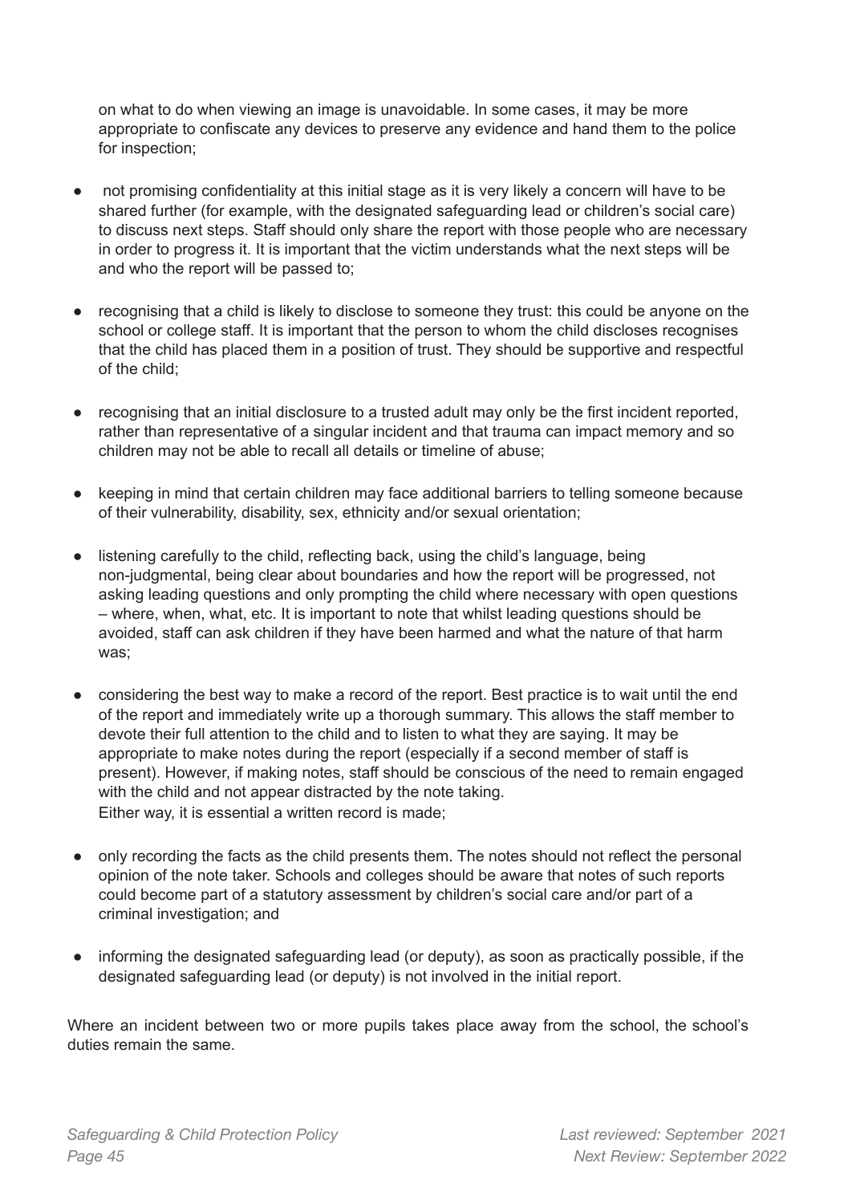on what to do when viewing an image is unavoidable. In some cases, it may be more appropriate to confiscate any devices to preserve any evidence and hand them to the police for inspection;

- not promising confidentiality at this initial stage as it is very likely a concern will have to be shared further (for example, with the designated safeguarding lead or children's social care) to discuss next steps. Staff should only share the report with those people who are necessary in order to progress it. It is important that the victim understands what the next steps will be and who the report will be passed to;

- recognising that a child is likely to disclose to someone they trust: this could be anyone on the school or college staff. It is important that the person to whom the child discloses recognises that the child has placed them in a position of trust. They should be supportive and respectful of the child;

- recognising that an initial disclosure to a trusted adult may only be the first incident reported, rather than representative of a singular incident and that trauma can impact memory and so children may not be able to recall all details or timeline of abuse;

- keeping in mind that certain children may face additional barriers to telling someone because of their vulnerability, disability, sex, ethnicity and/or sexual orientation;

- listening carefully to the child, reflecting back, using the child's language, being non-judgmental, being clear about boundaries and how the report will be progressed, not asking leading questions and only prompting the child where necessary with open questions – where, when, what, etc. It is important to note that whilst leading questions should be avoided, staff can ask children if they have been harmed and what the nature of that harm was;

- considering the best way to make a record of the report. Best practice is to wait until the end of the report and immediately write up a thorough summary. This allows the staff member to devote their full attention to the child and to listen to what they are saying. It may be appropriate to make notes during the report (especially if a second member of staff is present). However, if making notes, staff should be conscious of the need to remain engaged with the child and not appear distracted by the note taking.
  Either way, it is essential a written record is made;

- only recording the facts as the child presents them. The notes should not reflect the personal opinion of the note taker. Schools and colleges should be aware that notes of such reports could become part of a statutory assessment by children's social care and/or part of a criminal investigation; and

- informing the designated safeguarding lead (or deputy), as soon as practically possible, if the designated safeguarding lead (or deputy) is not involved in the initial report.

Where an incident between two or more pupils takes place away from the school, the school's duties remain the same.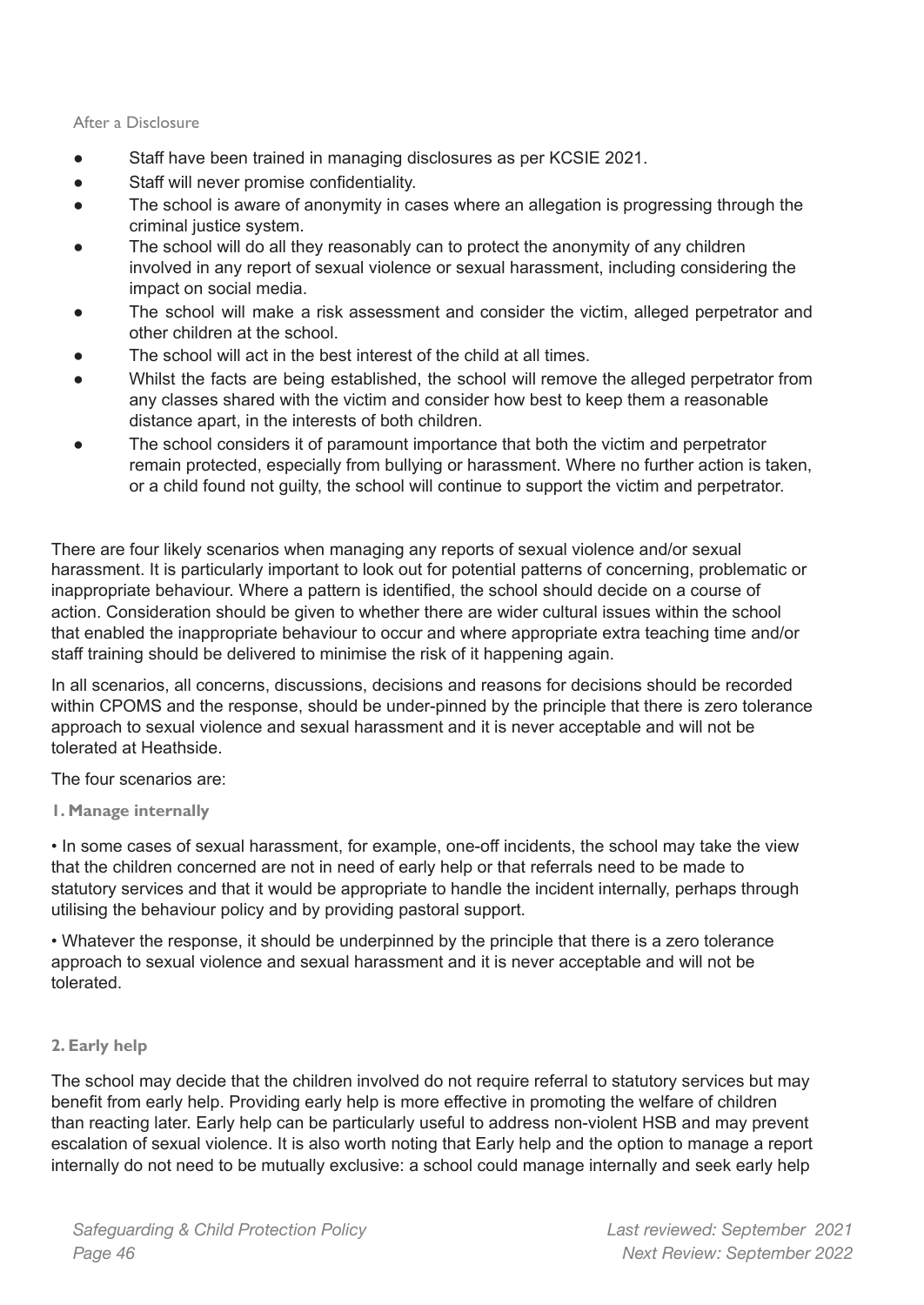After a Disclosure

- Staff have been trained in managing disclosures as per KCSIE 2021.
- Staff will never promise confidentiality.
- The school is aware of anonymity in cases where an allegation is progressing through the criminal justice system.
- The school will do all they reasonably can to protect the anonymity of any children involved in any report of sexual violence or sexual harassment, including considering the impact on social media.
- The school will make a risk assessment and consider the victim, alleged perpetrator and other children at the school.
- The school will act in the best interest of the child at all times.
- Whilst the facts are being established, the school will remove the alleged perpetrator from any classes shared with the victim and consider how best to keep them a reasonable distance apart, in the interests of both children.
- The school considers it of paramount importance that both the victim and perpetrator remain protected, especially from bullying or harassment. Where no further action is taken, or a child found not guilty, the school will continue to support the victim and perpetrator.

There are four likely scenarios when managing any reports of sexual violence and/or sexual harassment. It is particularly important to look out for potential patterns of concerning, problematic or inappropriate behaviour. Where a pattern is identified, the school should decide on a course of action. Consideration should be given to whether there are wider cultural issues within the school that enabled the inappropriate behaviour to occur and where appropriate extra teaching time and/or staff training should be delivered to minimise the risk of it happening again.

In all scenarios, all concerns, discussions, decisions and reasons for decisions should be recorded within CPOMS and the response, should be under-pinned by the principle that there is zero tolerance approach to sexual violence and sexual harassment and it is never acceptable and will not be tolerated at Heathside.

The four scenarios are:

**1. Manage internally**

• In some cases of sexual harassment, for example, one-off incidents, the school may take the view that the children concerned are not in need of early help or that referrals need to be made to statutory services and that it would be appropriate to handle the incident internally, perhaps through utilising the behaviour policy and by providing pastoral support.

• Whatever the response, it should be underpinned by the principle that there is a zero tolerance approach to sexual violence and sexual harassment and it is never acceptable and will not be tolerated.

**2. Early help**

The school may decide that the children involved do not require referral to statutory services but may benefit from early help. Providing early help is more effective in promoting the welfare of children than reacting later. Early help can be particularly useful to address non-violent HSB and may prevent escalation of sexual violence. It is also worth noting that Early help and the option to manage a report internally do not need to be mutually exclusive: a school could manage internally and seek early help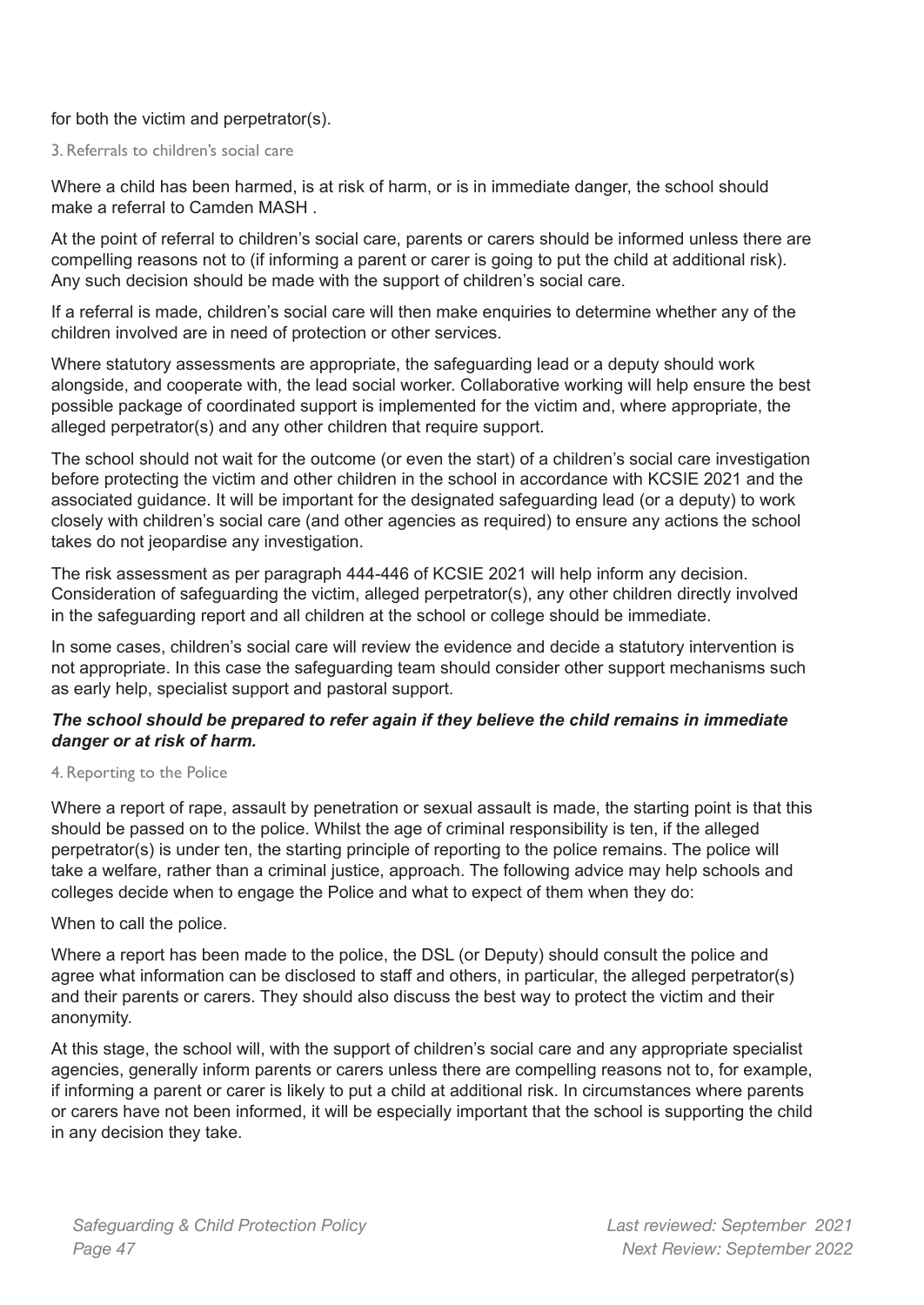for both the victim and perpetrator(s).

### 3. Referrals to children's social care

Where a child has been harmed, is at risk of harm, or is in immediate danger, the school should make a referral to Camden MASH .

At the point of referral to children's social care, parents or carers should be informed unless there are compelling reasons not to (if informing a parent or carer is going to put the child at additional risk). Any such decision should be made with the support of children's social care.

If a referral is made, children's social care will then make enquiries to determine whether any of the children involved are in need of protection or other services.

Where statutory assessments are appropriate, the safeguarding lead or a deputy should work alongside, and cooperate with, the lead social worker. Collaborative working will help ensure the best possible package of coordinated support is implemented for the victim and, where appropriate, the alleged perpetrator(s) and any other children that require support.

The school should not wait for the outcome (or even the start) of a children's social care investigation before protecting the victim and other children in the school in accordance with KCSIE 2021 and the associated guidance. It will be important for the designated safeguarding lead (or a deputy) to work closely with children's social care (and other agencies as required) to ensure any actions the school takes do not jeopardise any investigation.

The risk assessment as per paragraph 444-446 of KCSIE 2021 will help inform any decision. Consideration of safeguarding the victim, alleged perpetrator(s), any other children directly involved in the safeguarding report and all children at the school or college should be immediate.

In some cases, children's social care will review the evidence and decide a statutory intervention is not appropriate. In this case the safeguarding team should consider other support mechanisms such as early help, specialist support and pastoral support.

***The school should be prepared to refer again if they believe the child remains in immediate danger or at risk of harm.***

### 4. Reporting to the Police

Where a report of rape, assault by penetration or sexual assault is made, the starting point is that this should be passed on to the police. Whilst the age of criminal responsibility is ten, if the alleged perpetrator(s) is under ten, the starting principle of reporting to the police remains. The police will take a welfare, rather than a criminal justice, approach. The following advice may help schools and colleges decide when to engage the Police and what to expect of them when they do:

When to call the police.

Where a report has been made to the police, the DSL (or Deputy) should consult the police and agree what information can be disclosed to staff and others, in particular, the alleged perpetrator(s) and their parents or carers. They should also discuss the best way to protect the victim and their anonymity.

At this stage, the school will, with the support of children's social care and any appropriate specialist agencies, generally inform parents or carers unless there are compelling reasons not to, for example, if informing a parent or carer is likely to put a child at additional risk. In circumstances where parents or carers have not been informed, it will be especially important that the school is supporting the child in any decision they take.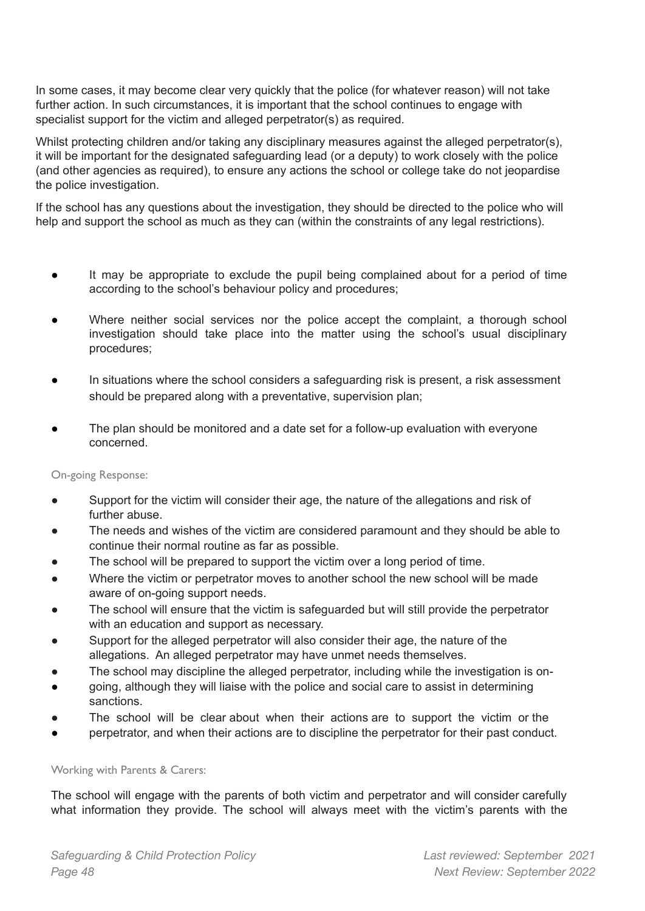In some cases, it may become clear very quickly that the police (for whatever reason) will not take further action. In such circumstances, it is important that the school continues to engage with specialist support for the victim and alleged perpetrator(s) as required.

Whilst protecting children and/or taking any disciplinary measures against the alleged perpetrator(s), it will be important for the designated safeguarding lead (or a deputy) to work closely with the police (and other agencies as required), to ensure any actions the school or college take do not jeopardise the police investigation.

If the school has any questions about the investigation, they should be directed to the police who will help and support the school as much as they can (within the constraints of any legal restrictions).

- It may be appropriate to exclude the pupil being complained about for a period of time according to the school's behaviour policy and procedures;
- Where neither social services nor the police accept the complaint, a thorough school investigation should take place into the matter using the school's usual disciplinary procedures;
- In situations where the school considers a safeguarding risk is present, a risk assessment should be prepared along with a preventative, supervision plan;
- The plan should be monitored and a date set for a follow-up evaluation with everyone concerned.

On-going Response:

- Support for the victim will consider their age, the nature of the allegations and risk of further abuse.
- The needs and wishes of the victim are considered paramount and they should be able to continue their normal routine as far as possible.
- The school will be prepared to support the victim over a long period of time.
- Where the victim or perpetrator moves to another school the new school will be made aware of on-going support needs.
- The school will ensure that the victim is safeguarded but will still provide the perpetrator with an education and support as necessary.
- Support for the alleged perpetrator will also consider their age, the nature of the allegations. An alleged perpetrator may have unmet needs themselves.
- The school may discipline the alleged perpetrator, including while the investigation is on-
- going, although they will liaise with the police and social care to assist in determining sanctions.
- The school will be clear about when their actions are to support the victim or the
- perpetrator, and when their actions are to discipline the perpetrator for their past conduct.

Working with Parents & Carers:

The school will engage with the parents of both victim and perpetrator and will consider carefully what information they provide. The school will always meet with the victim's parents with the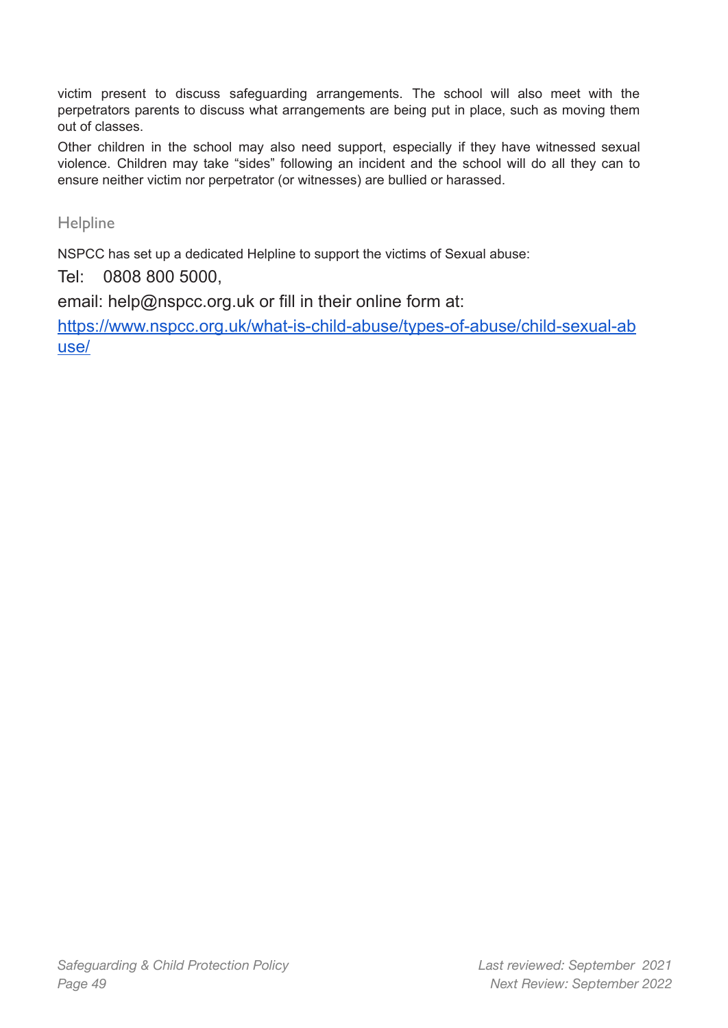victim present to discuss safeguarding arrangements. The school will also meet with the perpetrators parents to discuss what arrangements are being put in place, such as moving them out of classes.

Other children in the school may also need support, especially if they have witnessed sexual violence. Children may take "sides" following an incident and the school will do all they can to ensure neither victim nor perpetrator (or witnesses) are bullied or harassed.

## Helpline

NSPCC has set up a dedicated Helpline to support the victims of Sexual abuse:

Tel: 0808 800 5000,

email: help@nspcc.org.uk or fill in their online form at:

[https://www.nspcc.org.uk/what-is-child-abuse/types-of-abuse/child-sexual-abuse/](https://www.nspcc.org.uk/what-is-child-abuse/types-of-abuse/child-sexual-abuse/)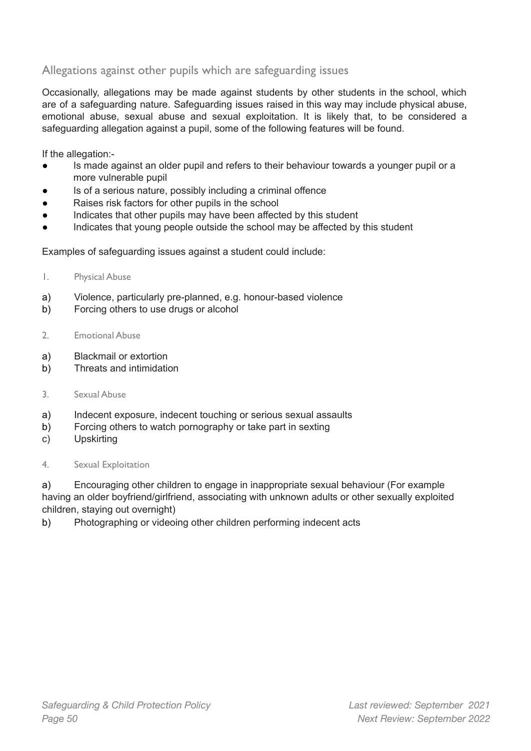## Allegations against other pupils which are safeguarding issues

Occasionally, allegations may be made against students by other students in the school, which are of a safeguarding nature. Safeguarding issues raised in this way may include physical abuse, emotional abuse, sexual abuse and sexual exploitation. It is likely that, to be considered a safeguarding allegation against a pupil, some of the following features will be found.

If the allegation:-

- Is made against an older pupil and refers to their behaviour towards a younger pupil or a more vulnerable pupil
- Is of a serious nature, possibly including a criminal offence
- Raises risk factors for other pupils in the school
- Indicates that other pupils may have been affected by this student
- Indicates that young people outside the school may be affected by this student

Examples of safeguarding issues against a student could include:

1. Physical Abuse

a) Violence, particularly pre-planned, e.g. honour-based violence
b) Forcing others to use drugs or alcohol

2. Emotional Abuse

a) Blackmail or extortion
b) Threats and intimidation

3. Sexual Abuse

a) Indecent exposure, indecent touching or serious sexual assaults
b) Forcing others to watch pornography or take part in sexting
c) Upskirting

4. Sexual Exploitation

a) Encouraging other children to engage in inappropriate sexual behaviour (For example having an older boyfriend/girlfriend, associating with unknown adults or other sexually exploited children, staying out overnight)
b) Photographing or videoing other children performing indecent acts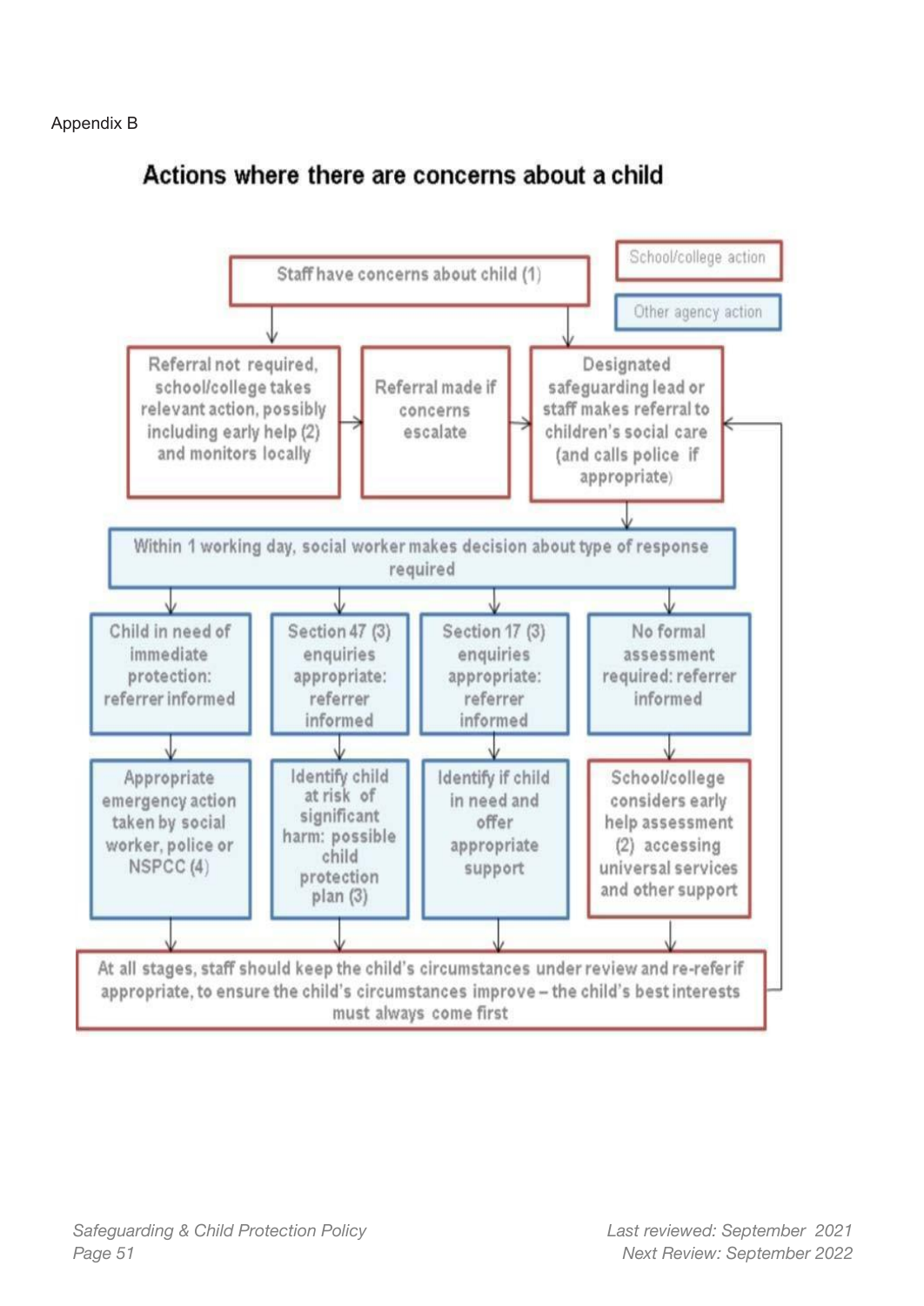Appendix B

# Actions where there are concerns about a child

School/college action

Other agency action

Staff have concerns about child (1)

Referral not required, school/college takes relevant action, possibly including early help (2) and monitors locally

Referral made if concerns escalate

Designated safeguarding lead or staff makes referral to children's social care (and calls police if appropriate)

Within 1 working day, social worker makes decision about type of response required

| Child in need of immediate protection: referrer informed | Section 47 (3) enquiries appropriate: referrer informed | Section 17 (3) enquiries appropriate: referrer informed | No formal assessment required: referrer informed |
|---|---|---|---|
| Appropriate emergency action taken by social worker, police or NSPCC (4) | Identify child at risk of significant harm: possible child protection plan (3) | Identify if child in need and offer appropriate support | School/college considers early help assessment (2) accessing universal services and other support |

At all stages, staff should keep the child's circumstances under review and re-refer if appropriate, to ensure the child's circumstances improve – the child's best interests must always come first

*Safeguarding & Child Protection Policy*

*Last reviewed: September 2021*
*Next Review: September 2022*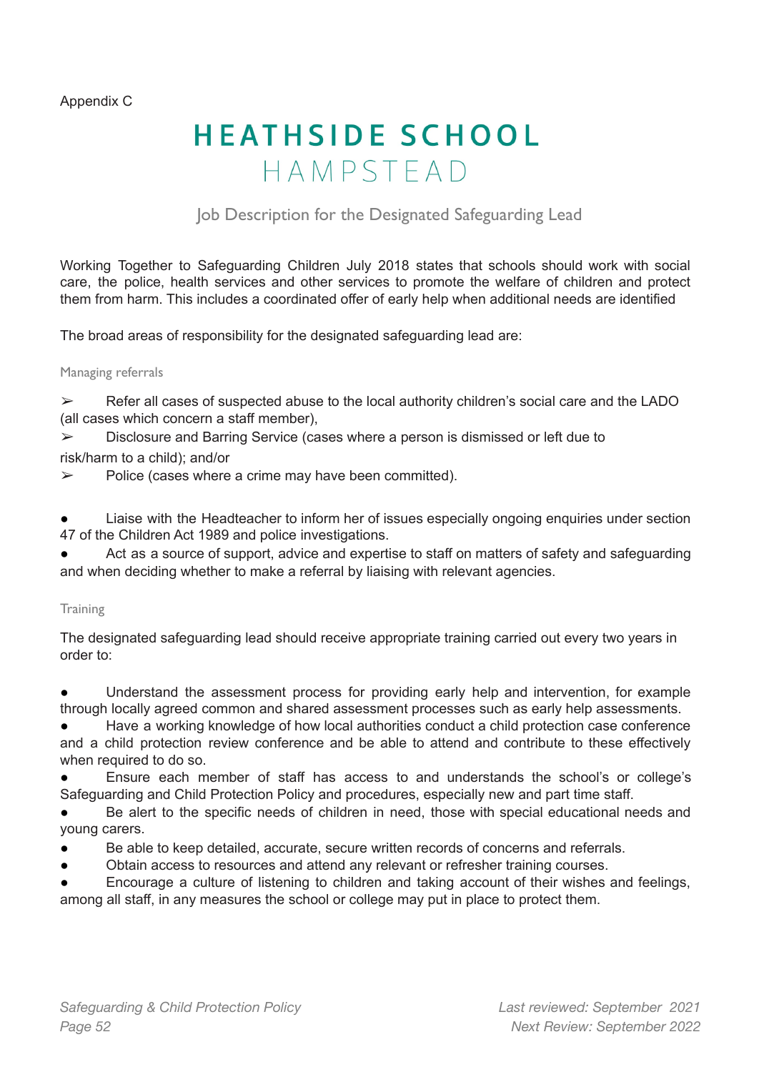Appendix C

# HEATHSIDE SCHOOL
# HAMPSTEAD

## Job Description for the Designated Safeguarding Lead

Working Together to Safeguarding Children July 2018 states that schools should work with social care, the police, health services and other services to promote the welfare of children and protect them from harm. This includes a coordinated offer of early help when additional needs are identified

The broad areas of responsibility for the designated safeguarding lead are:

### Managing referrals

➢ Refer all cases of suspected abuse to the local authority children's social care and the LADO (all cases which concern a staff member),

➢ Disclosure and Barring Service (cases where a person is dismissed or left due to risk/harm to a child); and/or

➢ Police (cases where a crime may have been committed).

- Liaise with the Headteacher to inform her of issues especially ongoing enquiries under section 47 of the Children Act 1989 and police investigations.
- Act as a source of support, advice and expertise to staff on matters of safety and safeguarding and when deciding whether to make a referral by liaising with relevant agencies.

### Training

The designated safeguarding lead should receive appropriate training carried out every two years in order to:

- Understand the assessment process for providing early help and intervention, for example through locally agreed common and shared assessment processes such as early help assessments.
- Have a working knowledge of how local authorities conduct a child protection case conference and a child protection review conference and be able to attend and contribute to these effectively when required to do so.
- Ensure each member of staff has access to and understands the school's or college's Safeguarding and Child Protection Policy and procedures, especially new and part time staff.
- Be alert to the specific needs of children in need, those with special educational needs and young carers.
- Be able to keep detailed, accurate, secure written records of concerns and referrals.
- Obtain access to resources and attend any relevant or refresher training courses.
- Encourage a culture of listening to children and taking account of their wishes and feelings, among all staff, in any measures the school or college may put in place to protect them.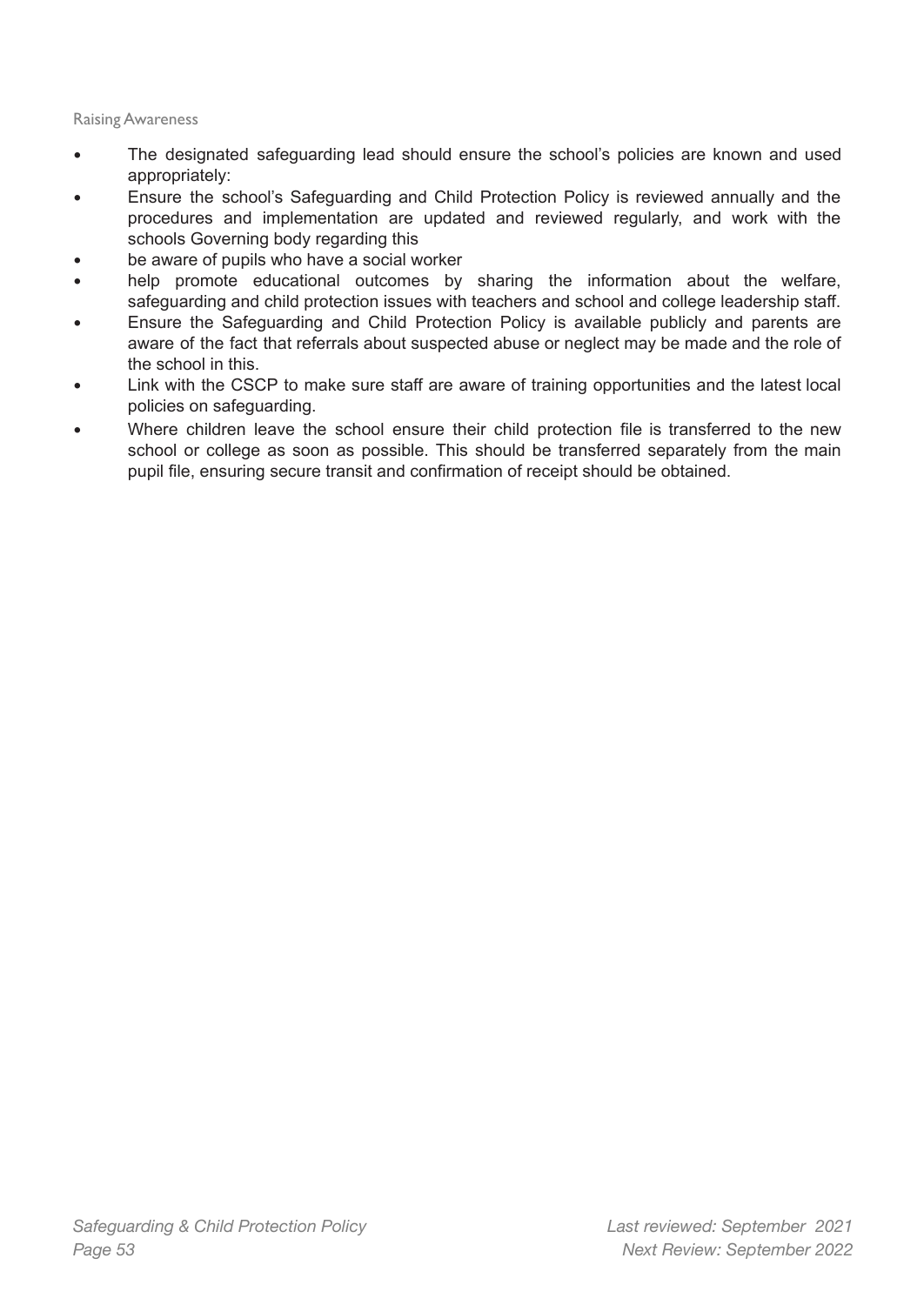### Raising Awareness

- The designated safeguarding lead should ensure the school's policies are known and used appropriately:
- Ensure the school's Safeguarding and Child Protection Policy is reviewed annually and the procedures and implementation are updated and reviewed regularly, and work with the schools Governing body regarding this
- be aware of pupils who have a social worker
- help promote educational outcomes by sharing the information about the welfare, safeguarding and child protection issues with teachers and school and college leadership staff.
- Ensure the Safeguarding and Child Protection Policy is available publicly and parents are aware of the fact that referrals about suspected abuse or neglect may be made and the role of the school in this.
- Link with the CSCP to make sure staff are aware of training opportunities and the latest local policies on safeguarding.
- Where children leave the school ensure their child protection file is transferred to the new school or college as soon as possible. This should be transferred separately from the main pupil file, ensuring secure transit and confirmation of receipt should be obtained.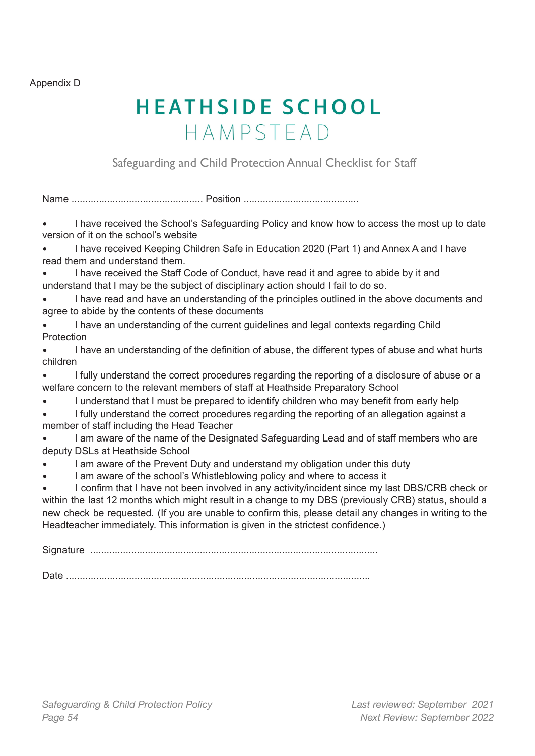Appendix D

# HEATHSIDE SCHOOL
## HAMPSTEAD

### Safeguarding and Child Protection Annual Checklist for Staff

Name ................................................ Position ..........................................

- I have received the School's Safeguarding Policy and know how to access the most up to date version of it on the school's website
- I have received Keeping Children Safe in Education 2020 (Part 1) and Annex A and I have read them and understand them.
- I have received the Staff Code of Conduct, have read it and agree to abide by it and understand that I may be the subject of disciplinary action should I fail to do so.
- I have read and have an understanding of the principles outlined in the above documents and agree to abide by the contents of these documents
- I have an understanding of the current guidelines and legal contexts regarding Child Protection
- I have an understanding of the definition of abuse, the different types of abuse and what hurts children
- I fully understand the correct procedures regarding the reporting of a disclosure of abuse or a welfare concern to the relevant members of staff at Heathside Preparatory School
- I understand that I must be prepared to identify children who may benefit from early help
- I fully understand the correct procedures regarding the reporting of an allegation against a member of staff including the Head Teacher
- I am aware of the name of the Designated Safeguarding Lead and of staff members who are deputy DSLs at Heathside School
- I am aware of the Prevent Duty and understand my obligation under this duty
- I am aware of the school's Whistleblowing policy and where to access it
- I confirm that I have not been involved in any activity/incident since my last DBS/CRB check or within the last 12 months which might result in a change to my DBS (previously CRB) status, should a new check be requested. (If you are unable to confirm this, please detail any changes in writing to the Headteacher immediately. This information is given in the strictest confidence.)

Signature ........................................................................................................

Date ..............................................................................................................

*Safeguarding & Child Protection Policy*

*Last reviewed: September 2021*
*Next Review: September 2022*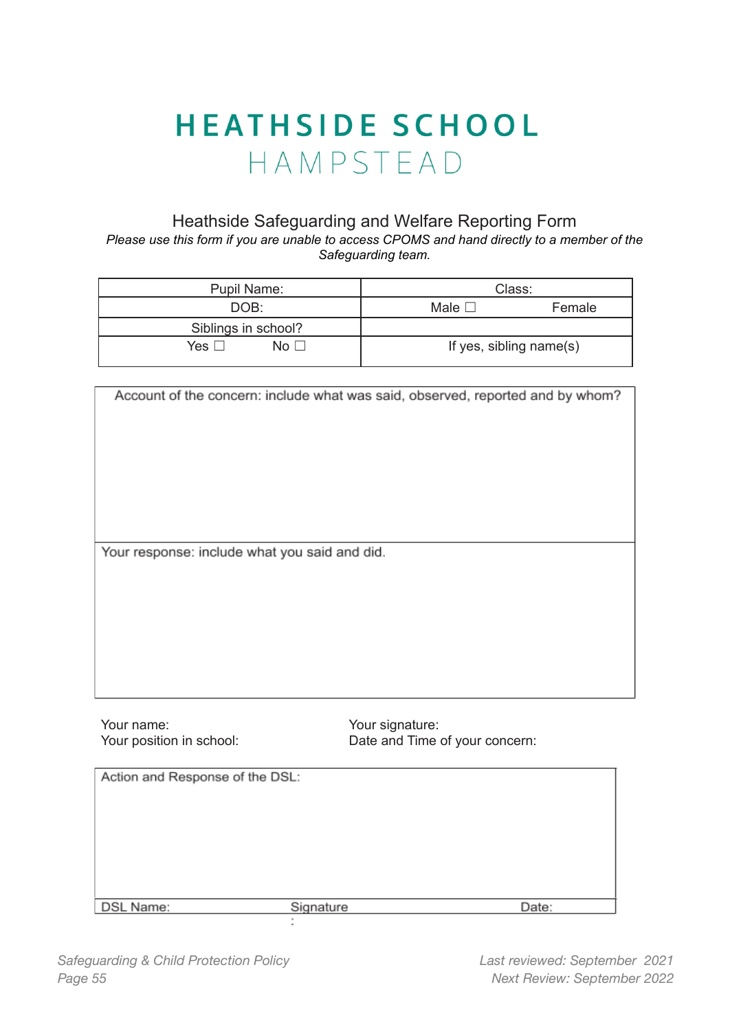# HEATHSIDE SCHOOL
## HAMPSTEAD

### Heathside Safeguarding and Welfare Reporting Form

*Please use this form if you are unable to access CPOMS and hand directly to a member of the Safeguarding team.*

| | |
|---|---|
| Pupil Name: | Class: |
| DOB: | Male ☐ Female |
| Siblings in school? | |
| Yes ☐ No ☐ | If yes, sibling name(s) |

| |
|---|
| Account of the concern: include what was said, observed, reported and by whom? |
| Your response: include what you said and did. |

Your name:
Your position in school:

Your signature:
Date and Time of your concern:

| | | |
|---|---|---|
| Action and Response of the DSL: | | |
| DSL Name: | Signature: | Date: |